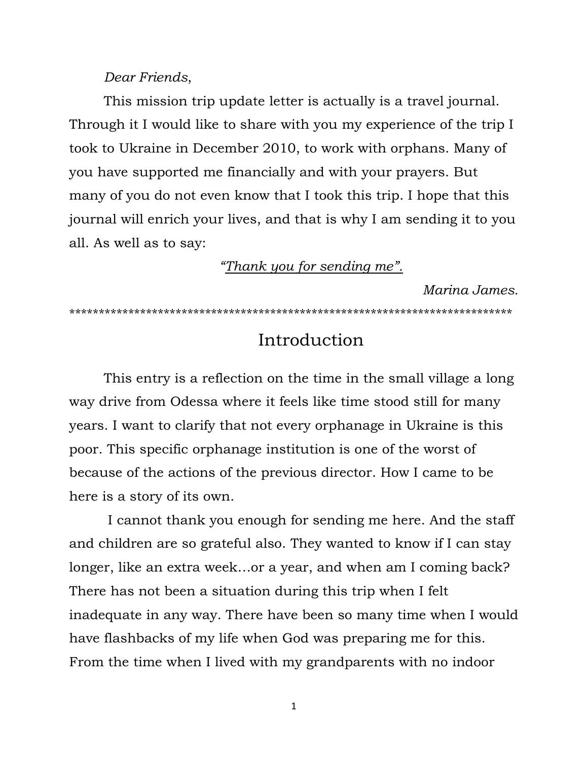*Dear Friends*,

This mission trip update letter is actually is a travel journal. Through it I would like to share with you my experience of the trip I took to Ukraine in December 2010, to work with orphans. Many of you have supported me financially and with your prayers. But many of you do not even know that I took this trip. I hope that this journal will enrich your lives, and that is why I am sending it to you all. As well as to say:

<u>*"Thank you for sending me".*</u>

*Marina James.*

****************************************************************************

# Introduction

This entry is a reflection on the time in the small village a long way drive from Odessa where it feels like time stood still for many years. I want to clarify that not every orphanage in Ukraine is this poor. This specific orphanage institution is one of the worst of because of the actions of the previous director. How I came to be here is a story of its own.

I cannot thank you enough for sending me here. And the staff and children are so grateful also. They wanted to know if I can stay longer, like an extra week…or a year, and when am I coming back? There has not been a situation during this trip when I felt inadequate in any way. There have been so many time when I would have flashbacks of my life when God was preparing me for this. From the time when I lived with my grandparents with no indoor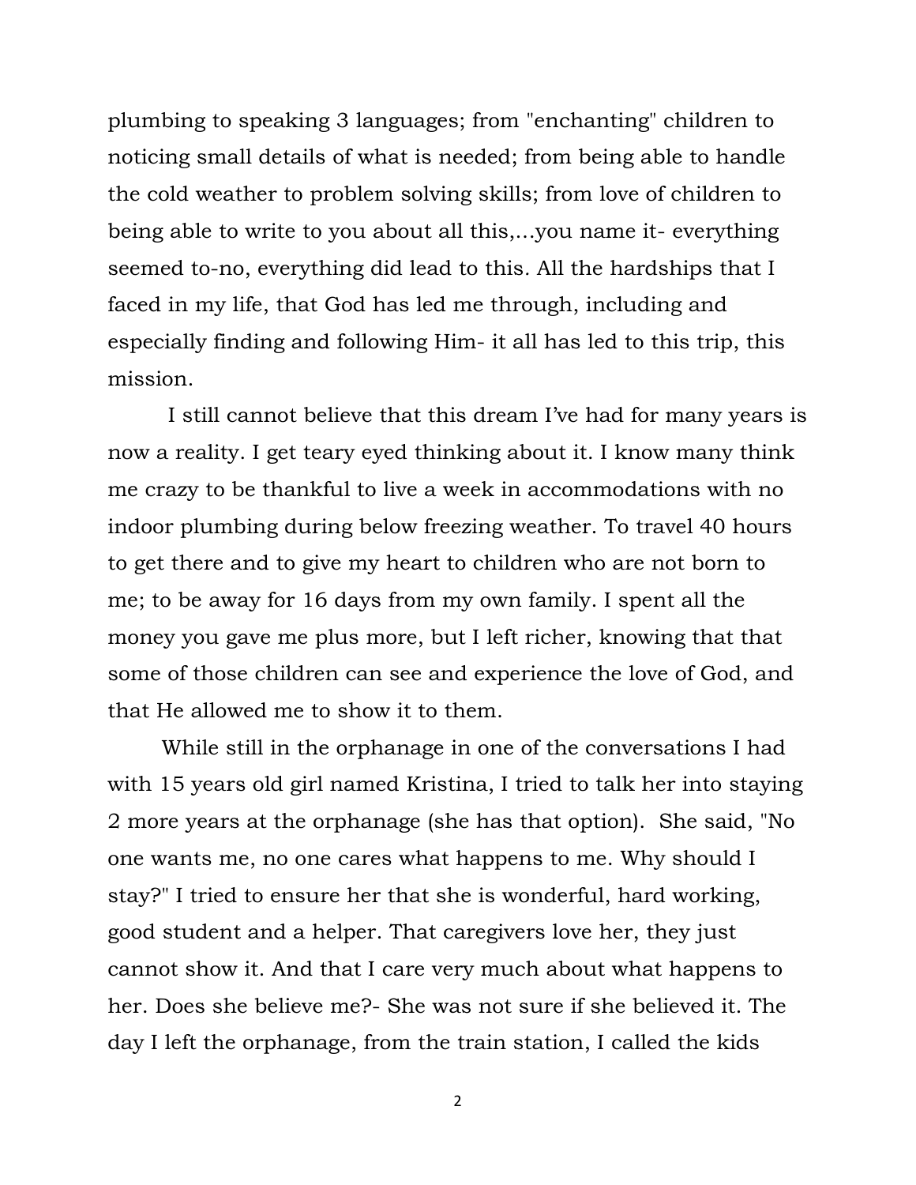plumbing to speaking 3 languages; from "enchanting" children to noticing small details of what is needed; from being able to handle the cold weather to problem solving skills; from love of children to being able to write to you about all this,...you name it- everything seemed to-no, everything did lead to this. All the hardships that I faced in my life, that God has led me through, including and especially finding and following Him- it all has led to this trip, this mission.

I still cannot believe that this dream I've had for many years is now a reality. I get teary eyed thinking about it. I know many think me crazy to be thankful to live a week in accommodations with no indoor plumbing during below freezing weather. To travel 40 hours to get there and to give my heart to children who are not born to me; to be away for 16 days from my own family. I spent all the money you gave me plus more, but I left richer, knowing that that some of those children can see and experience the love of God, and that He allowed me to show it to them.

While still in the orphanage in one of the conversations I had with 15 years old girl named Kristina, I tried to talk her into staying 2 more years at the orphanage (she has that option). She said, "No one wants me, no one cares what happens to me. Why should I stay?" I tried to ensure her that she is wonderful, hard working, good student and a helper. That caregivers love her, they just cannot show it. And that I care very much about what happens to her. Does she believe me?- She was not sure if she believed it. The day I left the orphanage, from the train station, I called the kids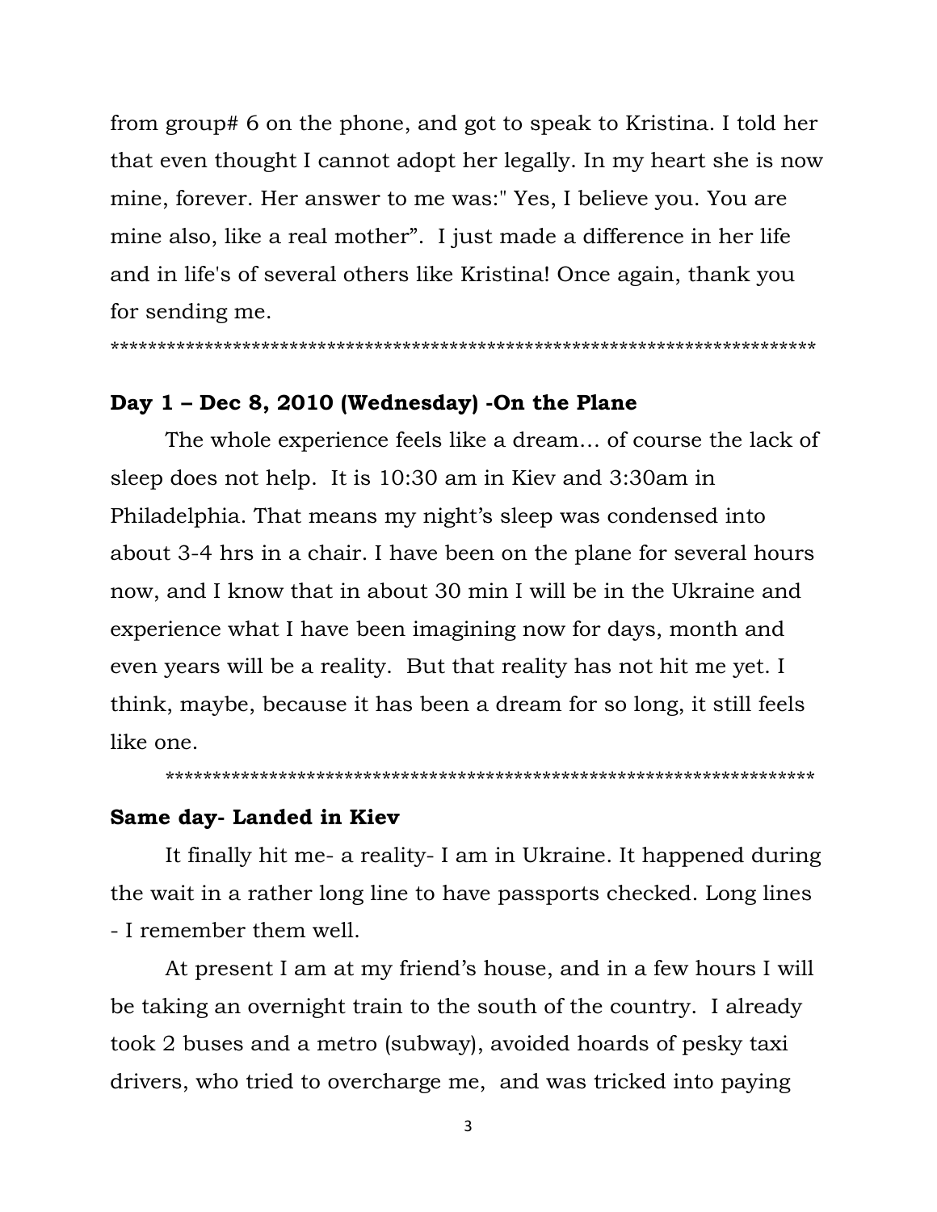from group# 6 on the phone, and got to speak to Kristina. I told her that even thought I cannot adopt her legally. In my heart she is now mine, forever. Her answer to me was:" Yes, I believe you. You are mine also, like a real mother". I just made a difference in her life and in life's of several others like Kristina! Once again, thank you for sending me.

****************************************************************************

**Day 1 – Dec 8, 2010 (Wednesday) -On the Plane**

The whole experience feels like a dream… of course the lack of sleep does not help. It is 10:30 am in Kiev and 3:30am in Philadelphia. That means my night's sleep was condensed into about 3-4 hrs in a chair. I have been on the plane for several hours now, and I know that in about 30 min I will be in the Ukraine and experience what I have been imagining now for days, month and even years will be a reality. But that reality has not hit me yet. I think, maybe, because it has been a dream for so long, it still feels like one.

**********************************************************************

**Same day- Landed in Kiev**

It finally hit me- a reality- I am in Ukraine. It happened during the wait in a rather long line to have passports checked. Long lines - I remember them well.

At present I am at my friend's house, and in a few hours I will be taking an overnight train to the south of the country. I already took 2 buses and a metro (subway), avoided hoards of pesky taxi drivers, who tried to overcharge me, and was tricked into paying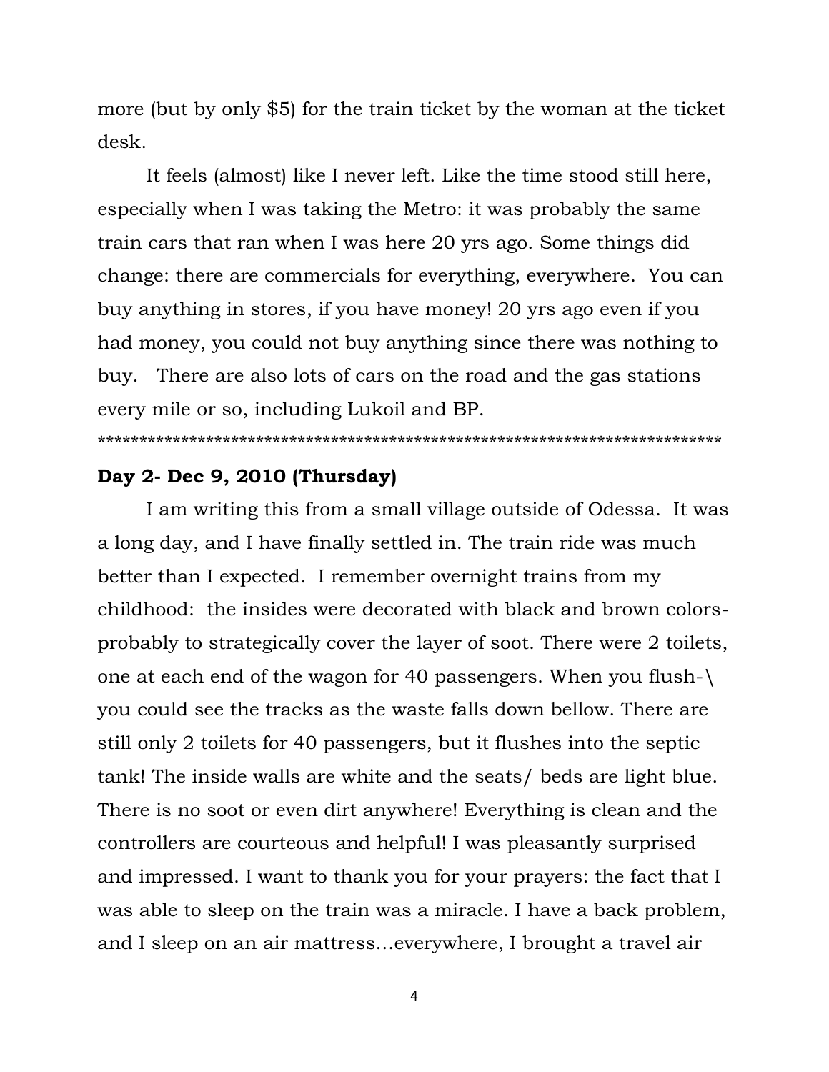more (but by only $5) for the train ticket by the woman at the ticket desk.

It feels (almost) like I never left. Like the time stood still here, especially when I was taking the Metro: it was probably the same train cars that ran when I was here 20 yrs ago. Some things did change: there are commercials for everything, everywhere. You can buy anything in stores, if you have money! 20 yrs ago even if you had money, you could not buy anything since there was nothing to buy. There are also lots of cars on the road and the gas stations every mile or so, including Lukoil and BP.

***************************************************************************

**Day 2- Dec 9, 2010 (Thursday)**

I am writing this from a small village outside of Odessa. It was a long day, and I have finally settled in. The train ride was much better than I expected. I remember overnight trains from my childhood: the insides were decorated with black and brown colors- probably to strategically cover the layer of soot. There were 2 toilets, one at each end of the wagon for 40 passengers. When you flush-\ you could see the tracks as the waste falls down bellow. There are still only 2 toilets for 40 passengers, but it flushes into the septic tank! The inside walls are white and the seats/ beds are light blue. There is no soot or even dirt anywhere! Everything is clean and the controllers are courteous and helpful! I was pleasantly surprised and impressed. I want to thank you for your prayers: the fact that I was able to sleep on the train was a miracle. I have a back problem, and I sleep on an air mattress…everywhere, I brought a travel air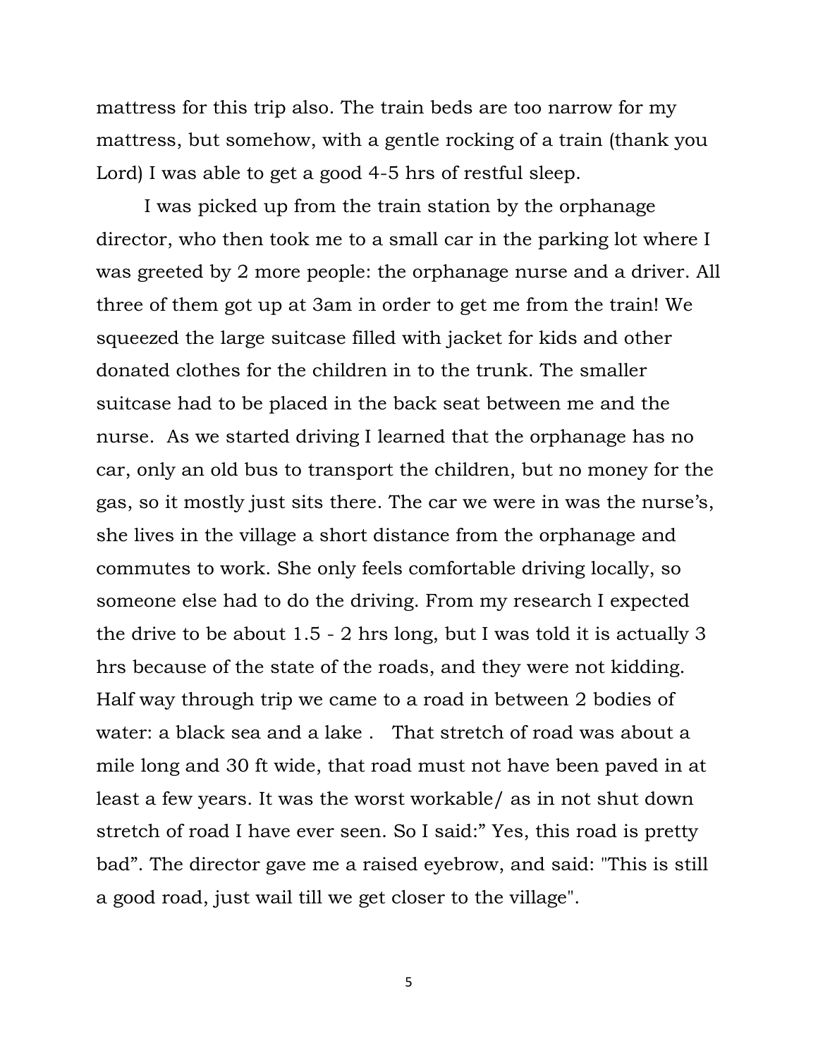mattress for this trip also. The train beds are too narrow for my mattress, but somehow, with a gentle rocking of a train (thank you Lord) I was able to get a good 4-5 hrs of restful sleep.

I was picked up from the train station by the orphanage director, who then took me to a small car in the parking lot where I was greeted by 2 more people: the orphanage nurse and a driver. All three of them got up at 3am in order to get me from the train! We squeezed the large suitcase filled with jacket for kids and other donated clothes for the children in to the trunk. The smaller suitcase had to be placed in the back seat between me and the nurse. As we started driving I learned that the orphanage has no car, only an old bus to transport the children, but no money for the gas, so it mostly just sits there. The car we were in was the nurse's, she lives in the village a short distance from the orphanage and commutes to work. She only feels comfortable driving locally, so someone else had to do the driving. From my research I expected the drive to be about 1.5 - 2 hrs long, but I was told it is actually 3 hrs because of the state of the roads, and they were not kidding. Half way through trip we came to a road in between 2 bodies of water: a black sea and a lake . That stretch of road was about a mile long and 30 ft wide, that road must not have been paved in at least a few years. It was the worst workable/ as in not shut down stretch of road I have ever seen. So I said:" Yes, this road is pretty bad". The director gave me a raised eyebrow, and said: "This is still a good road, just wail till we get closer to the village".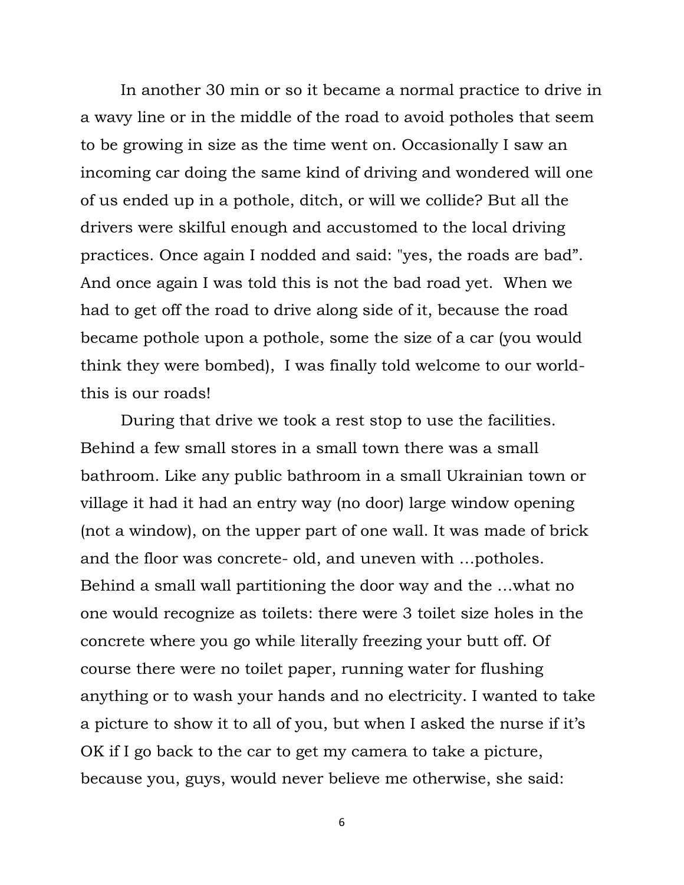In another 30 min or so it became a normal practice to drive in a wavy line or in the middle of the road to avoid potholes that seem to be growing in size as the time went on. Occasionally I saw an incoming car doing the same kind of driving and wondered will one of us ended up in a pothole, ditch, or will we collide? But all the drivers were skilful enough and accustomed to the local driving practices. Once again I nodded and said: "yes, the roads are bad". And once again I was told this is not the bad road yet. When we had to get off the road to drive along side of it, because the road became pothole upon a pothole, some the size of a car (you would think they were bombed), I was finally told welcome to our world- this is our roads!

During that drive we took a rest stop to use the facilities. Behind a few small stores in a small town there was a small bathroom. Like any public bathroom in a small Ukrainian town or village it had it had an entry way (no door) large window opening (not a window), on the upper part of one wall. It was made of brick and the floor was concrete- old, and uneven with …potholes. Behind a small wall partitioning the door way and the …what no one would recognize as toilets: there were 3 toilet size holes in the concrete where you go while literally freezing your butt off. Of course there were no toilet paper, running water for flushing anything or to wash your hands and no electricity. I wanted to take a picture to show it to all of you, but when I asked the nurse if it's OK if I go back to the car to get my camera to take a picture, because you, guys, would never believe me otherwise, she said: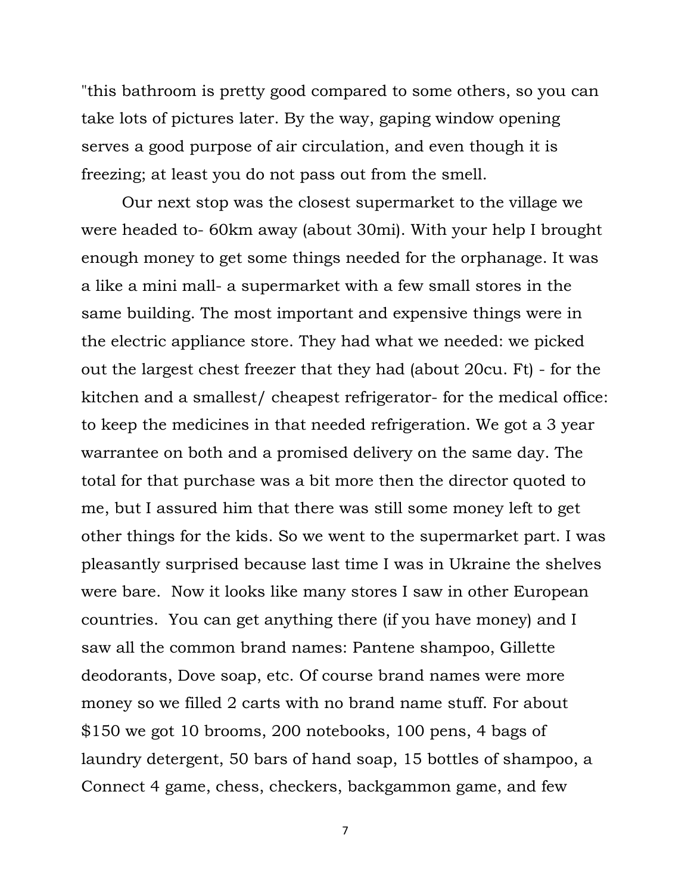"this bathroom is pretty good compared to some others, so you can take lots of pictures later. By the way, gaping window opening serves a good purpose of air circulation, and even though it is freezing; at least you do not pass out from the smell.

Our next stop was the closest supermarket to the village we were headed to- 60km away (about 30mi). With your help I brought enough money to get some things needed for the orphanage. It was a like a mini mall- a supermarket with a few small stores in the same building. The most important and expensive things were in the electric appliance store. They had what we needed: we picked out the largest chest freezer that they had (about 20cu. Ft) - for the kitchen and a smallest/ cheapest refrigerator- for the medical office: to keep the medicines in that needed refrigeration. We got a 3 year warrantee on both and a promised delivery on the same day. The total for that purchase was a bit more then the director quoted to me, but I assured him that there was still some money left to get other things for the kids. So we went to the supermarket part. I was pleasantly surprised because last time I was in Ukraine the shelves were bare. Now it looks like many stores I saw in other European countries. You can get anything there (if you have money) and I saw all the common brand names: Pantene shampoo, Gillette deodorants, Dove soap, etc. Of course brand names were more money so we filled 2 carts with no brand name stuff. For about $150 we got 10 brooms, 200 notebooks, 100 pens, 4 bags of laundry detergent, 50 bars of hand soap, 15 bottles of shampoo, a Connect 4 game, chess, checkers, backgammon game, and few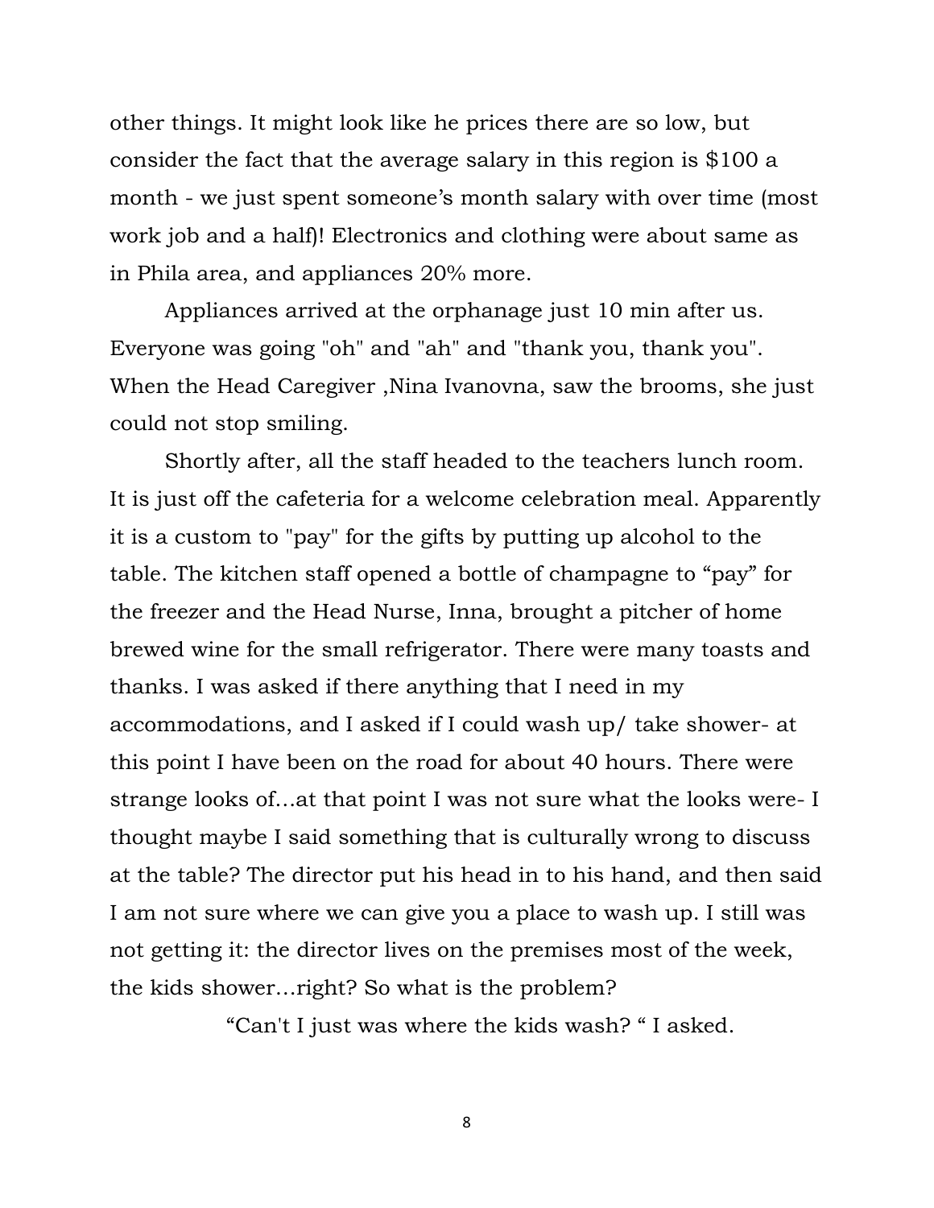other things. It might look like he prices there are so low, but consider the fact that the average salary in this region is $100 a month - we just spent someone's month salary with over time (most work job and a half)! Electronics and clothing were about same as in Phila area, and appliances 20% more.

Appliances arrived at the orphanage just 10 min after us. Everyone was going "oh" and "ah" and "thank you, thank you". When the Head Caregiver ,Nina Ivanovna, saw the brooms, she just could not stop smiling.

Shortly after, all the staff headed to the teachers lunch room. It is just off the cafeteria for a welcome celebration meal. Apparently it is a custom to "pay" for the gifts by putting up alcohol to the table. The kitchen staff opened a bottle of champagne to "pay" for the freezer and the Head Nurse, Inna, brought a pitcher of home brewed wine for the small refrigerator. There were many toasts and thanks. I was asked if there anything that I need in my accommodations, and I asked if I could wash up/ take shower- at this point I have been on the road for about 40 hours. There were strange looks of…at that point I was not sure what the looks were- I thought maybe I said something that is culturally wrong to discuss at the table? The director put his head in to his hand, and then said I am not sure where we can give you a place to wash up. I still was not getting it: the director lives on the premises most of the week, the kids shower…right? So what is the problem?

"Can't I just was where the kids wash? " I asked.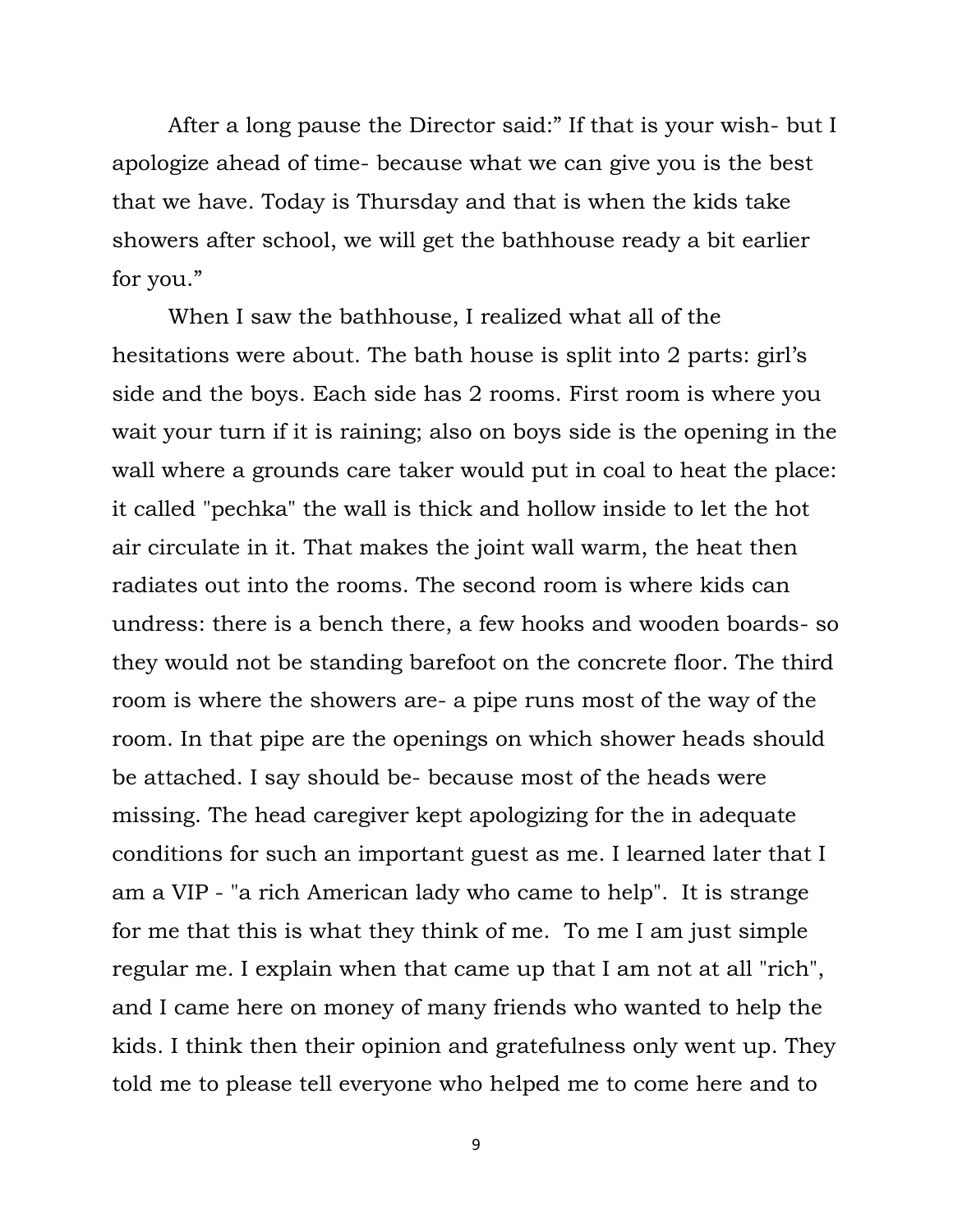After a long pause the Director said:" If that is your wish- but I apologize ahead of time- because what we can give you is the best that we have. Today is Thursday and that is when the kids take showers after school, we will get the bathhouse ready a bit earlier for you."

When I saw the bathhouse, I realized what all of the hesitations were about. The bath house is split into 2 parts: girl's side and the boys. Each side has 2 rooms. First room is where you wait your turn if it is raining; also on boys side is the opening in the wall where a grounds care taker would put in coal to heat the place: it called "pechka" the wall is thick and hollow inside to let the hot air circulate in it. That makes the joint wall warm, the heat then radiates out into the rooms. The second room is where kids can undress: there is a bench there, a few hooks and wooden boards- so they would not be standing barefoot on the concrete floor. The third room is where the showers are- a pipe runs most of the way of the room. In that pipe are the openings on which shower heads should be attached. I say should be- because most of the heads were missing. The head caregiver kept apologizing for the in adequate conditions for such an important guest as me. I learned later that I am a VIP - "a rich American lady who came to help". It is strange for me that this is what they think of me. To me I am just simple regular me. I explain when that came up that I am not at all "rich", and I came here on money of many friends who wanted to help the kids. I think then their opinion and gratefulness only went up. They told me to please tell everyone who helped me to come here and to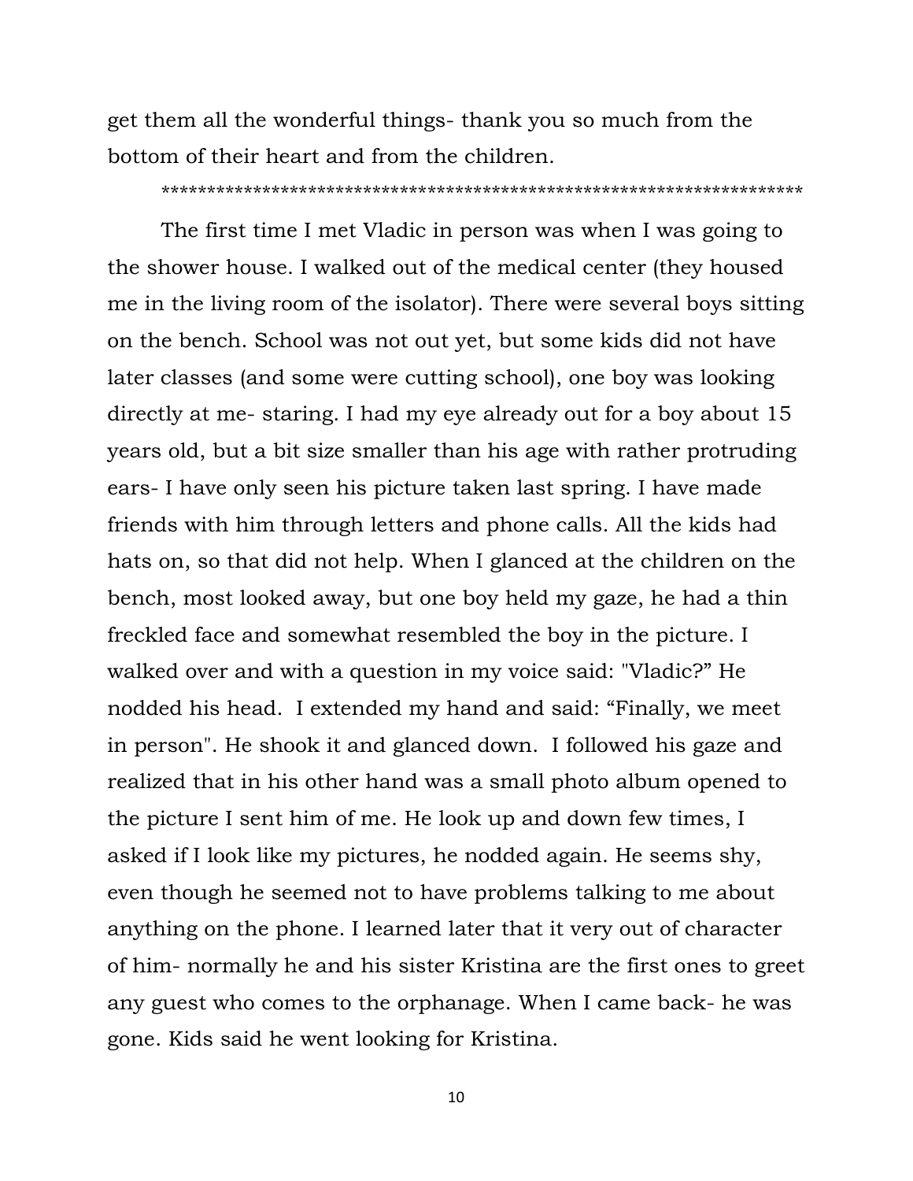get them all the wonderful things- thank you so much from the bottom of their heart and from the children.

**********************************************************************

The first time I met Vladic in person was when I was going to the shower house. I walked out of the medical center (they housed me in the living room of the isolator). There were several boys sitting on the bench. School was not out yet, but some kids did not have later classes (and some were cutting school), one boy was looking directly at me- staring. I had my eye already out for a boy about 15 years old, but a bit size smaller than his age with rather protruding ears- I have only seen his picture taken last spring. I have made friends with him through letters and phone calls. All the kids had hats on, so that did not help. When I glanced at the children on the bench, most looked away, but one boy held my gaze, he had a thin freckled face and somewhat resembled the boy in the picture. I walked over and with a question in my voice said: "Vladic?" He nodded his head. I extended my hand and said: "Finally, we meet in person". He shook it and glanced down. I followed his gaze and realized that in his other hand was a small photo album opened to the picture I sent him of me. He look up and down few times, I asked if I look like my pictures, he nodded again. He seems shy, even though he seemed not to have problems talking to me about anything on the phone. I learned later that it very out of character of him- normally he and his sister Kristina are the first ones to greet any guest who comes to the orphanage. When I came back- he was gone. Kids said he went looking for Kristina.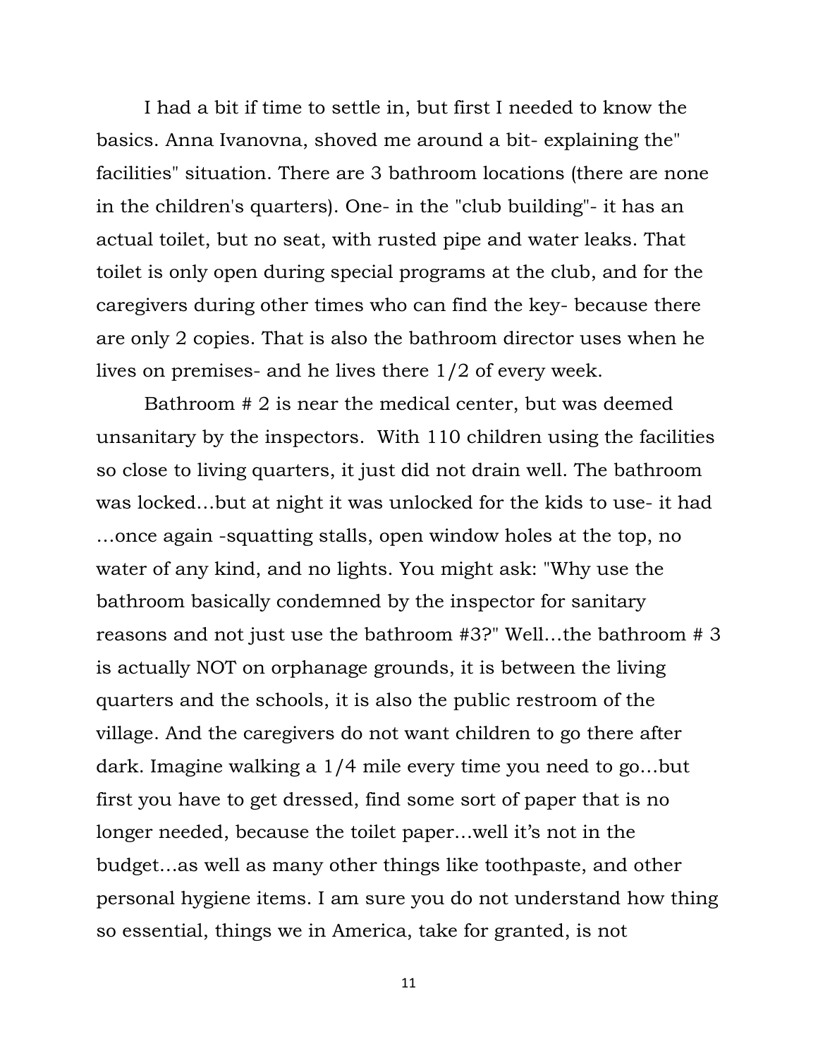I had a bit if time to settle in, but first I needed to know the basics. Anna Ivanovna, shoved me around a bit- explaining the" facilities" situation. There are 3 bathroom locations (there are none in the children's quarters). One- in the "club building"- it has an actual toilet, but no seat, with rusted pipe and water leaks. That toilet is only open during special programs at the club, and for the caregivers during other times who can find the key- because there are only 2 copies. That is also the bathroom director uses when he lives on premises- and he lives there 1/2 of every week.

Bathroom # 2 is near the medical center, but was deemed unsanitary by the inspectors. With 110 children using the facilities so close to living quarters, it just did not drain well. The bathroom was locked…but at night it was unlocked for the kids to use- it had …once again -squatting stalls, open window holes at the top, no water of any kind, and no lights. You might ask: "Why use the bathroom basically condemned by the inspector for sanitary reasons and not just use the bathroom #3?" Well…the bathroom # 3 is actually NOT on orphanage grounds, it is between the living quarters and the schools, it is also the public restroom of the village. And the caregivers do not want children to go there after dark. Imagine walking a 1/4 mile every time you need to go…but first you have to get dressed, find some sort of paper that is no longer needed, because the toilet paper…well it's not in the budget…as well as many other things like toothpaste, and other personal hygiene items. I am sure you do not understand how thing so essential, things we in America, take for granted, is not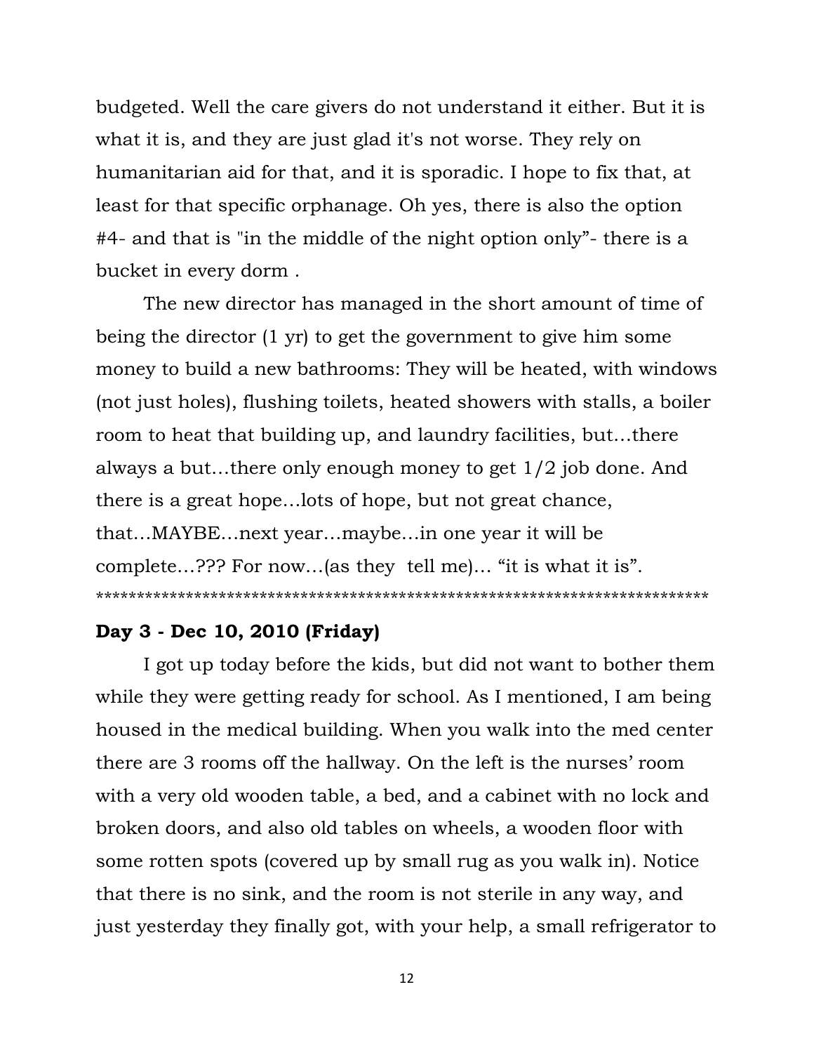budgeted. Well the care givers do not understand it either. But it is what it is, and they are just glad it's not worse. They rely on humanitarian aid for that, and it is sporadic. I hope to fix that, at least for that specific orphanage. Oh yes, there is also the option #4- and that is "in the middle of the night option only"- there is a bucket in every dorm .

The new director has managed in the short amount of time of being the director (1 yr) to get the government to give him some money to build a new bathrooms: They will be heated, with windows (not just holes), flushing toilets, heated showers with stalls, a boiler room to heat that building up, and laundry facilities, but…there always a but…there only enough money to get 1/2 job done. And there is a great hope…lots of hope, but not great chance, that…MAYBE…next year…maybe…in one year it will be complete…??? For now…(as they tell me)… "it is what it is".

***************************************************************************

**Day 3 - Dec 10, 2010 (Friday)**

I got up today before the kids, but did not want to bother them while they were getting ready for school. As I mentioned, I am being housed in the medical building. When you walk into the med center there are 3 rooms off the hallway. On the left is the nurses' room with a very old wooden table, a bed, and a cabinet with no lock and broken doors, and also old tables on wheels, a wooden floor with some rotten spots (covered up by small rug as you walk in). Notice that there is no sink, and the room is not sterile in any way, and just yesterday they finally got, with your help, a small refrigerator to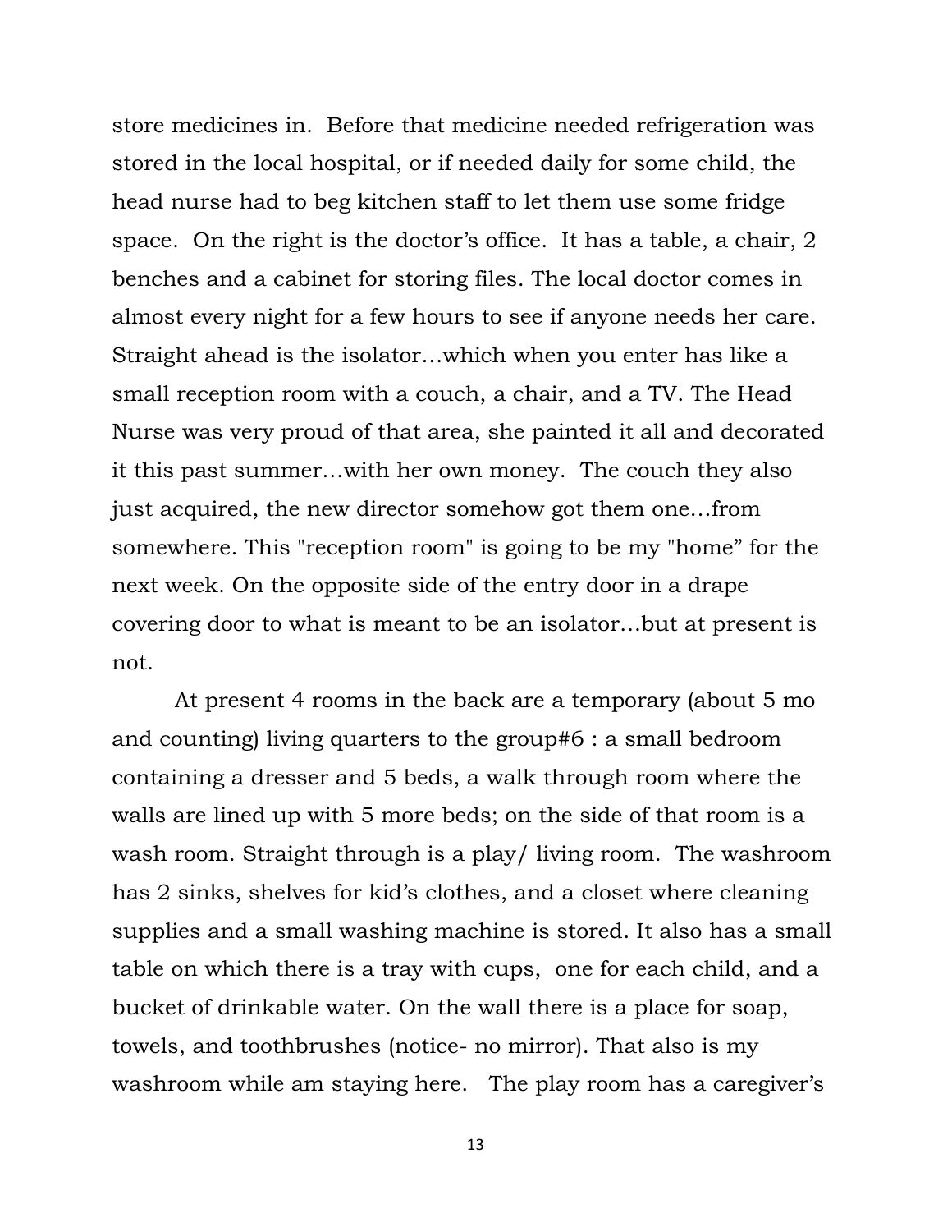store medicines in. Before that medicine needed refrigeration was stored in the local hospital, or if needed daily for some child, the head nurse had to beg kitchen staff to let them use some fridge space. On the right is the doctor's office. It has a table, a chair, 2 benches and a cabinet for storing files. The local doctor comes in almost every night for a few hours to see if anyone needs her care. Straight ahead is the isolator…which when you enter has like a small reception room with a couch, a chair, and a TV. The Head Nurse was very proud of that area, she painted it all and decorated it this past summer…with her own money. The couch they also just acquired, the new director somehow got them one…from somewhere. This "reception room" is going to be my "home" for the next week. On the opposite side of the entry door in a drape covering door to what is meant to be an isolator…but at present is not.

At present 4 rooms in the back are a temporary (about 5 mo and counting) living quarters to the group#6 : a small bedroom containing a dresser and 5 beds, a walk through room where the walls are lined up with 5 more beds; on the side of that room is a wash room. Straight through is a play/ living room. The washroom has 2 sinks, shelves for kid's clothes, and a closet where cleaning supplies and a small washing machine is stored. It also has a small table on which there is a tray with cups, one for each child, and a bucket of drinkable water. On the wall there is a place for soap, towels, and toothbrushes (notice- no mirror). That also is my washroom while am staying here. The play room has a caregiver's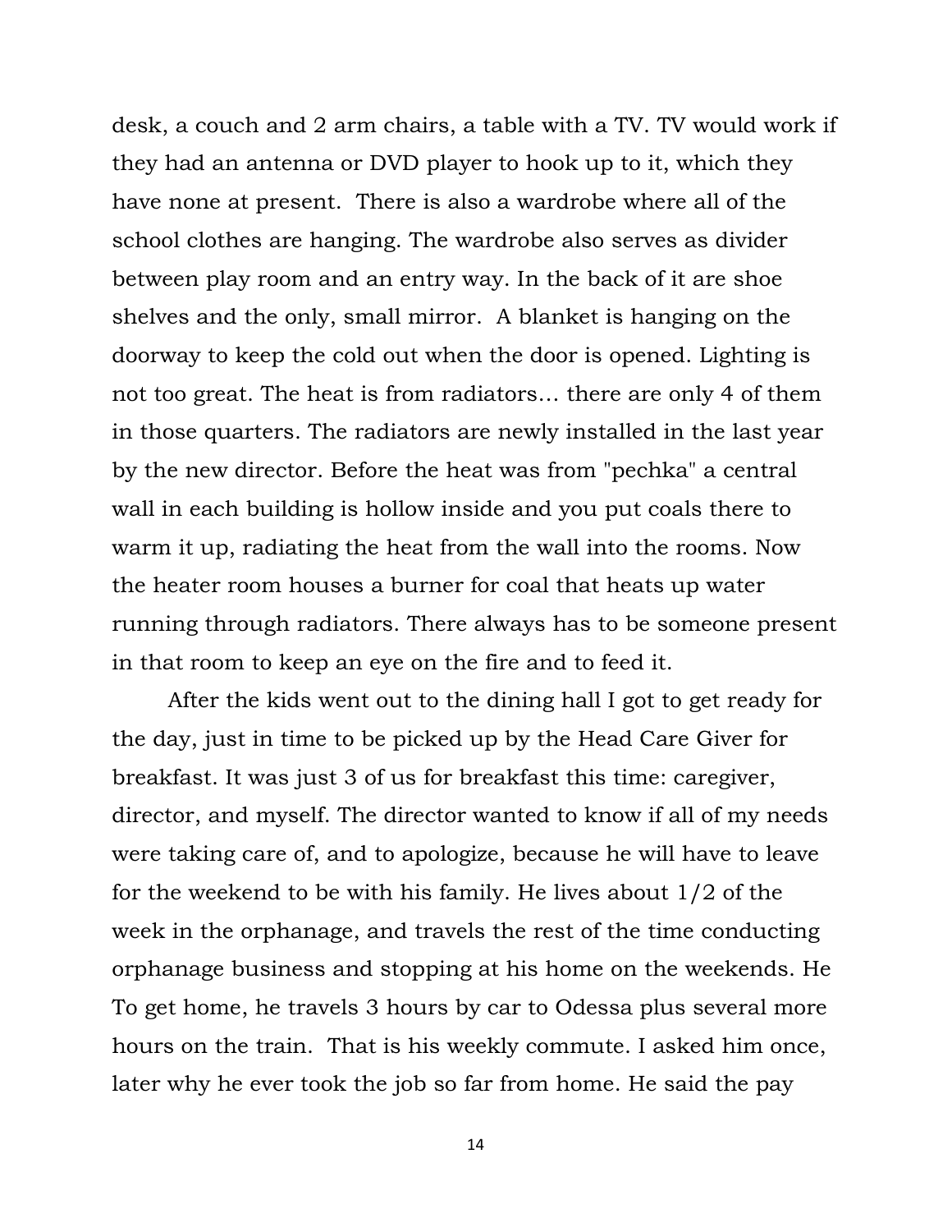desk, a couch and 2 arm chairs, a table with a TV. TV would work if they had an antenna or DVD player to hook up to it, which they have none at present. There is also a wardrobe where all of the school clothes are hanging. The wardrobe also serves as divider between play room and an entry way. In the back of it are shoe shelves and the only, small mirror. A blanket is hanging on the doorway to keep the cold out when the door is opened. Lighting is not too great. The heat is from radiators… there are only 4 of them in those quarters. The radiators are newly installed in the last year by the new director. Before the heat was from "pechka" a central wall in each building is hollow inside and you put coals there to warm it up, radiating the heat from the wall into the rooms. Now the heater room houses a burner for coal that heats up water running through radiators. There always has to be someone present in that room to keep an eye on the fire and to feed it.

After the kids went out to the dining hall I got to get ready for the day, just in time to be picked up by the Head Care Giver for breakfast. It was just 3 of us for breakfast this time: caregiver, director, and myself. The director wanted to know if all of my needs were taking care of, and to apologize, because he will have to leave for the weekend to be with his family. He lives about 1/2 of the week in the orphanage, and travels the rest of the time conducting orphanage business and stopping at his home on the weekends. He To get home, he travels 3 hours by car to Odessa plus several more hours on the train. That is his weekly commute. I asked him once, later why he ever took the job so far from home. He said the pay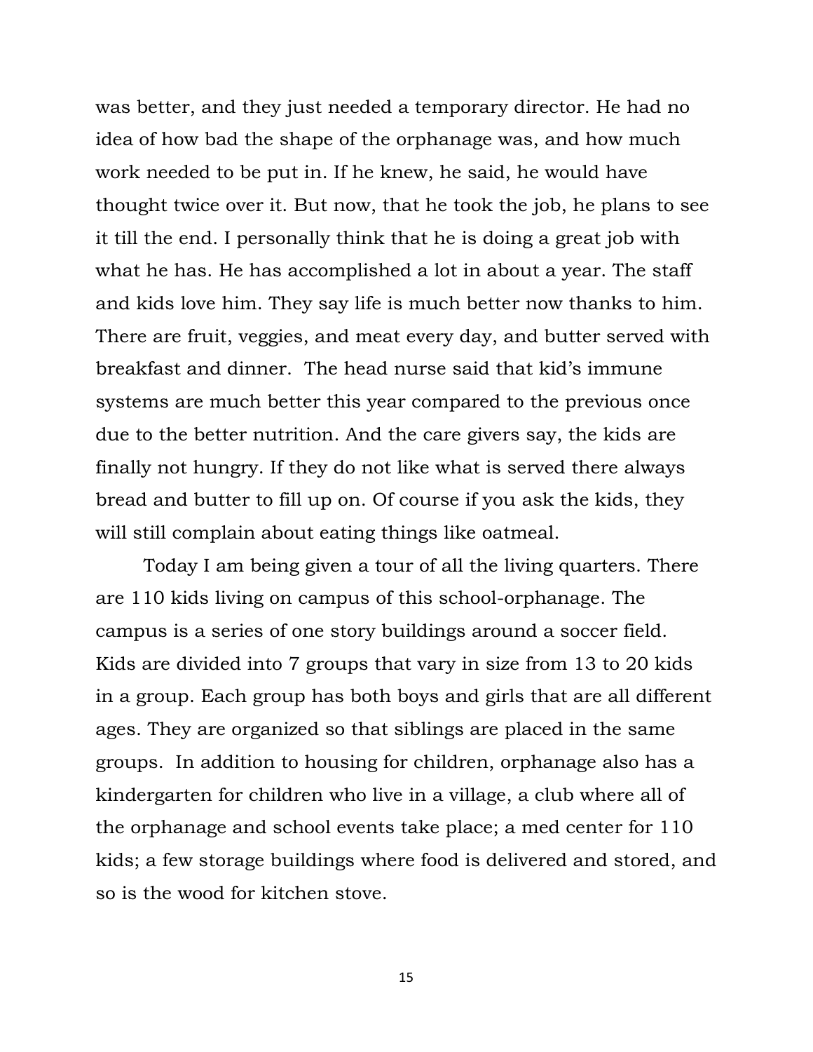was better, and they just needed a temporary director. He had no idea of how bad the shape of the orphanage was, and how much work needed to be put in. If he knew, he said, he would have thought twice over it. But now, that he took the job, he plans to see it till the end. I personally think that he is doing a great job with what he has. He has accomplished a lot in about a year. The staff and kids love him. They say life is much better now thanks to him. There are fruit, veggies, and meat every day, and butter served with breakfast and dinner. The head nurse said that kid's immune systems are much better this year compared to the previous once due to the better nutrition. And the care givers say, the kids are finally not hungry. If they do not like what is served there always bread and butter to fill up on. Of course if you ask the kids, they will still complain about eating things like oatmeal.

Today I am being given a tour of all the living quarters. There are 110 kids living on campus of this school-orphanage. The campus is a series of one story buildings around a soccer field. Kids are divided into 7 groups that vary in size from 13 to 20 kids in a group. Each group has both boys and girls that are all different ages. They are organized so that siblings are placed in the same groups. In addition to housing for children, orphanage also has a kindergarten for children who live in a village, a club where all of the orphanage and school events take place; a med center for 110 kids; a few storage buildings where food is delivered and stored, and so is the wood for kitchen stove.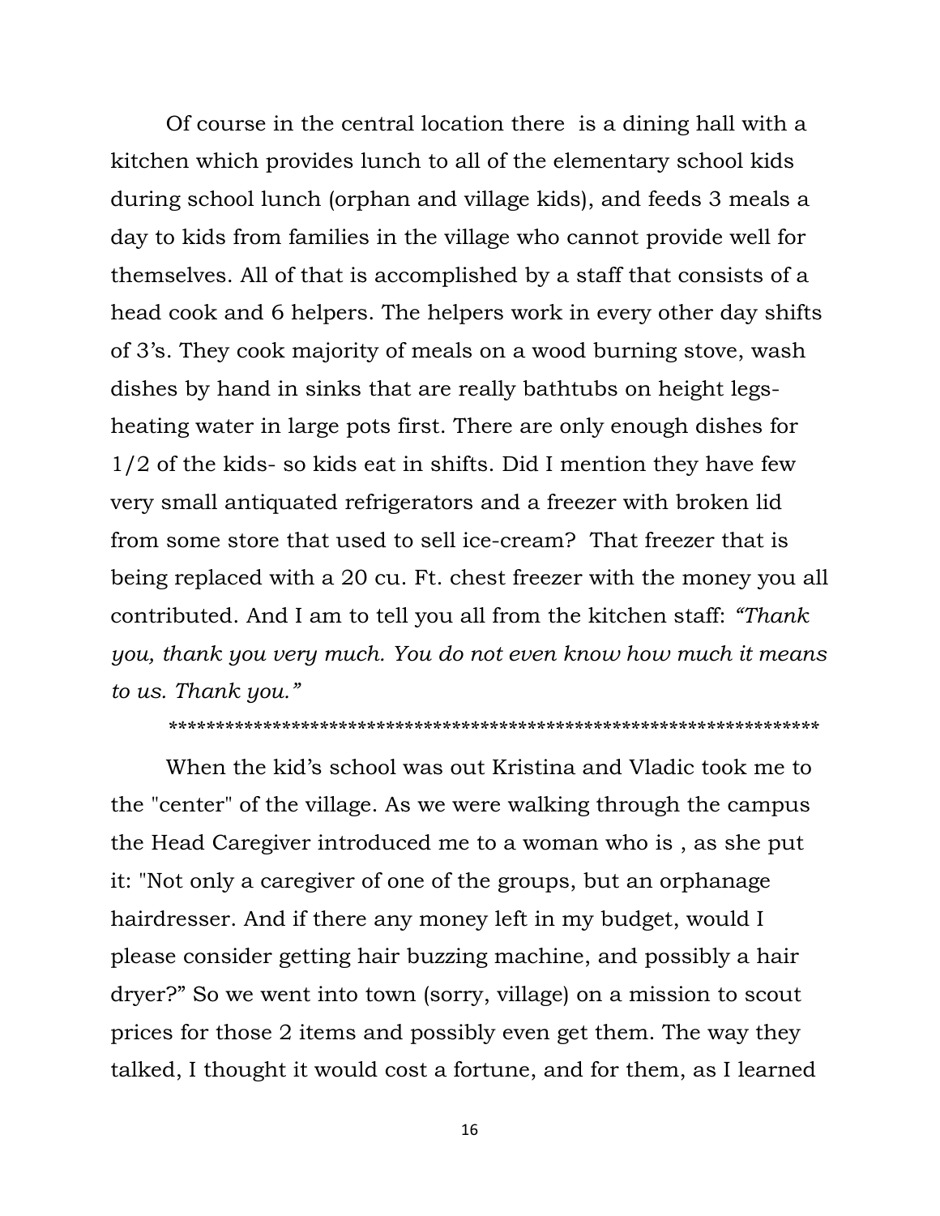Of course in the central location there  is a dining hall with a kitchen which provides lunch to all of the elementary school kids during school lunch (orphan and village kids), and feeds 3 meals a day to kids from families in the village who cannot provide well for themselves. All of that is accomplished by a staff that consists of a head cook and 6 helpers. The helpers work in every other day shifts of 3's. They cook majority of meals on a wood burning stove, wash dishes by hand in sinks that are really bathtubs on height legs- heating water in large pots first. There are only enough dishes for 1/2 of the kids- so kids eat in shifts. Did I mention they have few very small antiquated refrigerators and a freezer with broken lid from some store that used to sell ice-cream?  That freezer that is being replaced with a 20 cu. Ft. chest freezer with the money you all contributed. And I am to tell you all from the kitchen staff: *"Thank you, thank you very much. You do not even know how much it means to us. Thank you."*

*******************************************************************

When the kid's school was out Kristina and Vladic took me to the "center" of the village. As we were walking through the campus the Head Caregiver introduced me to a woman who is , as she put it: "Not only a caregiver of one of the groups, but an orphanage hairdresser. And if there any money left in my budget, would I please consider getting hair buzzing machine, and possibly a hair dryer?" So we went into town (sorry, village) on a mission to scout prices for those 2 items and possibly even get them. The way they talked, I thought it would cost a fortune, and for them, as I learned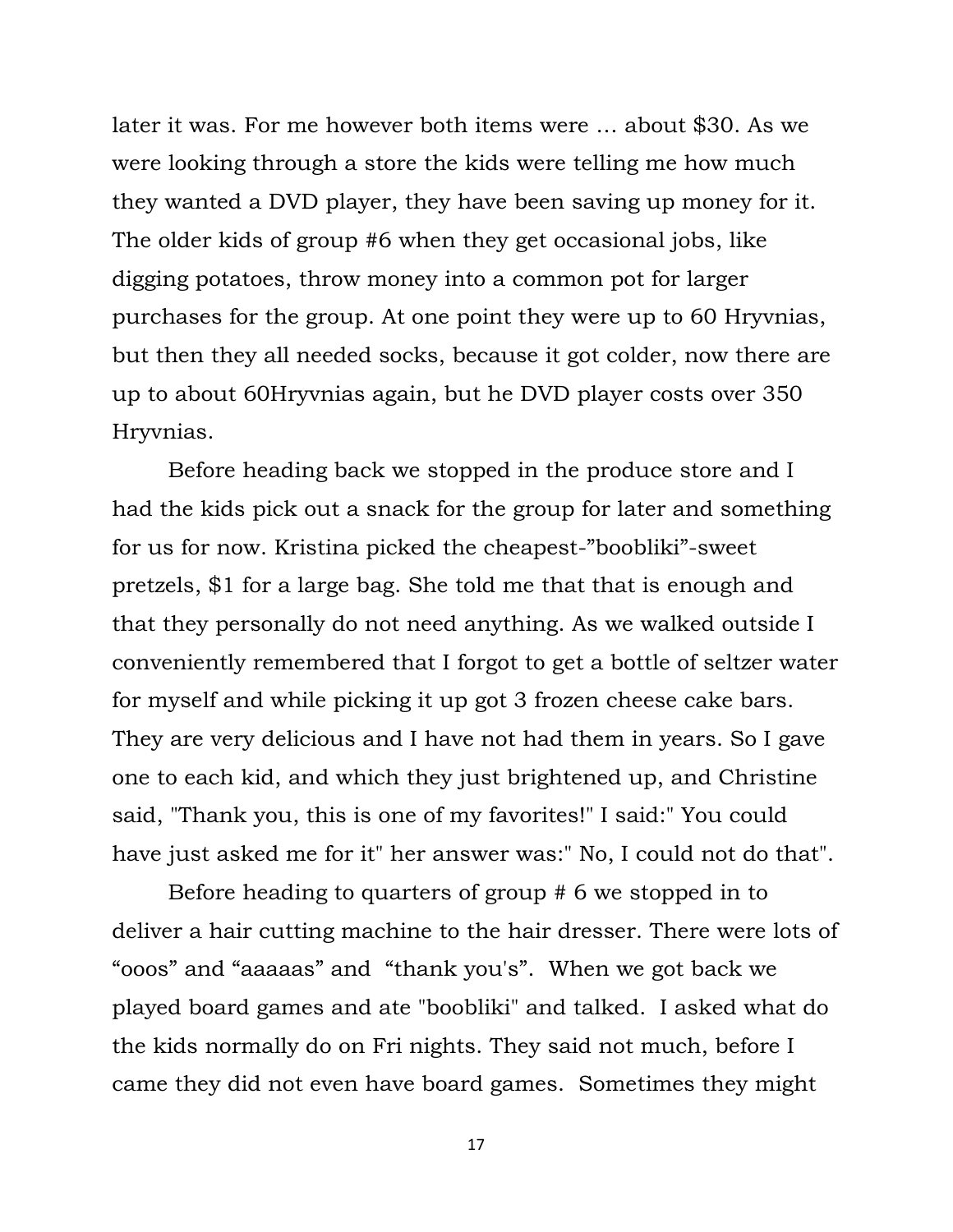later it was. For me however both items were … about $30. As we were looking through a store the kids were telling me how much they wanted a DVD player, they have been saving up money for it. The older kids of group #6 when they get occasional jobs, like digging potatoes, throw money into a common pot for larger purchases for the group. At one point they were up to 60 Hryvnias, but then they all needed socks, because it got colder, now there are up to about 60Hryvnias again, but he DVD player costs over 350 Hryvnias.

Before heading back we stopped in the produce store and I had the kids pick out a snack for the group for later and something for us for now. Kristina picked the cheapest-”boobliki”-sweet pretzels, $1 for a large bag. She told me that that is enough and that they personally do not need anything. As we walked outside I conveniently remembered that I forgot to get a bottle of seltzer water for myself and while picking it up got 3 frozen cheese cake bars. They are very delicious and I have not had them in years. So I gave one to each kid, and which they just brightened up, and Christine said, "Thank you, this is one of my favorites!" I said:" You could have just asked me for it" her answer was:" No, I could not do that".

Before heading to quarters of group # 6 we stopped in to deliver a hair cutting machine to the hair dresser. There were lots of “ooos” and “aaaaas” and “thank you's”. When we got back we played board games and ate "boobliki" and talked. I asked what do the kids normally do on Fri nights. They said not much, before I came they did not even have board games. Sometimes they might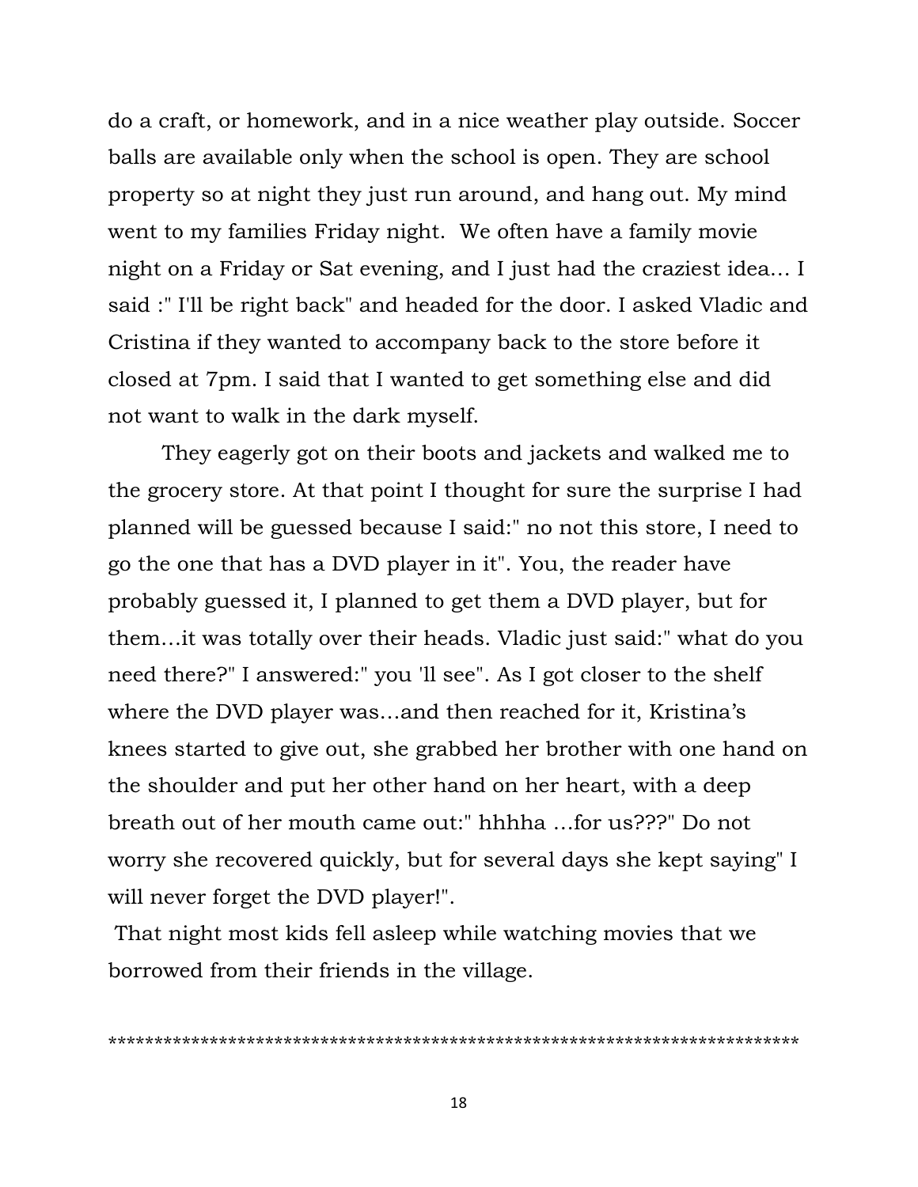do a craft, or homework, and in a nice weather play outside. Soccer balls are available only when the school is open. They are school property so at night they just run around, and hang out. My mind went to my families Friday night.  We often have a family movie night on a Friday or Sat evening, and I just had the craziest idea… I said :" I'll be right back" and headed for the door. I asked Vladic and Cristina if they wanted to accompany back to the store before it closed at 7pm. I said that I wanted to get something else and did not want to walk in the dark myself.

They eagerly got on their boots and jackets and walked me to the grocery store. At that point I thought for sure the surprise I had planned will be guessed because I said:" no not this store, I need to go the one that has a DVD player in it". You, the reader have probably guessed it, I planned to get them a DVD player, but for them…it was totally over their heads. Vladic just said:" what do you need there?" I answered:" you 'll see". As I got closer to the shelf where the DVD player was…and then reached for it, Kristina's knees started to give out, she grabbed her brother with one hand on the shoulder and put her other hand on her heart, with a deep breath out of her mouth came out:" hhhha …for us???" Do not worry she recovered quickly, but for several days she kept saying" I will never forget the DVD player!".

That night most kids fell asleep while watching movies that we borrowed from their friends in the village.

*****************************************************************************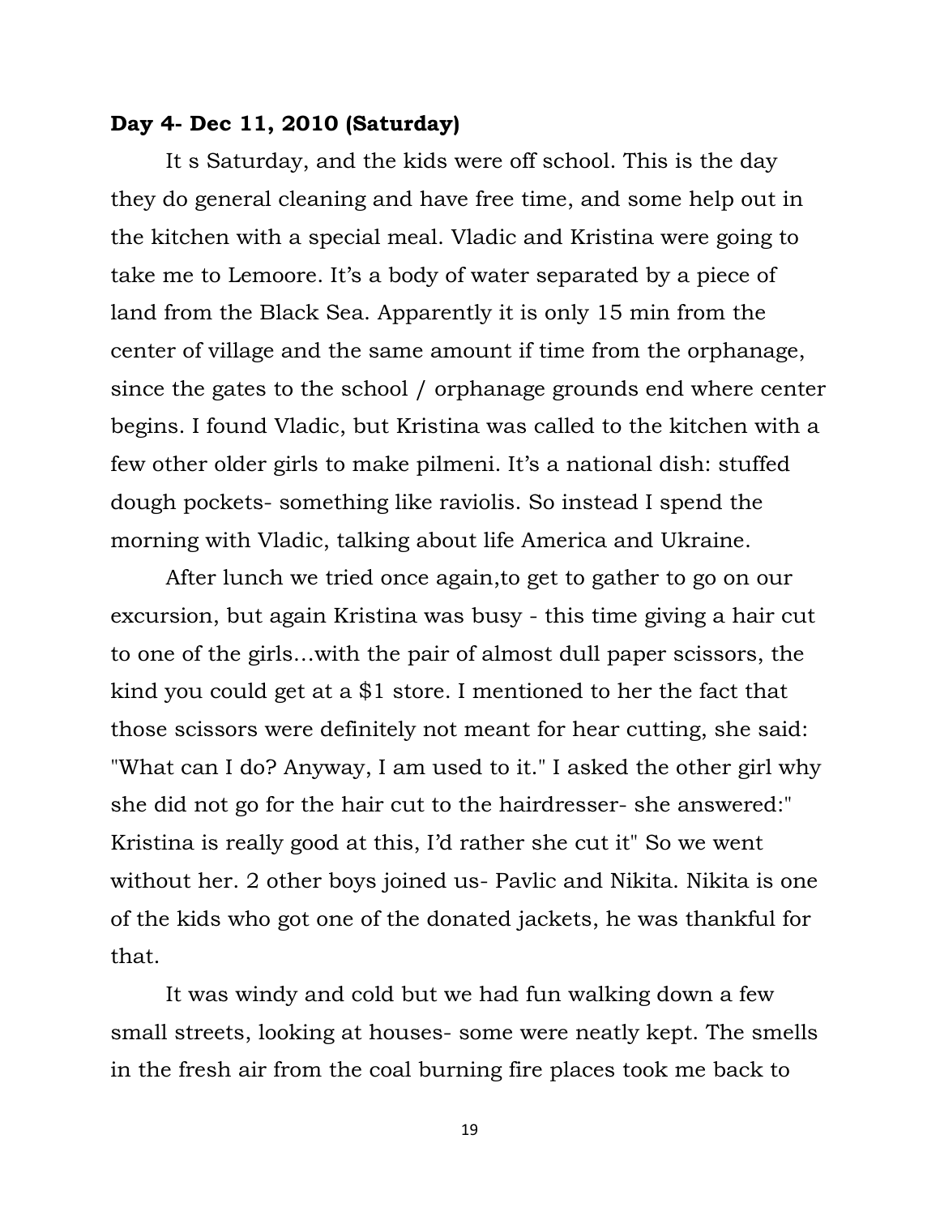**Day 4- Dec 11, 2010 (Saturday)**

It s Saturday, and the kids were off school. This is the day they do general cleaning and have free time, and some help out in the kitchen with a special meal. Vladic and Kristina were going to take me to Lemoore. It's a body of water separated by a piece of land from the Black Sea. Apparently it is only 15 min from the center of village and the same amount if time from the orphanage, since the gates to the school / orphanage grounds end where center begins. I found Vladic, but Kristina was called to the kitchen with a few other older girls to make pilmeni. It's a national dish: stuffed dough pockets- something like raviolis. So instead I spend the morning with Vladic, talking about life America and Ukraine.

After lunch we tried once again,to get to gather to go on our excursion, but again Kristina was busy - this time giving a hair cut to one of the girls…with the pair of almost dull paper scissors, the kind you could get at a $1 store. I mentioned to her the fact that those scissors were definitely not meant for hear cutting, she said: "What can I do? Anyway, I am used to it." I asked the other girl why she did not go for the hair cut to the hairdresser- she answered:" Kristina is really good at this, I'd rather she cut it" So we went without her. 2 other boys joined us- Pavlic and Nikita. Nikita is one of the kids who got one of the donated jackets, he was thankful for that.

It was windy and cold but we had fun walking down a few small streets, looking at houses- some were neatly kept. The smells in the fresh air from the coal burning fire places took me back to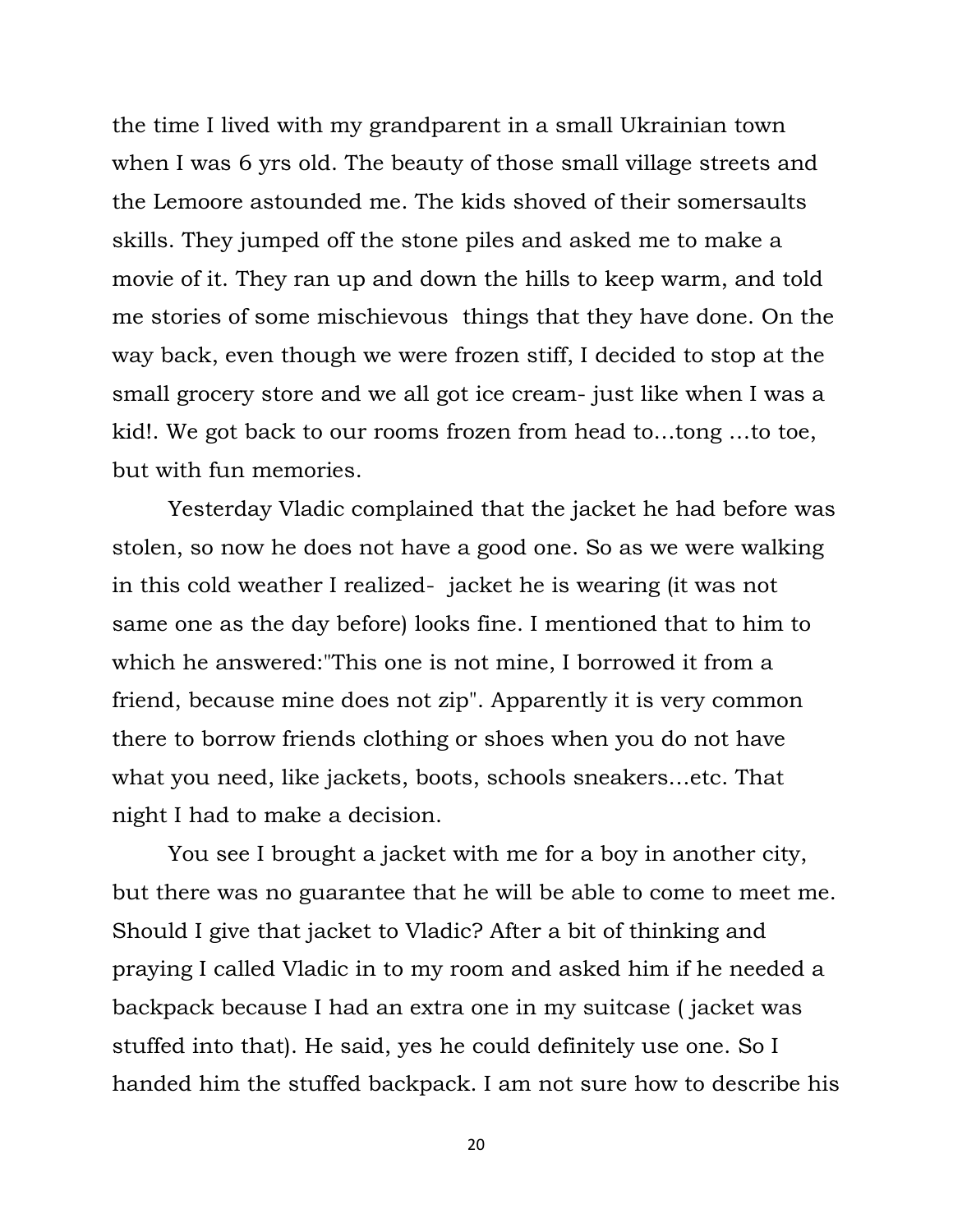the time I lived with my grandparent in a small Ukrainian town when I was 6 yrs old. The beauty of those small village streets and the Lemoore astounded me. The kids shoved of their somersaults skills. They jumped off the stone piles and asked me to make a movie of it. They ran up and down the hills to keep warm, and told me stories of some mischievous things that they have done. On the way back, even though we were frozen stiff, I decided to stop at the small grocery store and we all got ice cream- just like when I was a kid!. We got back to our rooms frozen from head to…tong …to toe, but with fun memories.

Yesterday Vladic complained that the jacket he had before was stolen, so now he does not have a good one. So as we were walking in this cold weather I realized- jacket he is wearing (it was not same one as the day before) looks fine. I mentioned that to him to which he answered:"This one is not mine, I borrowed it from a friend, because mine does not zip". Apparently it is very common there to borrow friends clothing or shoes when you do not have what you need, like jackets, boots, schools sneakers…etc. That night I had to make a decision.

You see I brought a jacket with me for a boy in another city, but there was no guarantee that he will be able to come to meet me. Should I give that jacket to Vladic? After a bit of thinking and praying I called Vladic in to my room and asked him if he needed a backpack because I had an extra one in my suitcase ( jacket was stuffed into that). He said, yes he could definitely use one. So I handed him the stuffed backpack. I am not sure how to describe his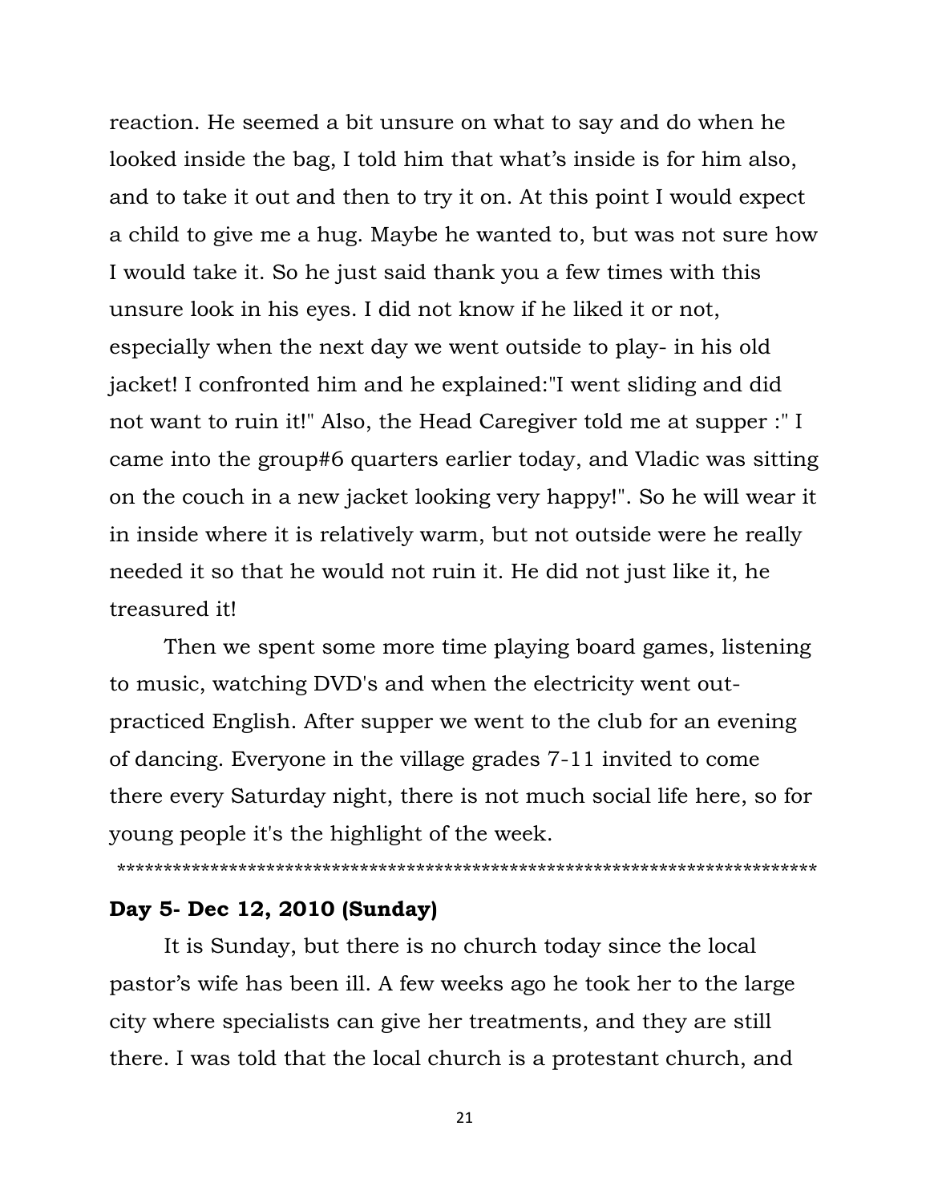reaction. He seemed a bit unsure on what to say and do when he looked inside the bag, I told him that what's inside is for him also, and to take it out and then to try it on. At this point I would expect a child to give me a hug. Maybe he wanted to, but was not sure how I would take it. So he just said thank you a few times with this unsure look in his eyes. I did not know if he liked it or not, especially when the next day we went outside to play- in his old jacket! I confronted him and he explained:"I went sliding and did not want to ruin it!" Also, the Head Caregiver told me at supper :" I came into the group#6 quarters earlier today, and Vladic was sitting on the couch in a new jacket looking very happy!". So he will wear it in inside where it is relatively warm, but not outside were he really needed it so that he would not ruin it. He did not just like it, he treasured it!

Then we spent some more time playing board games, listening to music, watching DVD's and when the electricity went out- practiced English. After supper we went to the club for an evening of dancing. Everyone in the village grades 7-11 invited to come there every Saturday night, there is not much social life here, so for young people it's the highlight of the week.

***************************************************************************

**Day 5- Dec 12, 2010 (Sunday)**

It is Sunday, but there is no church today since the local pastor's wife has been ill. A few weeks ago he took her to the large city where specialists can give her treatments, and they are still there. I was told that the local church is a protestant church, and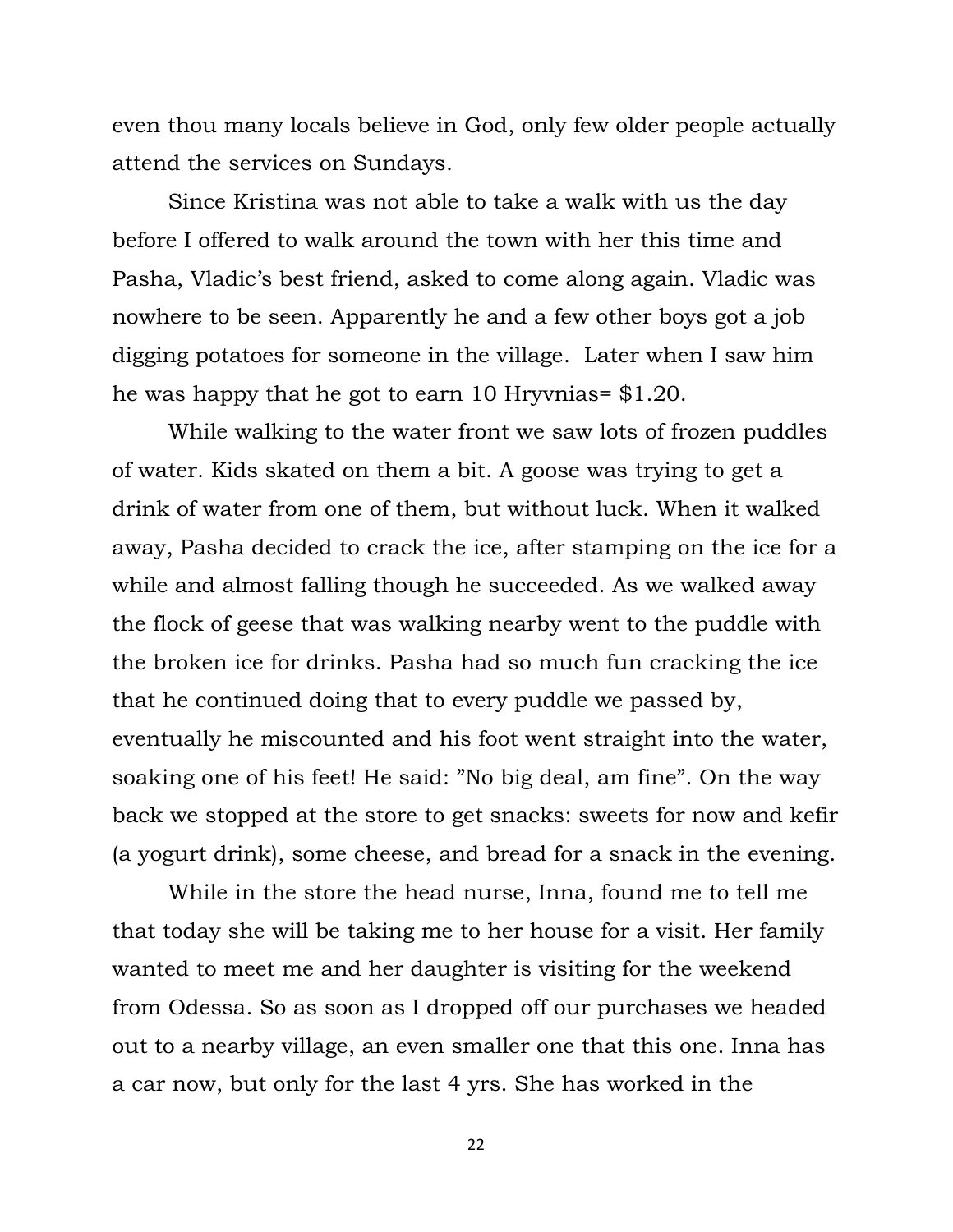even thou many locals believe in God, only few older people actually attend the services on Sundays.

Since Kristina was not able to take a walk with us the day before I offered to walk around the town with her this time and Pasha, Vladic's best friend, asked to come along again. Vladic was nowhere to be seen. Apparently he and a few other boys got a job digging potatoes for someone in the village.  Later when I saw him he was happy that he got to earn 10 Hryvnias= $1.20.

While walking to the water front we saw lots of frozen puddles of water. Kids skated on them a bit. A goose was trying to get a drink of water from one of them, but without luck. When it walked away, Pasha decided to crack the ice, after stamping on the ice for a while and almost falling though he succeeded. As we walked away the flock of geese that was walking nearby went to the puddle with the broken ice for drinks. Pasha had so much fun cracking the ice that he continued doing that to every puddle we passed by, eventually he miscounted and his foot went straight into the water, soaking one of his feet! He said: "No big deal, am fine". On the way back we stopped at the store to get snacks: sweets for now and kefir (a yogurt drink), some cheese, and bread for a snack in the evening.

While in the store the head nurse, Inna, found me to tell me that today she will be taking me to her house for a visit. Her family wanted to meet me and her daughter is visiting for the weekend from Odessa. So as soon as I dropped off our purchases we headed out to a nearby village, an even smaller one that this one. Inna has a car now, but only for the last 4 yrs. She has worked in the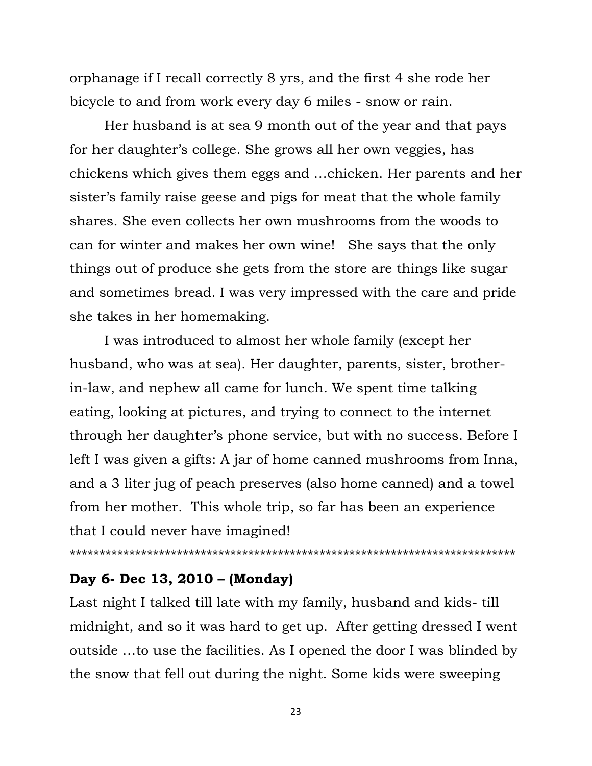orphanage if I recall correctly 8 yrs, and the first 4 she rode her bicycle to and from work every day 6 miles - snow or rain.

Her husband is at sea 9 month out of the year and that pays for her daughter's college. She grows all her own veggies, has chickens which gives them eggs and …chicken. Her parents and her sister's family raise geese and pigs for meat that the whole family shares. She even collects her own mushrooms from the woods to can for winter and makes her own wine!  She says that the only things out of produce she gets from the store are things like sugar and sometimes bread. I was very impressed with the care and pride she takes in her homemaking.

I was introduced to almost her whole family (except her husband, who was at sea). Her daughter, parents, sister, brother-in-law, and nephew all came for lunch. We spent time talking eating, looking at pictures, and trying to connect to the internet through her daughter's phone service, but with no success. Before I left I was given a gifts: A jar of home canned mushrooms from Inna, and a 3 liter jug of peach preserves (also home canned) and a towel from her mother.  This whole trip, so far has been an experience that I could never have imagined!

***************************************************************************

**Day 6- Dec 13, 2010 – (Monday)**

Last night I talked till late with my family, husband and kids- till midnight, and so it was hard to get up.  After getting dressed I went outside …to use the facilities. As I opened the door I was blinded by the snow that fell out during the night. Some kids were sweeping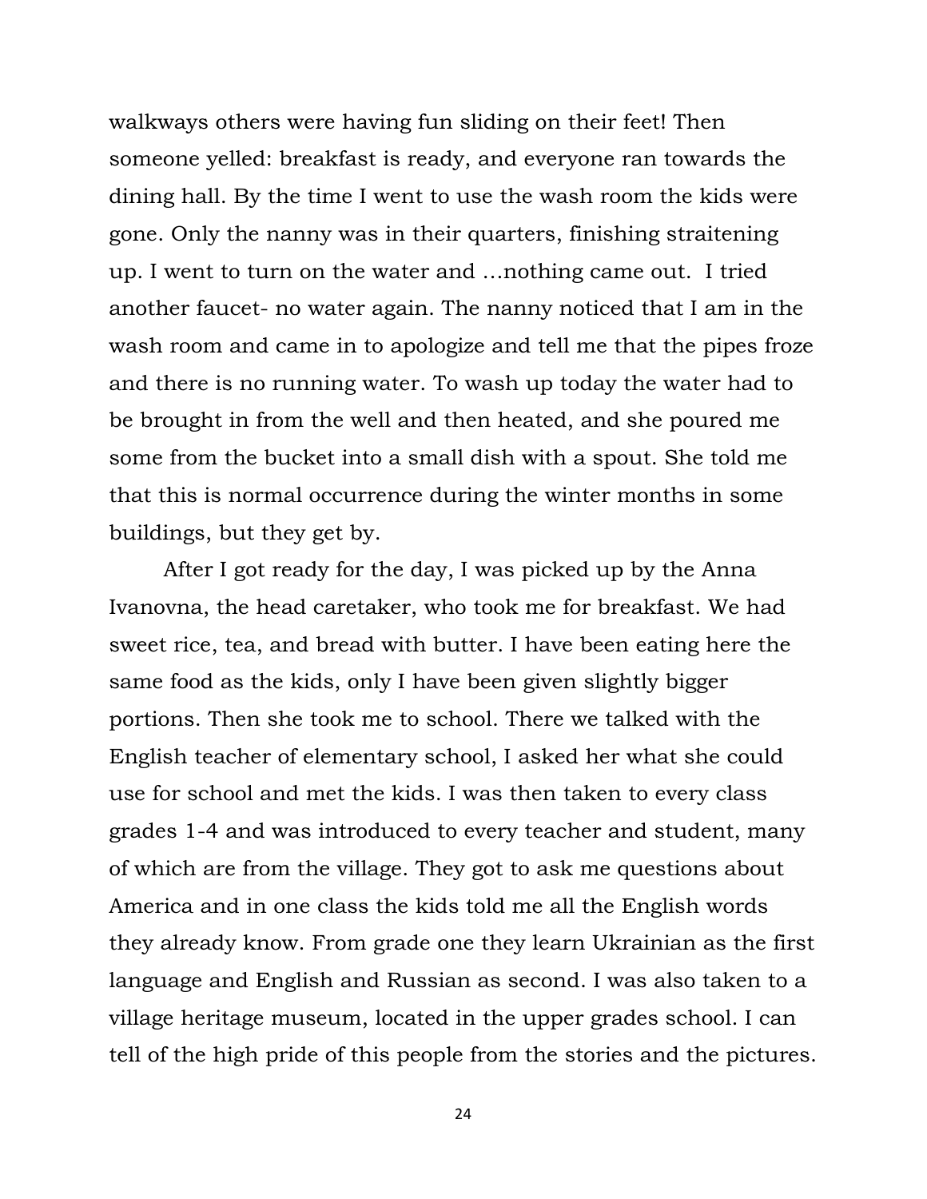walkways others were having fun sliding on their feet! Then someone yelled: breakfast is ready, and everyone ran towards the dining hall. By the time I went to use the wash room the kids were gone. Only the nanny was in their quarters, finishing straitening up. I went to turn on the water and …nothing came out.  I tried another faucet- no water again. The nanny noticed that I am in the wash room and came in to apologize and tell me that the pipes froze and there is no running water. To wash up today the water had to be brought in from the well and then heated, and she poured me some from the bucket into a small dish with a spout. She told me that this is normal occurrence during the winter months in some buildings, but they get by.

After I got ready for the day, I was picked up by the Anna Ivanovna, the head caretaker, who took me for breakfast. We had sweet rice, tea, and bread with butter. I have been eating here the same food as the kids, only I have been given slightly bigger portions. Then she took me to school. There we talked with the English teacher of elementary school, I asked her what she could use for school and met the kids. I was then taken to every class grades 1-4 and was introduced to every teacher and student, many of which are from the village. They got to ask me questions about America and in one class the kids told me all the English words they already know. From grade one they learn Ukrainian as the first language and English and Russian as second. I was also taken to a village heritage museum, located in the upper grades school. I can tell of the high pride of this people from the stories and the pictures.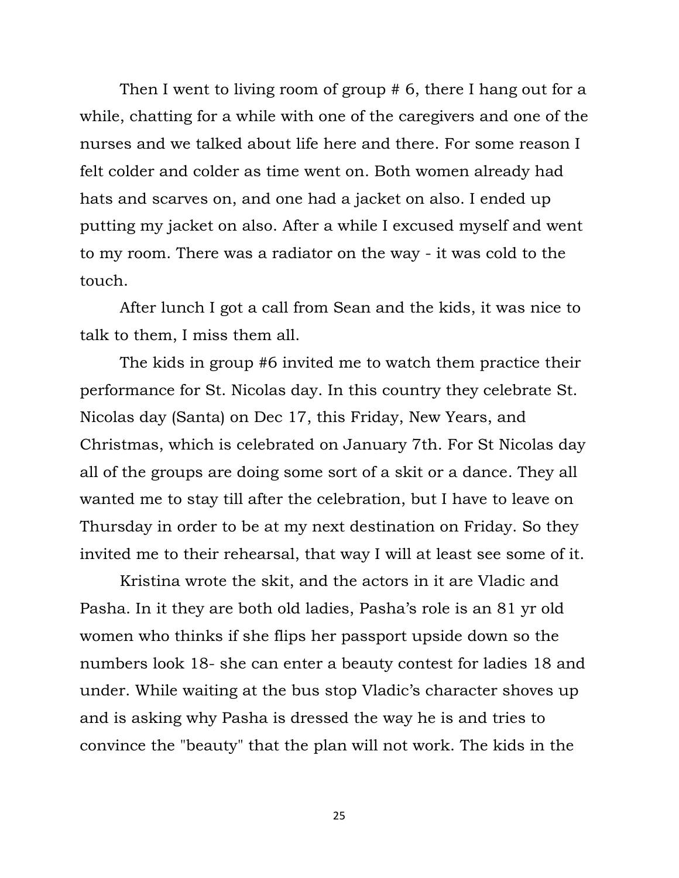Then I went to living room of group # 6, there I hang out for a while, chatting for a while with one of the caregivers and one of the nurses and we talked about life here and there. For some reason I felt colder and colder as time went on. Both women already had hats and scarves on, and one had a jacket on also. I ended up putting my jacket on also. After a while I excused myself and went to my room. There was a radiator on the way - it was cold to the touch.

After lunch I got a call from Sean and the kids, it was nice to talk to them, I miss them all.

The kids in group #6 invited me to watch them practice their performance for St. Nicolas day. In this country they celebrate St. Nicolas day (Santa) on Dec 17, this Friday, New Years, and Christmas, which is celebrated on January 7th. For St Nicolas day all of the groups are doing some sort of a skit or a dance. They all wanted me to stay till after the celebration, but I have to leave on Thursday in order to be at my next destination on Friday. So they invited me to their rehearsal, that way I will at least see some of it.

Kristina wrote the skit, and the actors in it are Vladic and Pasha. In it they are both old ladies, Pasha's role is an 81 yr old women who thinks if she flips her passport upside down so the numbers look 18- she can enter a beauty contest for ladies 18 and under. While waiting at the bus stop Vladic's character shoves up and is asking why Pasha is dressed the way he is and tries to convince the "beauty" that the plan will not work. The kids in the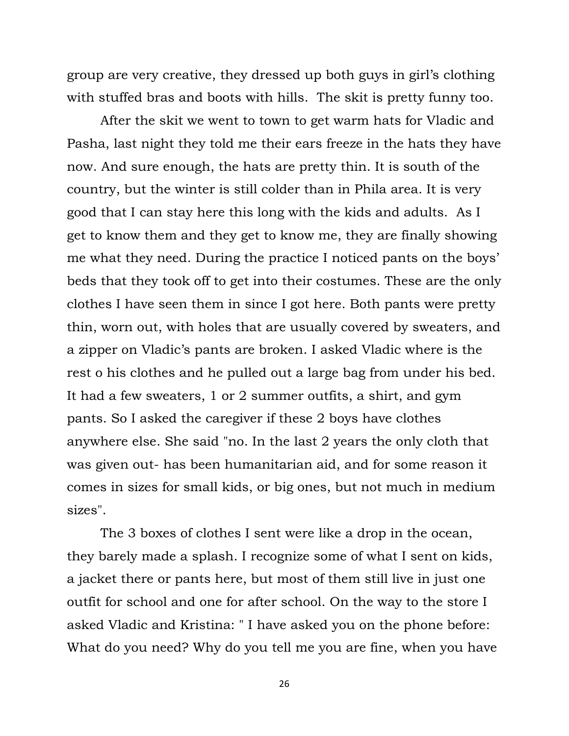group are very creative, they dressed up both guys in girl's clothing with stuffed bras and boots with hills. The skit is pretty funny too.

After the skit we went to town to get warm hats for Vladic and Pasha, last night they told me their ears freeze in the hats they have now. And sure enough, the hats are pretty thin. It is south of the country, but the winter is still colder than in Phila area. It is very good that I can stay here this long with the kids and adults. As I get to know them and they get to know me, they are finally showing me what they need. During the practice I noticed pants on the boys' beds that they took off to get into their costumes. These are the only clothes I have seen them in since I got here. Both pants were pretty thin, worn out, with holes that are usually covered by sweaters, and a zipper on Vladic's pants are broken. I asked Vladic where is the rest o his clothes and he pulled out a large bag from under his bed. It had a few sweaters, 1 or 2 summer outfits, a shirt, and gym pants. So I asked the caregiver if these 2 boys have clothes anywhere else. She said "no. In the last 2 years the only cloth that was given out- has been humanitarian aid, and for some reason it comes in sizes for small kids, or big ones, but not much in medium sizes".

The 3 boxes of clothes I sent were like a drop in the ocean, they barely made a splash. I recognize some of what I sent on kids, a jacket there or pants here, but most of them still live in just one outfit for school and one for after school. On the way to the store I asked Vladic and Kristina: " I have asked you on the phone before: What do you need? Why do you tell me you are fine, when you have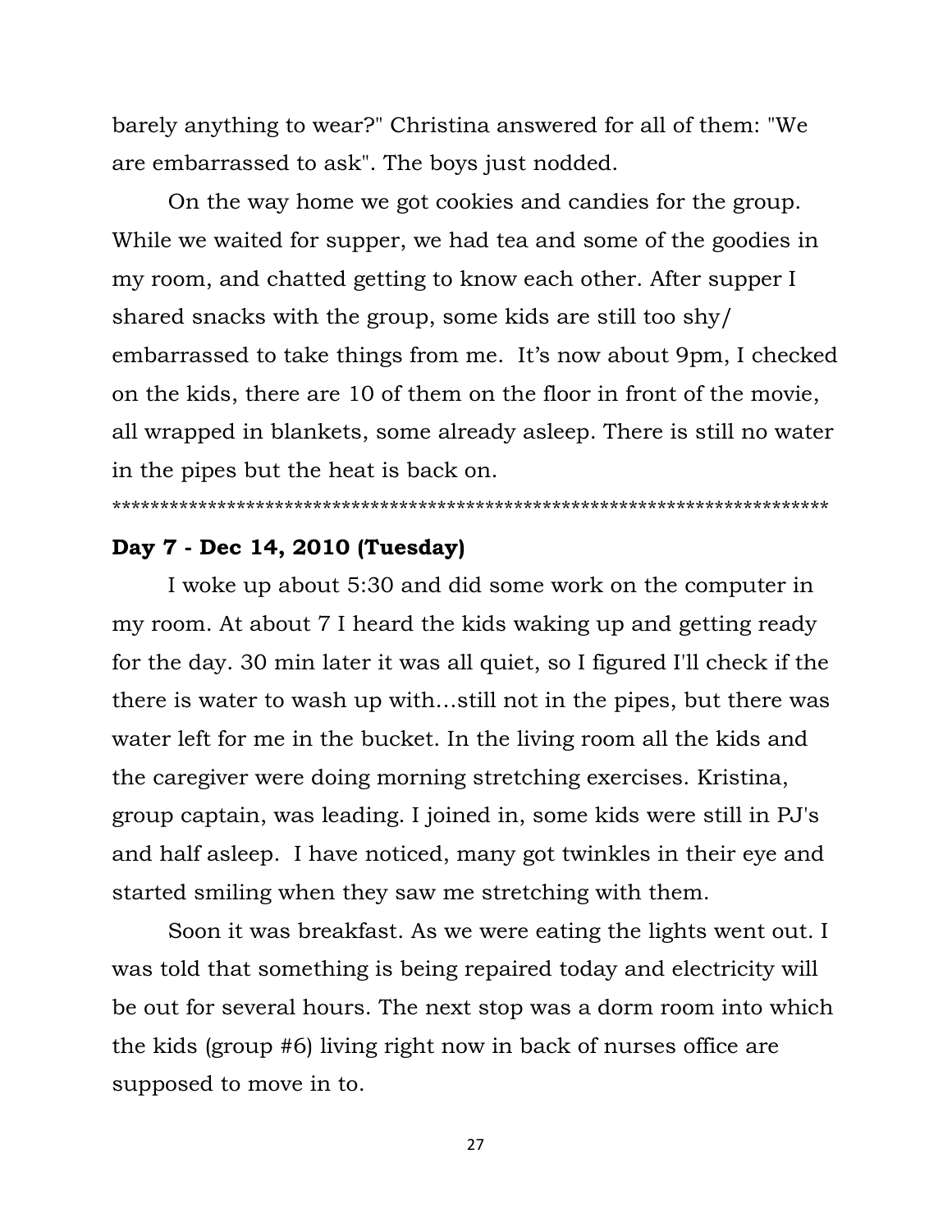barely anything to wear?" Christina answered for all of them: "We are embarrassed to ask". The boys just nodded.

On the way home we got cookies and candies for the group. While we waited for supper, we had tea and some of the goodies in my room, and chatted getting to know each other. After supper I shared snacks with the group, some kids are still too shy/ embarrassed to take things from me.  It's now about 9pm, I checked on the kids, there are 10 of them on the floor in front of the movie, all wrapped in blankets, some already asleep. There is still no water in the pipes but the heat is back on.

**************************************************************************

**Day 7 - Dec 14, 2010 (Tuesday)**

I woke up about 5:30 and did some work on the computer in my room. At about 7 I heard the kids waking up and getting ready for the day. 30 min later it was all quiet, so I figured I'll check if the there is water to wash up with…still not in the pipes, but there was water left for me in the bucket. In the living room all the kids and the caregiver were doing morning stretching exercises. Kristina, group captain, was leading. I joined in, some kids were still in PJ's and half asleep.  I have noticed, many got twinkles in their eye and started smiling when they saw me stretching with them.

Soon it was breakfast. As we were eating the lights went out. I was told that something is being repaired today and electricity will be out for several hours. The next stop was a dorm room into which the kids (group #6) living right now in back of nurses office are supposed to move in to.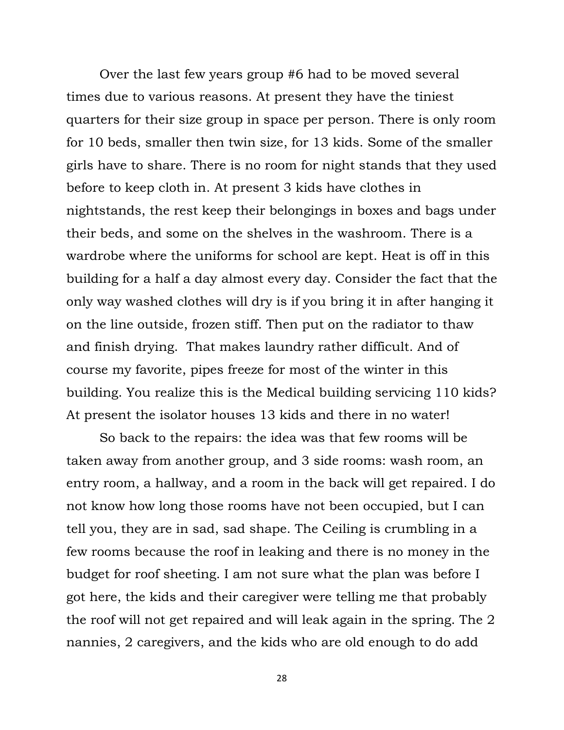Over the last few years group #6 had to be moved several times due to various reasons. At present they have the tiniest quarters for their size group in space per person. There is only room for 10 beds, smaller then twin size, for 13 kids. Some of the smaller girls have to share. There is no room for night stands that they used before to keep cloth in. At present 3 kids have clothes in nightstands, the rest keep their belongings in boxes and bags under their beds, and some on the shelves in the washroom. There is a wardrobe where the uniforms for school are kept. Heat is off in this building for a half a day almost every day. Consider the fact that the only way washed clothes will dry is if you bring it in after hanging it on the line outside, frozen stiff. Then put on the radiator to thaw and finish drying. That makes laundry rather difficult. And of course my favorite, pipes freeze for most of the winter in this building. You realize this is the Medical building servicing 110 kids? At present the isolator houses 13 kids and there in no water!

So back to the repairs: the idea was that few rooms will be taken away from another group, and 3 side rooms: wash room, an entry room, a hallway, and a room in the back will get repaired. I do not know how long those rooms have not been occupied, but I can tell you, they are in sad, sad shape. The Ceiling is crumbling in a few rooms because the roof in leaking and there is no money in the budget for roof sheeting. I am not sure what the plan was before I got here, the kids and their caregiver were telling me that probably the roof will not get repaired and will leak again in the spring. The 2 nannies, 2 caregivers, and the kids who are old enough to do add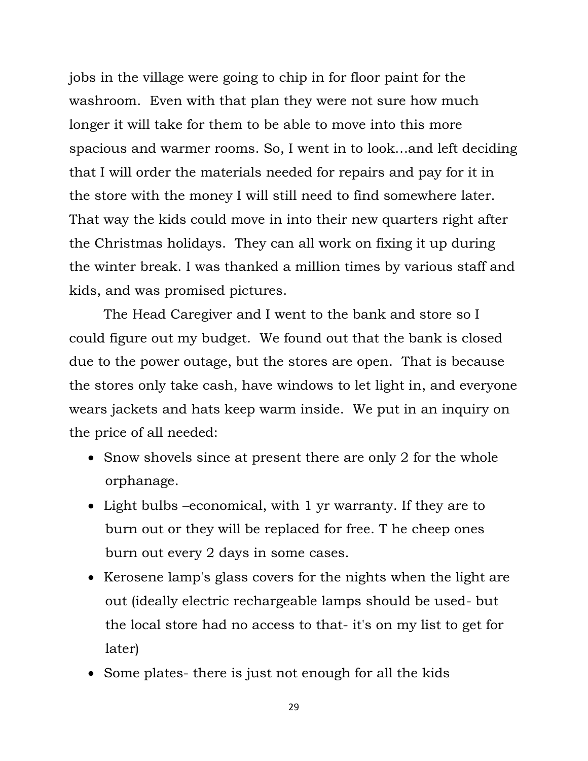jobs in the village were going to chip in for floor paint for the washroom. Even with that plan they were not sure how much longer it will take for them to be able to move into this more spacious and warmer rooms. So, I went in to look…and left deciding that I will order the materials needed for repairs and pay for it in the store with the money I will still need to find somewhere later. That way the kids could move in into their new quarters right after the Christmas holidays. They can all work on fixing it up during the winter break. I was thanked a million times by various staff and kids, and was promised pictures.

The Head Caregiver and I went to the bank and store so I could figure out my budget. We found out that the bank is closed due to the power outage, but the stores are open. That is because the stores only take cash, have windows to let light in, and everyone wears jackets and hats keep warm inside. We put in an inquiry on the price of all needed:

- Snow shovels since at present there are only 2 for the whole orphanage.
- Light bulbs –economical, with 1 yr warranty. If they are to burn out or they will be replaced for free. T he cheep ones burn out every 2 days in some cases.
- Kerosene lamp's glass covers for the nights when the light are out (ideally electric rechargeable lamps should be used- but the local store had no access to that- it's on my list to get for later)
- Some plates- there is just not enough for all the kids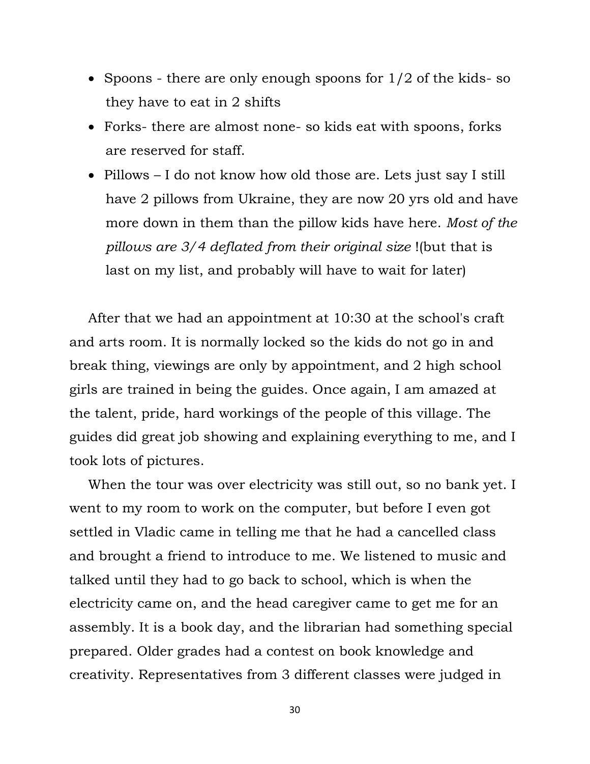- Spoons - there are only enough spoons for 1/2 of the kids- so they have to eat in 2 shifts
- Forks- there are almost none- so kids eat with spoons, forks are reserved for staff.
- Pillows – I do not know how old those are. Lets just say I still have 2 pillows from Ukraine, they are now 20 yrs old and have more down in them than the pillow kids have here. *Most of the pillows are 3/4 deflated from their original size* !(but that is last on my list, and probably will have to wait for later)

After that we had an appointment at 10:30 at the school's craft and arts room. It is normally locked so the kids do not go in and break thing, viewings are only by appointment, and 2 high school girls are trained in being the guides. Once again, I am amazed at the talent, pride, hard workings of the people of this village. The guides did great job showing and explaining everything to me, and I took lots of pictures.

When the tour was over electricity was still out, so no bank yet. I went to my room to work on the computer, but before I even got settled in Vladic came in telling me that he had a cancelled class and brought a friend to introduce to me. We listened to music and talked until they had to go back to school, which is when the electricity came on, and the head caregiver came to get me for an assembly. It is a book day, and the librarian had something special prepared. Older grades had a contest on book knowledge and creativity. Representatives from 3 different classes were judged in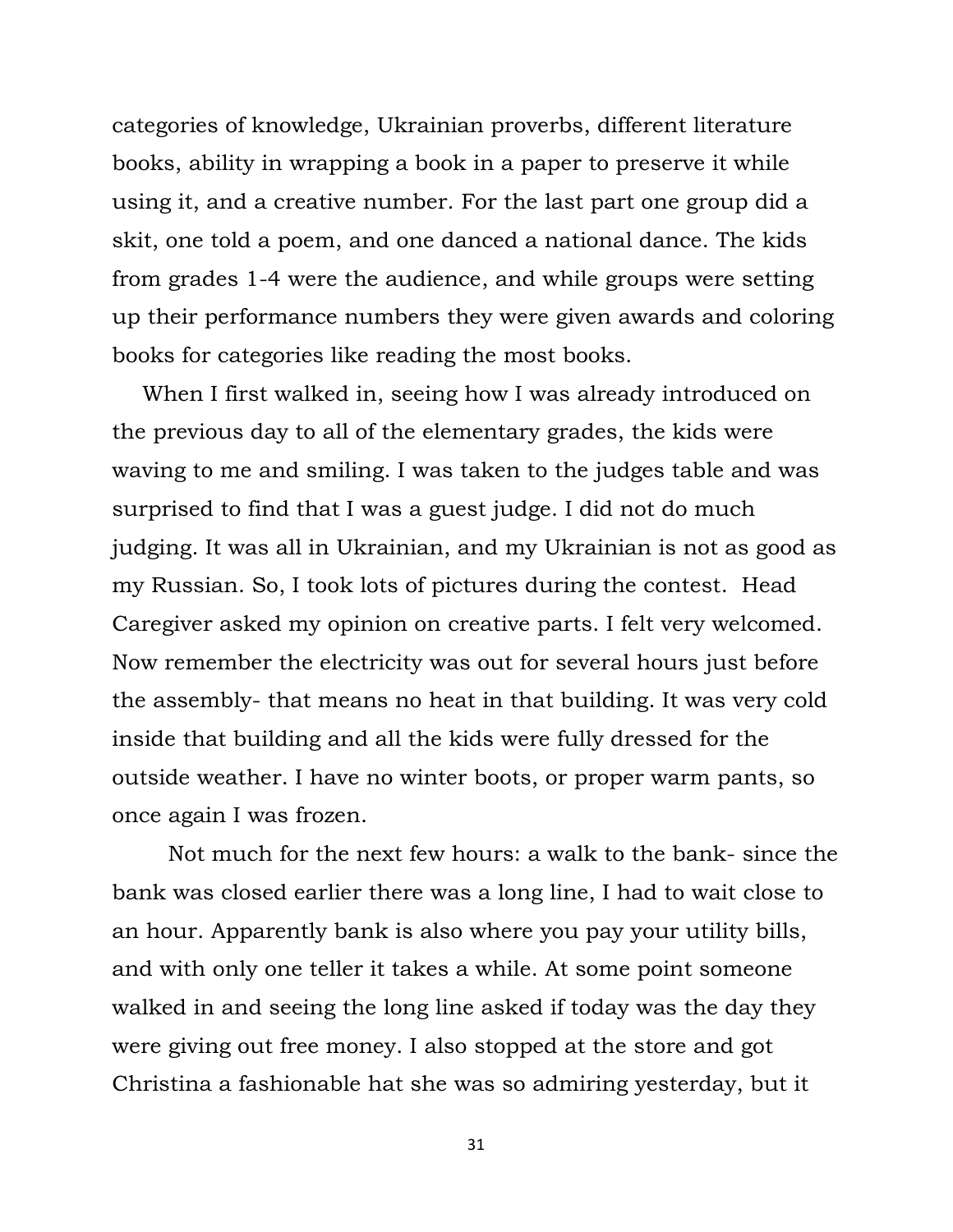categories of knowledge, Ukrainian proverbs, different literature books, ability in wrapping a book in a paper to preserve it while using it, and a creative number. For the last part one group did a skit, one told a poem, and one danced a national dance. The kids from grades 1-4 were the audience, and while groups were setting up their performance numbers they were given awards and coloring books for categories like reading the most books.

When I first walked in, seeing how I was already introduced on the previous day to all of the elementary grades, the kids were waving to me and smiling. I was taken to the judges table and was surprised to find that I was a guest judge. I did not do much judging. It was all in Ukrainian, and my Ukrainian is not as good as my Russian. So, I took lots of pictures during the contest. Head Caregiver asked my opinion on creative parts. I felt very welcomed. Now remember the electricity was out for several hours just before the assembly- that means no heat in that building. It was very cold inside that building and all the kids were fully dressed for the outside weather. I have no winter boots, or proper warm pants, so once again I was frozen.

Not much for the next few hours: a walk to the bank- since the bank was closed earlier there was a long line, I had to wait close to an hour. Apparently bank is also where you pay your utility bills, and with only one teller it takes a while. At some point someone walked in and seeing the long line asked if today was the day they were giving out free money. I also stopped at the store and got Christina a fashionable hat she was so admiring yesterday, but it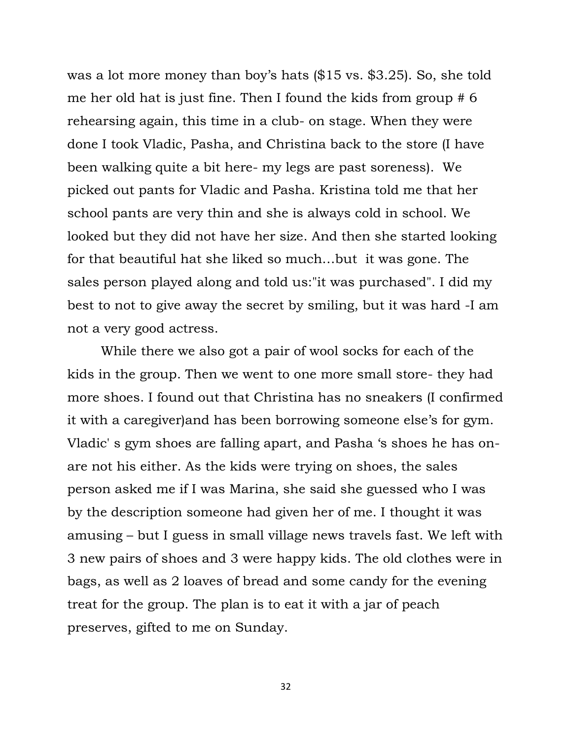was a lot more money than boy's hats ($15 vs. $3.25). So, she told me her old hat is just fine. Then I found the kids from group # 6 rehearsing again, this time in a club- on stage. When they were done I took Vladic, Pasha, and Christina back to the store (I have been walking quite a bit here- my legs are past soreness). We picked out pants for Vladic and Pasha. Kristina told me that her school pants are very thin and she is always cold in school. We looked but they did not have her size. And then she started looking for that beautiful hat she liked so much…but it was gone. The sales person played along and told us:"it was purchased". I did my best to not to give away the secret by smiling, but it was hard -I am not a very good actress.

While there we also got a pair of wool socks for each of the kids in the group. Then we went to one more small store- they had more shoes. I found out that Christina has no sneakers (I confirmed it with a caregiver)and has been borrowing someone else's for gym. Vladic' s gym shoes are falling apart, and Pasha 's shoes he has on- are not his either. As the kids were trying on shoes, the sales person asked me if I was Marina, she said she guessed who I was by the description someone had given her of me. I thought it was amusing – but I guess in small village news travels fast. We left with 3 new pairs of shoes and 3 were happy kids. The old clothes were in bags, as well as 2 loaves of bread and some candy for the evening treat for the group. The plan is to eat it with a jar of peach preserves, gifted to me on Sunday.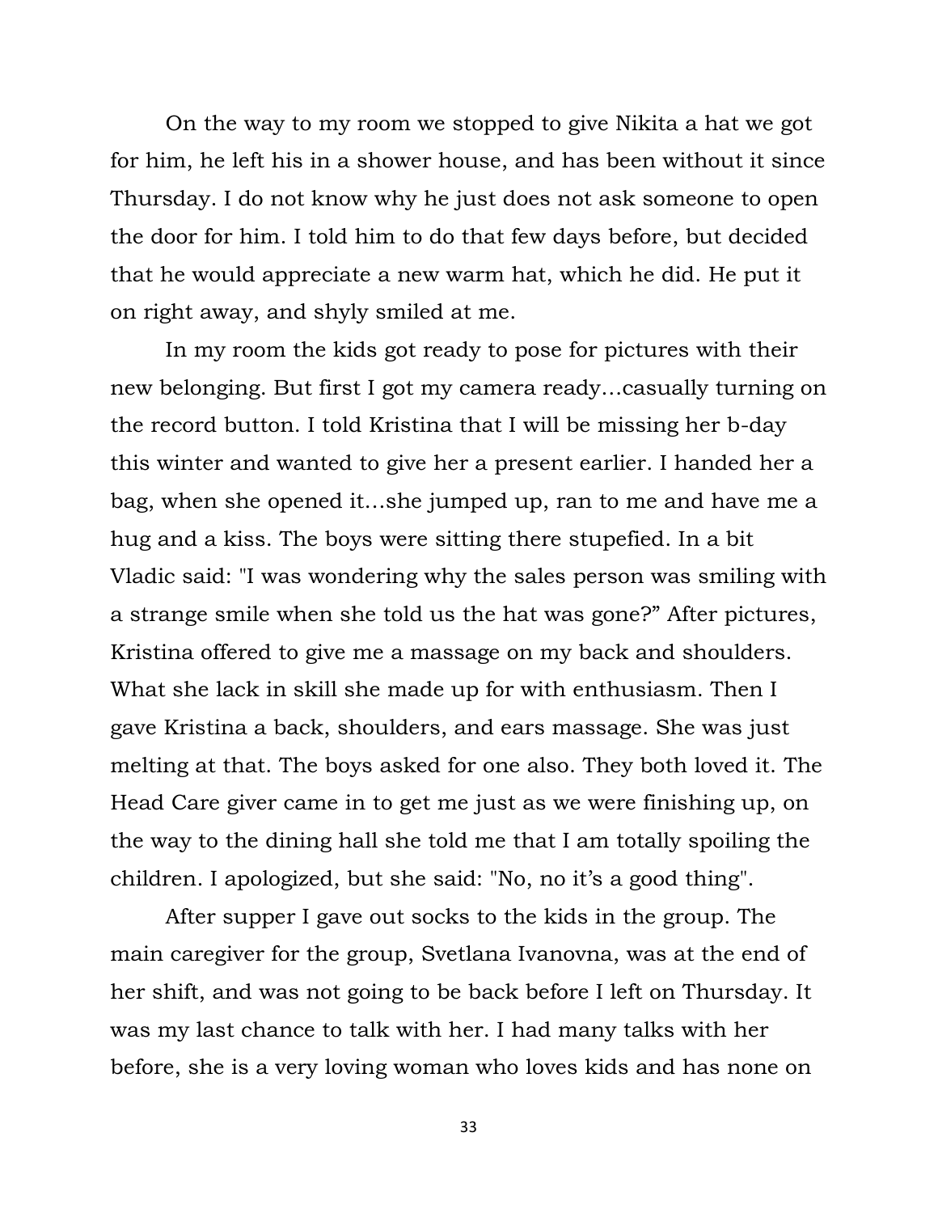On the way to my room we stopped to give Nikita a hat we got for him, he left his in a shower house, and has been without it since Thursday. I do not know why he just does not ask someone to open the door for him. I told him to do that few days before, but decided that he would appreciate a new warm hat, which he did. He put it on right away, and shyly smiled at me.

In my room the kids got ready to pose for pictures with their new belonging. But first I got my camera ready…casually turning on the record button. I told Kristina that I will be missing her b-day this winter and wanted to give her a present earlier. I handed her a bag, when she opened it…she jumped up, ran to me and have me a hug and a kiss. The boys were sitting there stupefied. In a bit Vladic said: "I was wondering why the sales person was smiling with a strange smile when she told us the hat was gone?" After pictures, Kristina offered to give me a massage on my back and shoulders. What she lack in skill she made up for with enthusiasm. Then I gave Kristina a back, shoulders, and ears massage. She was just melting at that. The boys asked for one also. They both loved it. The Head Care giver came in to get me just as we were finishing up, on the way to the dining hall she told me that I am totally spoiling the children. I apologized, but she said: "No, no it's a good thing".

After supper I gave out socks to the kids in the group. The main caregiver for the group, Svetlana Ivanovna, was at the end of her shift, and was not going to be back before I left on Thursday. It was my last chance to talk with her. I had many talks with her before, she is a very loving woman who loves kids and has none on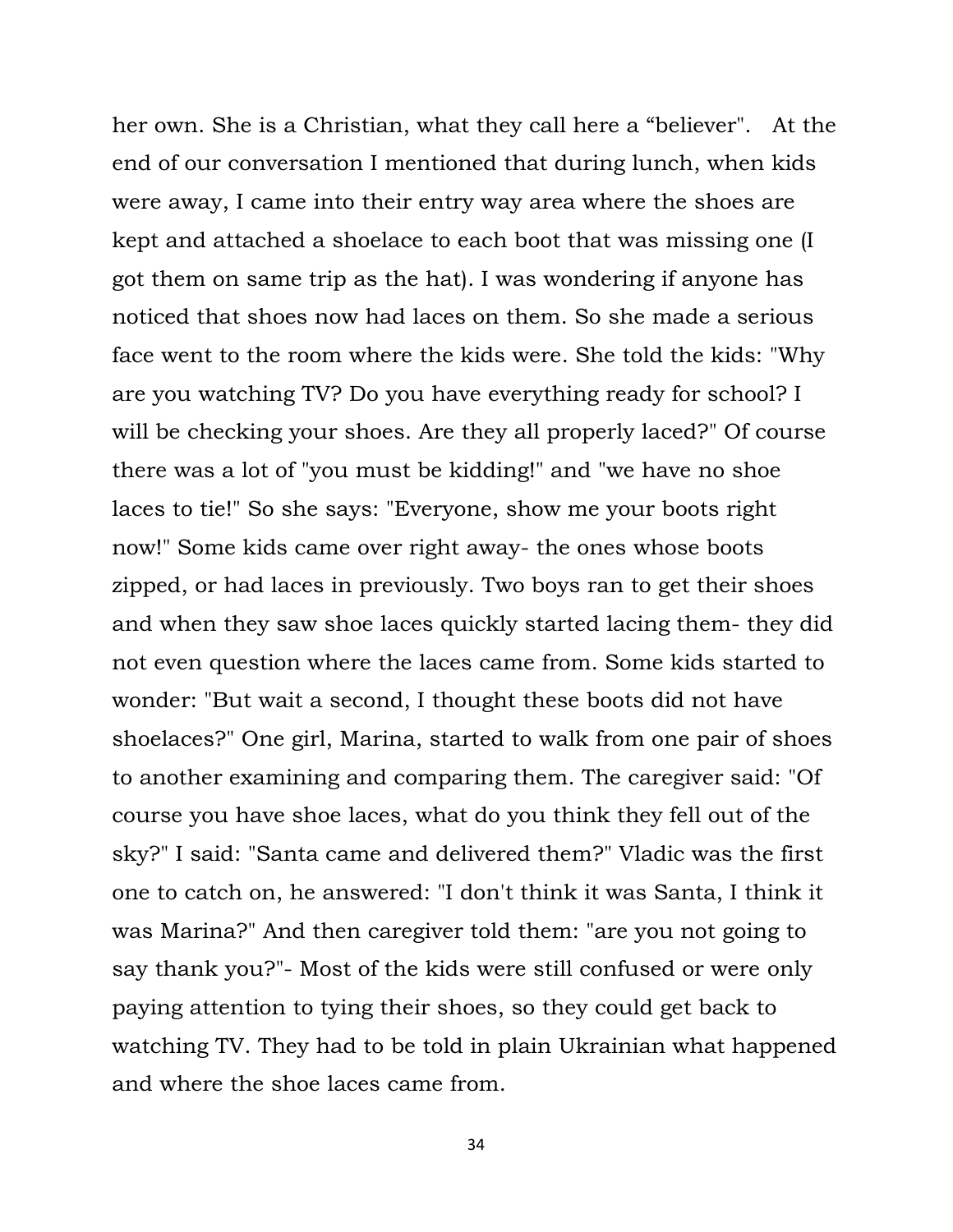her own. She is a Christian, what they call here a "believer". At the end of our conversation I mentioned that during lunch, when kids were away, I came into their entry way area where the shoes are kept and attached a shoelace to each boot that was missing one (I got them on same trip as the hat). I was wondering if anyone has noticed that shoes now had laces on them. So she made a serious face went to the room where the kids were. She told the kids: "Why are you watching TV? Do you have everything ready for school? I will be checking your shoes. Are they all properly laced?" Of course there was a lot of "you must be kidding!" and "we have no shoe laces to tie!" So she says: "Everyone, show me your boots right now!" Some kids came over right away- the ones whose boots zipped, or had laces in previously. Two boys ran to get their shoes and when they saw shoe laces quickly started lacing them- they did not even question where the laces came from. Some kids started to wonder: "But wait a second, I thought these boots did not have shoelaces?" One girl, Marina, started to walk from one pair of shoes to another examining and comparing them. The caregiver said: "Of course you have shoe laces, what do you think they fell out of the sky?" I said: "Santa came and delivered them?" Vladic was the first one to catch on, he answered: "I don't think it was Santa, I think it was Marina?" And then caregiver told them: "are you not going to say thank you?"- Most of the kids were still confused or were only paying attention to tying their shoes, so they could get back to watching TV. They had to be told in plain Ukrainian what happened and where the shoe laces came from.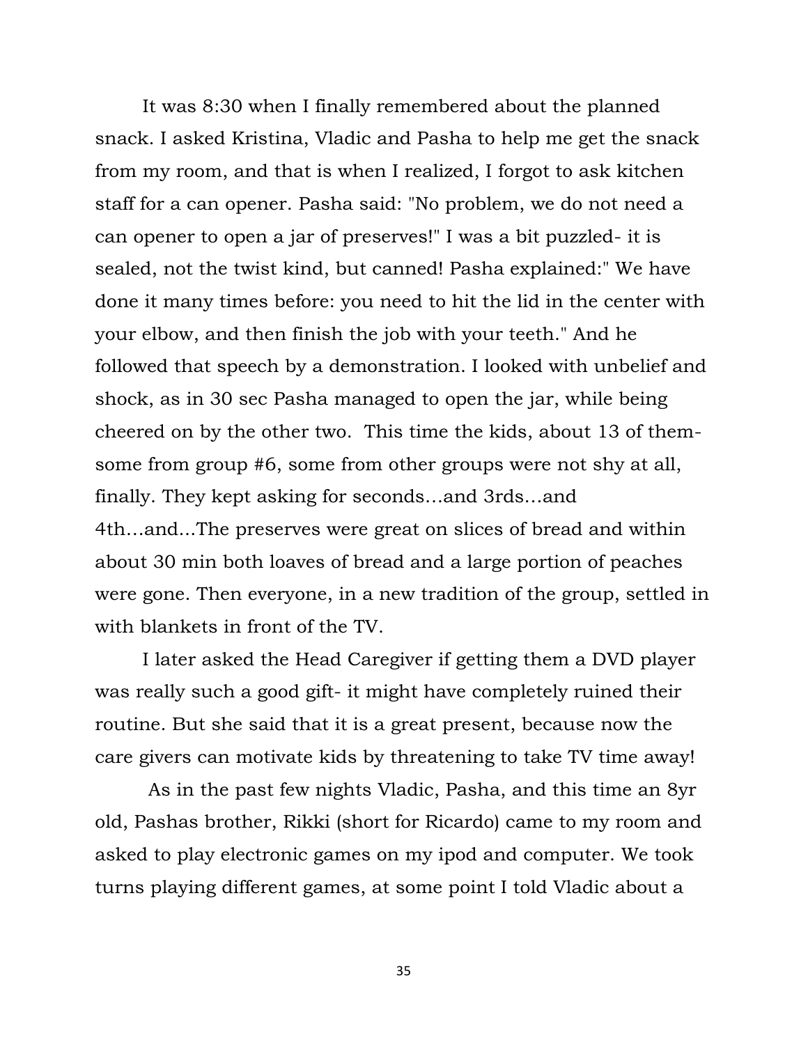It was 8:30 when I finally remembered about the planned snack. I asked Kristina, Vladic and Pasha to help me get the snack from my room, and that is when I realized, I forgot to ask kitchen staff for a can opener. Pasha said: "No problem, we do not need a can opener to open a jar of preserves!" I was a bit puzzled- it is sealed, not the twist kind, but canned! Pasha explained:" We have done it many times before: you need to hit the lid in the center with your elbow, and then finish the job with your teeth." And he followed that speech by a demonstration. I looked with unbelief and shock, as in 30 sec Pasha managed to open the jar, while being cheered on by the other two. This time the kids, about 13 of them- some from group #6, some from other groups were not shy at all, finally. They kept asking for seconds…and 3rds…and 4th…and...The preserves were great on slices of bread and within about 30 min both loaves of bread and a large portion of peaches were gone. Then everyone, in a new tradition of the group, settled in with blankets in front of the TV.

I later asked the Head Caregiver if getting them a DVD player was really such a good gift- it might have completely ruined their routine. But she said that it is a great present, because now the care givers can motivate kids by threatening to take TV time away!

As in the past few nights Vladic, Pasha, and this time an 8yr old, Pashas brother, Rikki (short for Ricardo) came to my room and asked to play electronic games on my ipod and computer. We took turns playing different games, at some point I told Vladic about a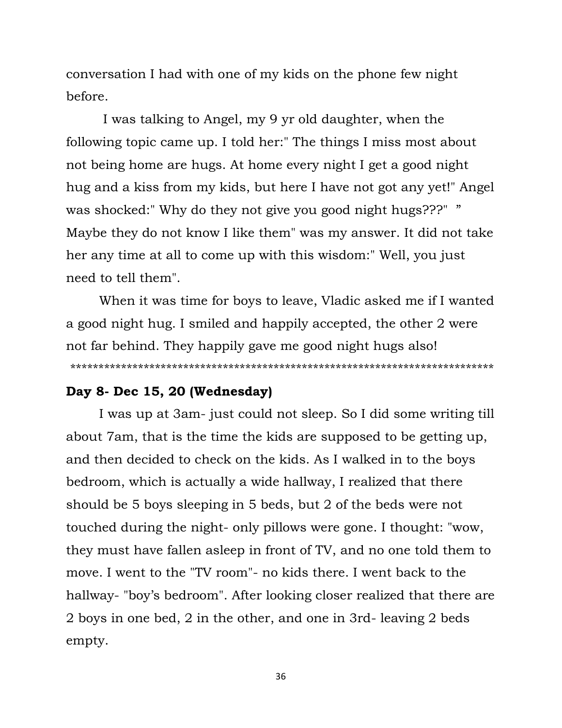conversation I had with one of my kids on the phone few night before.

I was talking to Angel, my 9 yr old daughter, when the following topic came up. I told her:" The things I miss most about not being home are hugs. At home every night I get a good night hug and a kiss from my kids, but here I have not got any yet!" Angel was shocked:" Why do they not give you good night hugs???" " Maybe they do not know I like them" was my answer. It did not take her any time at all to come up with this wisdom:" Well, you just need to tell them".

When it was time for boys to leave, Vladic asked me if I wanted a good night hug. I smiled and happily accepted, the other 2 were not far behind. They happily gave me good night hugs also!

*************************************************************************

**Day 8- Dec 15, 20 (Wednesday)**

I was up at 3am- just could not sleep. So I did some writing till about 7am, that is the time the kids are supposed to be getting up, and then decided to check on the kids. As I walked in to the boys bedroom, which is actually a wide hallway, I realized that there should be 5 boys sleeping in 5 beds, but 2 of the beds were not touched during the night- only pillows were gone. I thought: "wow, they must have fallen asleep in front of TV, and no one told them to move. I went to the "TV room"- no kids there. I went back to the hallway- "boy's bedroom". After looking closer realized that there are 2 boys in one bed, 2 in the other, and one in 3rd- leaving 2 beds empty.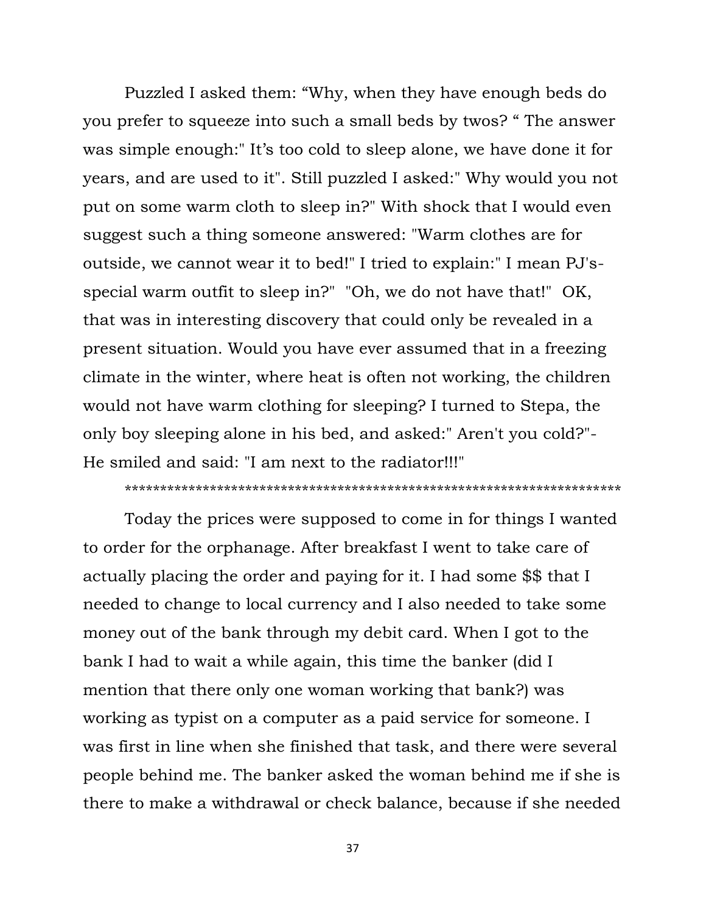Puzzled I asked them: “Why, when they have enough beds do you prefer to squeeze into such a small beds by twos? “ The answer was simple enough:" It’s too cold to sleep alone, we have done it for years, and are used to it". Still puzzled I asked:" Why would you not put on some warm cloth to sleep in?" With shock that I would even suggest such a thing someone answered: "Warm clothes are for outside, we cannot wear it to bed!" I tried to explain:" I mean PJ's-special warm outfit to sleep in?"  "Oh, we do not have that!"  OK, that was in interesting discovery that could only be revealed in a present situation. Would you have ever assumed that in a freezing climate in the winter, where heat is often not working, the children would not have warm clothing for sleeping? I turned to Stepa, the only boy sleeping alone in his bed, and asked:" Aren't you cold?"- He smiled and said: "I am next to the radiator!!!"

**********************************************************************

Today the prices were supposed to come in for things I wanted to order for the orphanage. After breakfast I went to take care of actually placing the order and paying for it. I had some $$ that I needed to change to local currency and I also needed to take some money out of the bank through my debit card. When I got to the bank I had to wait a while again, this time the banker (did I mention that there only one woman working that bank?) was working as typist on a computer as a paid service for someone. I was first in line when she finished that task, and there were several people behind me. The banker asked the woman behind me if she is there to make a withdrawal or check balance, because if she needed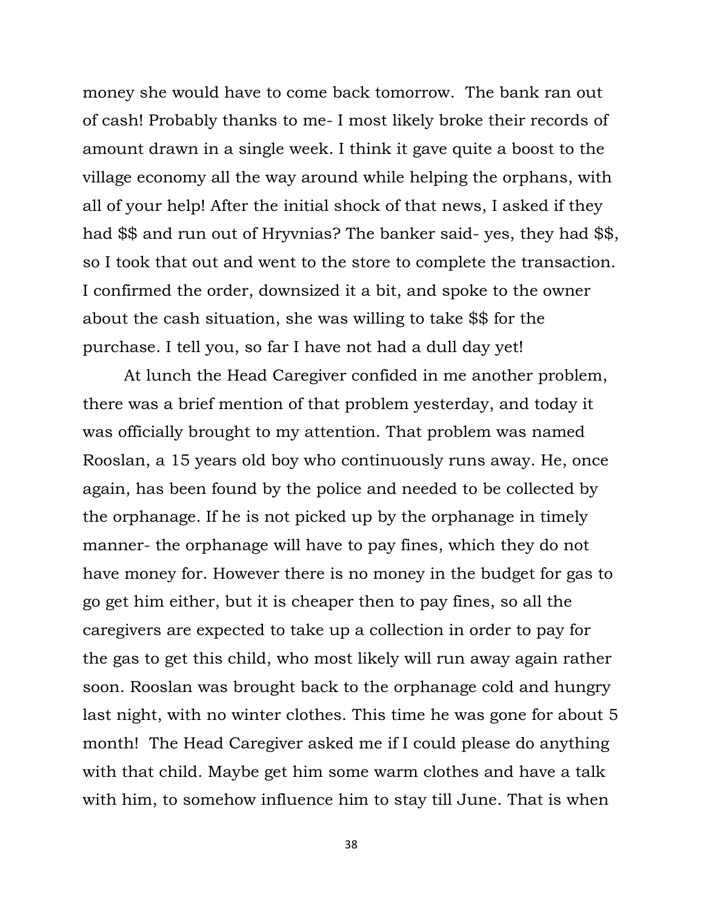money she would have to come back tomorrow.  The bank ran out of cash! Probably thanks to me- I most likely broke their records of amount drawn in a single week. I think it gave quite a boost to the village economy all the way around while helping the orphans, with all of your help! After the initial shock of that news, I asked if they had $$ and run out of Hryvnias? The banker said- yes, they had $$, so I took that out and went to the store to complete the transaction. I confirmed the order, downsized it a bit, and spoke to the owner about the cash situation, she was willing to take $$ for the purchase. I tell you, so far I have not had a dull day yet!

At lunch the Head Caregiver confided in me another problem, there was a brief mention of that problem yesterday, and today it was officially brought to my attention. That problem was named Rooslan, a 15 years old boy who continuously runs away. He, once again, has been found by the police and needed to be collected by the orphanage. If he is not picked up by the orphanage in timely manner- the orphanage will have to pay fines, which they do not have money for. However there is no money in the budget for gas to go get him either, but it is cheaper then to pay fines, so all the caregivers are expected to take up a collection in order to pay for the gas to get this child, who most likely will run away again rather soon. Rooslan was brought back to the orphanage cold and hungry last night, with no winter clothes. This time he was gone for about 5 month!  The Head Caregiver asked me if I could please do anything with that child. Maybe get him some warm clothes and have a talk with him, to somehow influence him to stay till June. That is when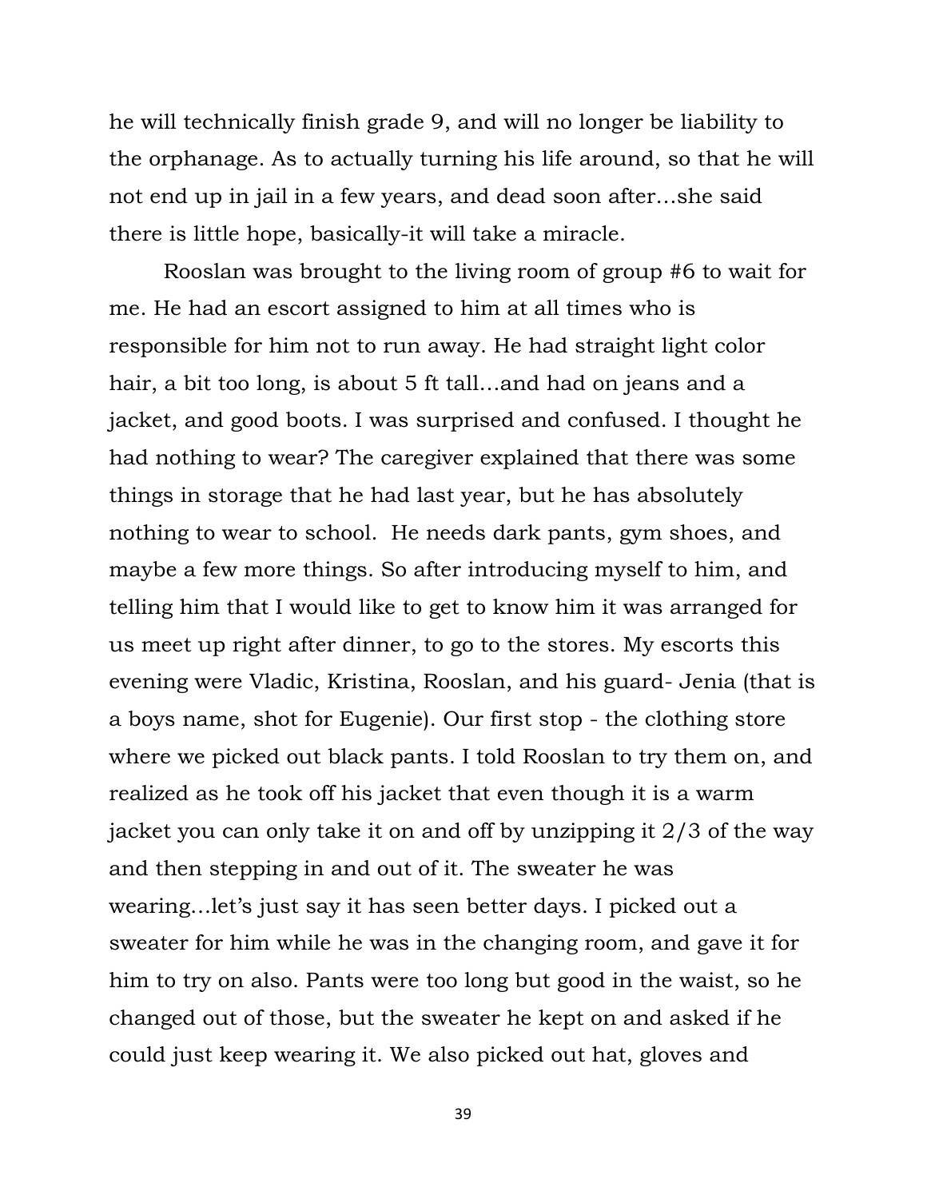he will technically finish grade 9, and will no longer be liability to the orphanage. As to actually turning his life around, so that he will not end up in jail in a few years, and dead soon after…she said there is little hope, basically-it will take a miracle.

Rooslan was brought to the living room of group #6 to wait for me. He had an escort assigned to him at all times who is responsible for him not to run away. He had straight light color hair, a bit too long, is about 5 ft tall…and had on jeans and a jacket, and good boots. I was surprised and confused. I thought he had nothing to wear? The caregiver explained that there was some things in storage that he had last year, but he has absolutely nothing to wear to school. He needs dark pants, gym shoes, and maybe a few more things. So after introducing myself to him, and telling him that I would like to get to know him it was arranged for us meet up right after dinner, to go to the stores. My escorts this evening were Vladic, Kristina, Rooslan, and his guard- Jenia (that is a boys name, shot for Eugenie). Our first stop - the clothing store where we picked out black pants. I told Rooslan to try them on, and realized as he took off his jacket that even though it is a warm jacket you can only take it on and off by unzipping it 2/3 of the way and then stepping in and out of it. The sweater he was wearing…let's just say it has seen better days. I picked out a sweater for him while he was in the changing room, and gave it for him to try on also. Pants were too long but good in the waist, so he changed out of those, but the sweater he kept on and asked if he could just keep wearing it. We also picked out hat, gloves and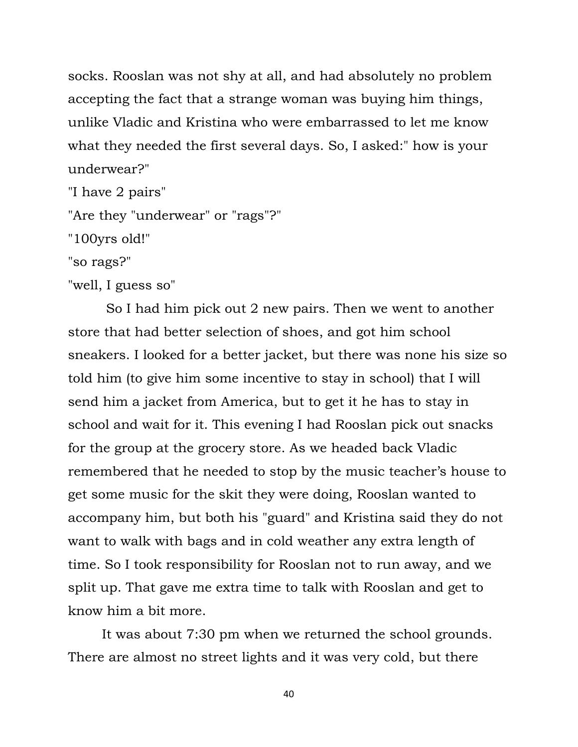socks. Rooslan was not shy at all, and had absolutely no problem accepting the fact that a strange woman was buying him things, unlike Vladic and Kristina who were embarrassed to let me know what they needed the first several days. So, I asked:" how is your underwear?"

"I have 2 pairs"

"Are they "underwear" or "rags"?"

"100yrs old!"

"so rags?"

"well, I guess so"

So I had him pick out 2 new pairs. Then we went to another store that had better selection of shoes, and got him school sneakers. I looked for a better jacket, but there was none his size so told him (to give him some incentive to stay in school) that I will send him a jacket from America, but to get it he has to stay in school and wait for it. This evening I had Rooslan pick out snacks for the group at the grocery store. As we headed back Vladic remembered that he needed to stop by the music teacher's house to get some music for the skit they were doing, Rooslan wanted to accompany him, but both his "guard" and Kristina said they do not want to walk with bags and in cold weather any extra length of time. So I took responsibility for Rooslan not to run away, and we split up. That gave me extra time to talk with Rooslan and get to know him a bit more.

It was about 7:30 pm when we returned the school grounds. There are almost no street lights and it was very cold, but there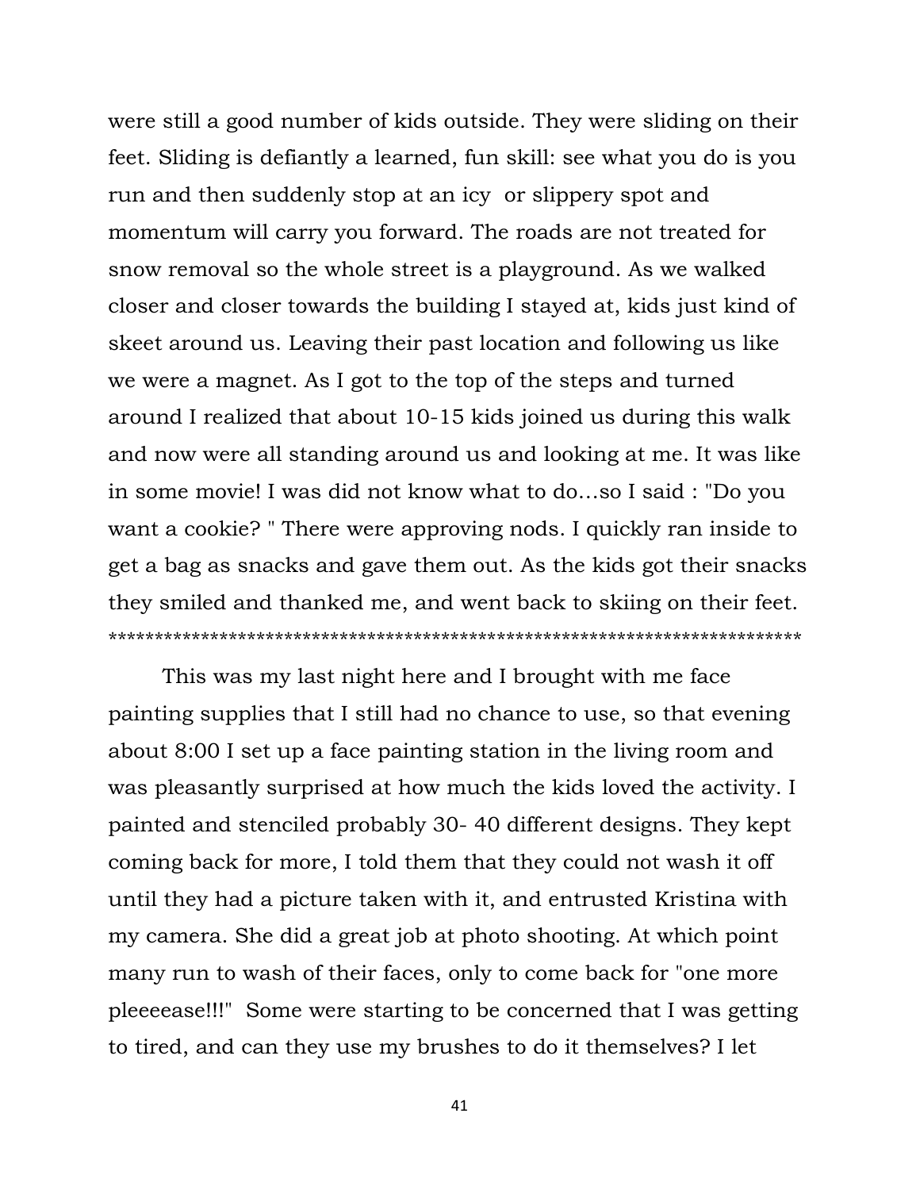were still a good number of kids outside. They were sliding on their feet. Sliding is defiantly a learned, fun skill: see what you do is you run and then suddenly stop at an icy  or slippery spot and momentum will carry you forward. The roads are not treated for snow removal so the whole street is a playground. As we walked closer and closer towards the building I stayed at, kids just kind of skeet around us. Leaving their past location and following us like we were a magnet. As I got to the top of the steps and turned around I realized that about 10-15 kids joined us during this walk and now were all standing around us and looking at me. It was like in some movie! I was did not know what to do…so I said : "Do you want a cookie? " There were approving nods. I quickly ran inside to get a bag as snacks and gave them out. As the kids got their snacks they smiled and thanked me, and went back to skiing on their feet.
****************************************************************************

This was my last night here and I brought with me face painting supplies that I still had no chance to use, so that evening about 8:00 I set up a face painting station in the living room and was pleasantly surprised at how much the kids loved the activity. I painted and stenciled probably 30- 40 different designs. They kept coming back for more, I told them that they could not wash it off until they had a picture taken with it, and entrusted Kristina with my camera. She did a great job at photo shooting. At which point many run to wash of their faces, only to come back for "one more pleeeease!!!"  Some were starting to be concerned that I was getting to tired, and can they use my brushes to do it themselves? I let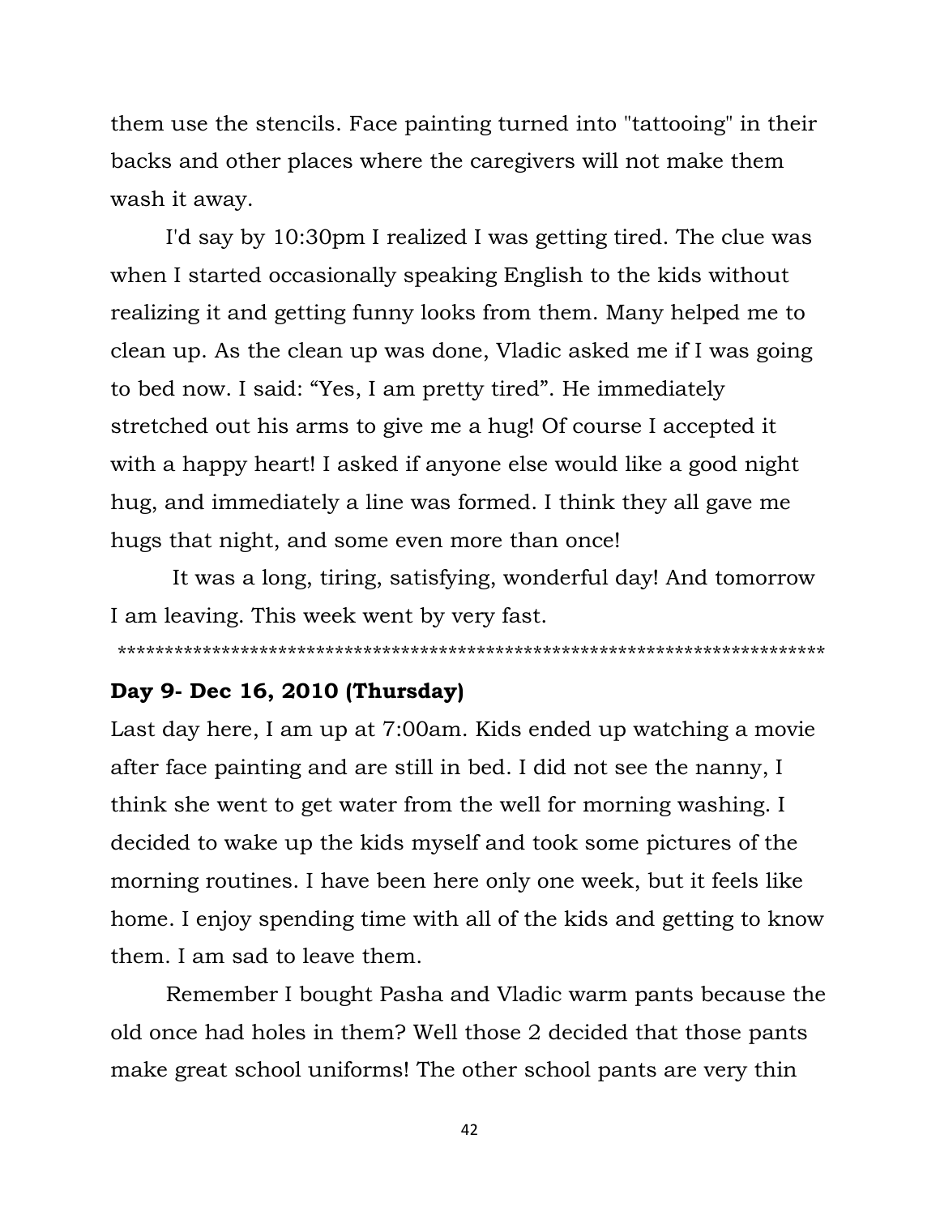them use the stencils. Face painting turned into "tattooing" in their backs and other places where the caregivers will not make them wash it away.

I'd say by 10:30pm I realized I was getting tired. The clue was when I started occasionally speaking English to the kids without realizing it and getting funny looks from them. Many helped me to clean up. As the clean up was done, Vladic asked me if I was going to bed now. I said: “Yes, I am pretty tired”. He immediately stretched out his arms to give me a hug! Of course I accepted it with a happy heart! I asked if anyone else would like a good night hug, and immediately a line was formed. I think they all gave me hugs that night, and some even more than once!

It was a long, tiring, satisfying, wonderful day! And tomorrow I am leaving. This week went by very fast.

***************************************************************************

**Day 9- Dec 16, 2010 (Thursday)**

Last day here, I am up at 7:00am. Kids ended up watching a movie after face painting and are still in bed. I did not see the nanny, I think she went to get water from the well for morning washing. I decided to wake up the kids myself and took some pictures of the morning routines. I have been here only one week, but it feels like home. I enjoy spending time with all of the kids and getting to know them. I am sad to leave them.

Remember I bought Pasha and Vladic warm pants because the old once had holes in them? Well those 2 decided that those pants make great school uniforms! The other school pants are very thin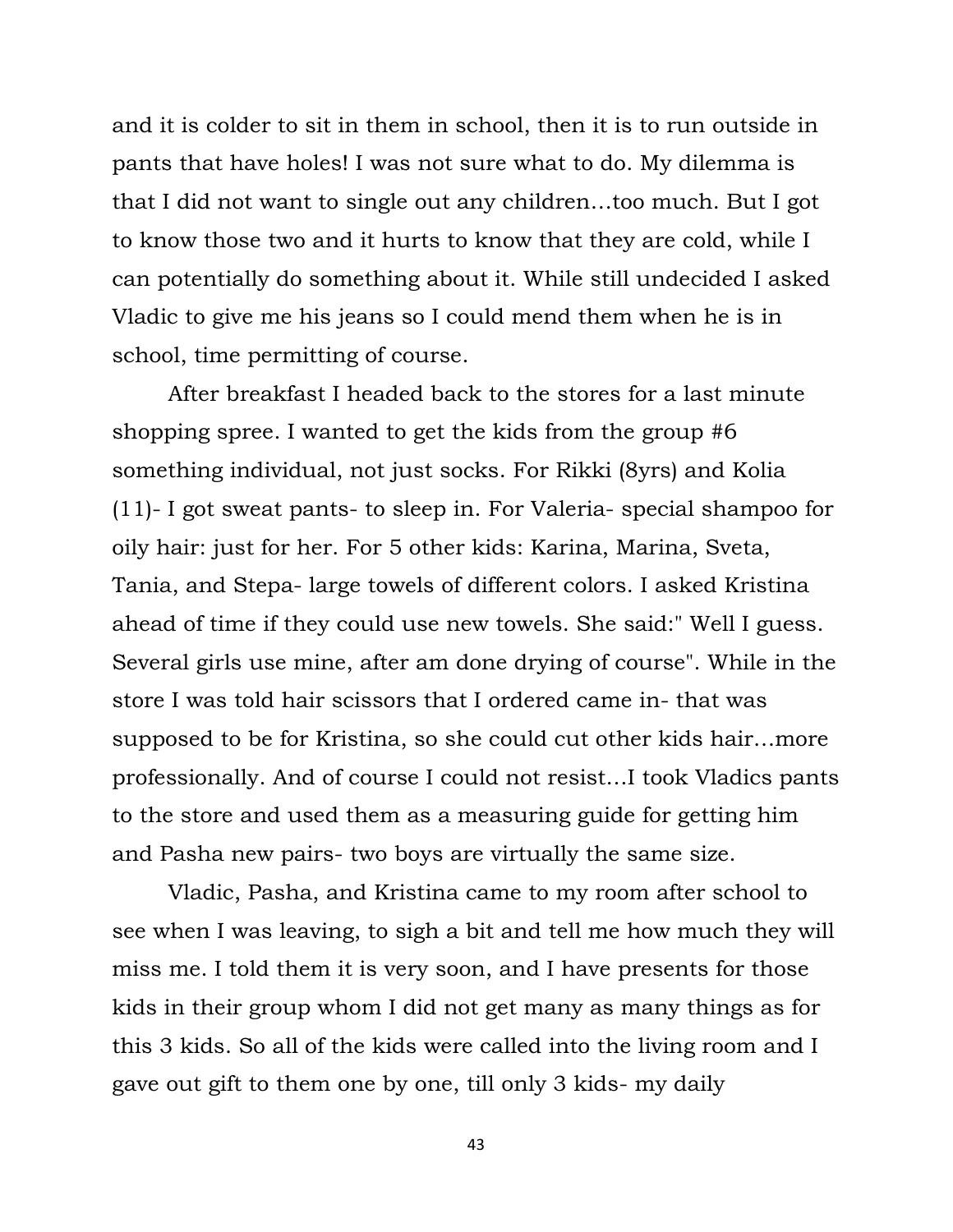and it is colder to sit in them in school, then it is to run outside in pants that have holes! I was not sure what to do. My dilemma is that I did not want to single out any children…too much. But I got to know those two and it hurts to know that they are cold, while I can potentially do something about it. While still undecided I asked Vladic to give me his jeans so I could mend them when he is in school, time permitting of course.

After breakfast I headed back to the stores for a last minute shopping spree. I wanted to get the kids from the group #6 something individual, not just socks. For Rikki (8yrs) and Kolia (11)- I got sweat pants- to sleep in. For Valeria- special shampoo for oily hair: just for her. For 5 other kids: Karina, Marina, Sveta, Tania, and Stepa- large towels of different colors. I asked Kristina ahead of time if they could use new towels. She said:" Well I guess. Several girls use mine, after am done drying of course". While in the store I was told hair scissors that I ordered came in- that was supposed to be for Kristina, so she could cut other kids hair…more professionally. And of course I could not resist…I took Vladics pants to the store and used them as a measuring guide for getting him and Pasha new pairs- two boys are virtually the same size.

Vladic, Pasha, and Kristina came to my room after school to see when I was leaving, to sigh a bit and tell me how much they will miss me. I told them it is very soon, and I have presents for those kids in their group whom I did not get many as many things as for this 3 kids. So all of the kids were called into the living room and I gave out gift to them one by one, till only 3 kids- my daily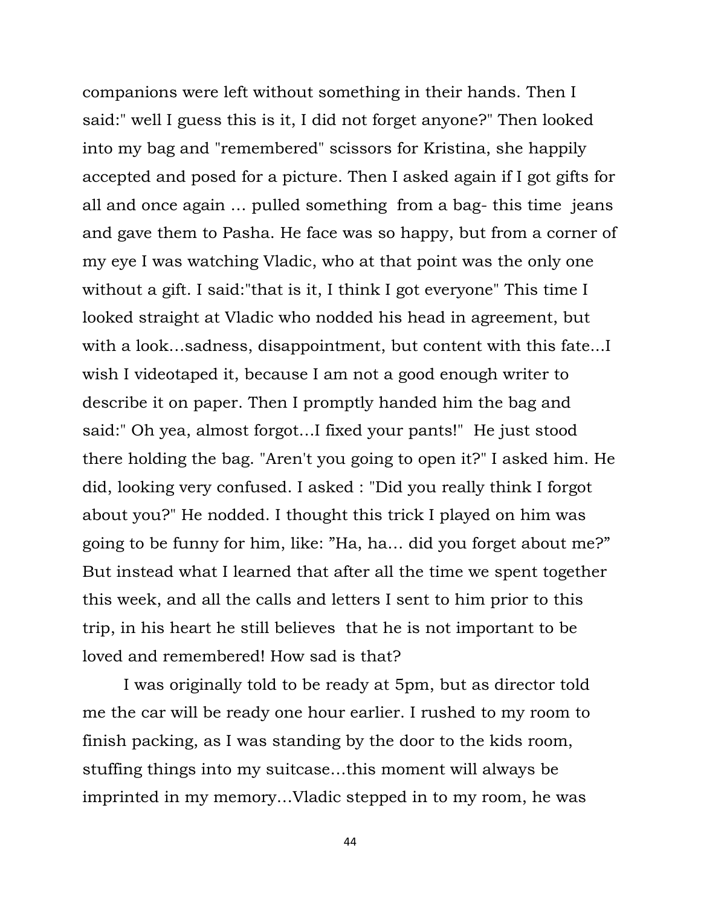companions were left without something in their hands. Then I said:" well I guess this is it, I did not forget anyone?" Then looked into my bag and "remembered" scissors for Kristina, she happily accepted and posed for a picture. Then I asked again if I got gifts for all and once again … pulled something from a bag- this time jeans and gave them to Pasha. He face was so happy, but from a corner of my eye I was watching Vladic, who at that point was the only one without a gift. I said:"that is it, I think I got everyone" This time I looked straight at Vladic who nodded his head in agreement, but with a look…sadness, disappointment, but content with this fate…I wish I videotaped it, because I am not a good enough writer to describe it on paper. Then I promptly handed him the bag and said:" Oh yea, almost forgot…I fixed your pants!" He just stood there holding the bag. "Aren't you going to open it?" I asked him. He did, looking very confused. I asked : "Did you really think I forgot about you?" He nodded. I thought this trick I played on him was going to be funny for him, like: "Ha, ha… did you forget about me?" But instead what I learned that after all the time we spent together this week, and all the calls and letters I sent to him prior to this trip, in his heart he still believes that he is not important to be loved and remembered! How sad is that?

I was originally told to be ready at 5pm, but as director told me the car will be ready one hour earlier. I rushed to my room to finish packing, as I was standing by the door to the kids room, stuffing things into my suitcase…this moment will always be imprinted in my memory…Vladic stepped in to my room, he was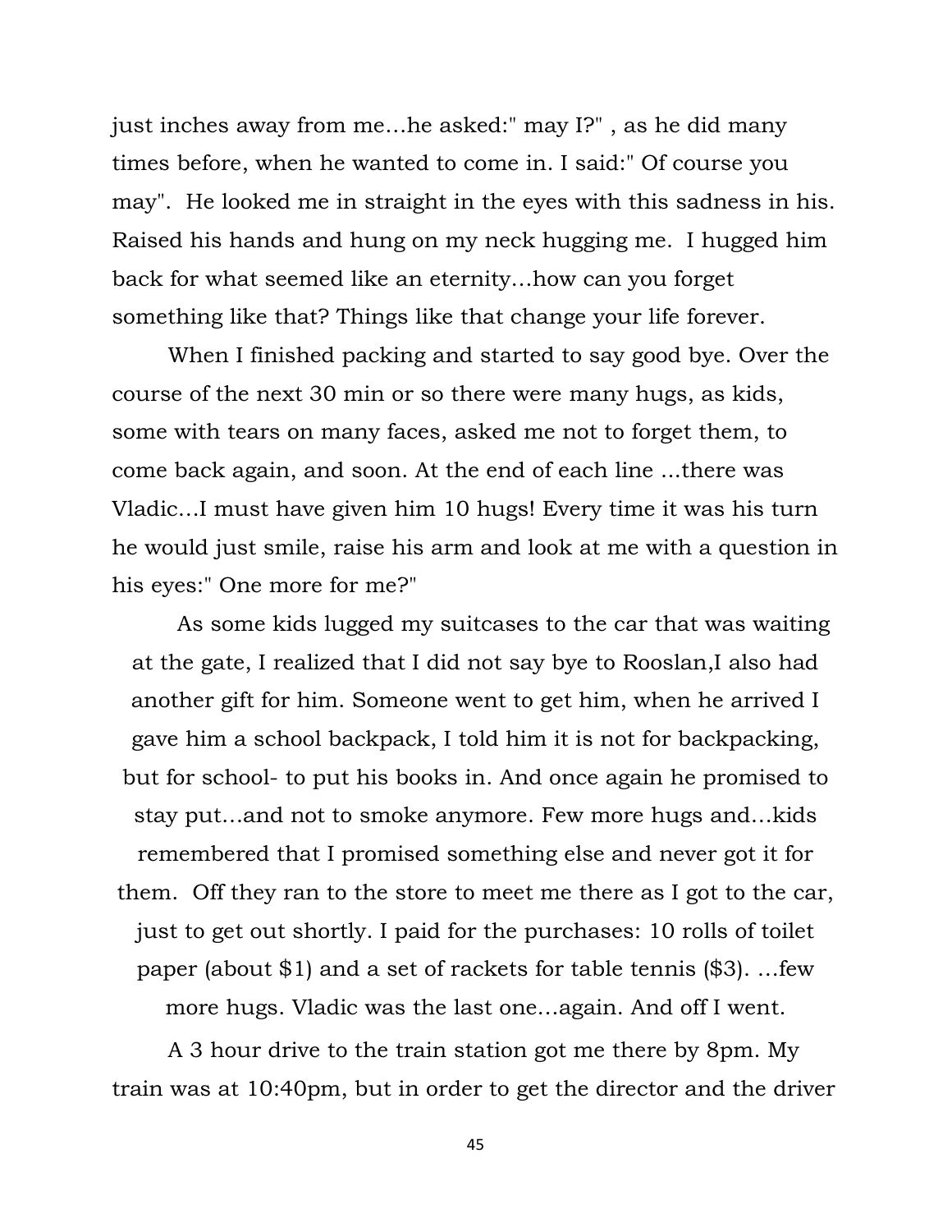just inches away from me…he asked:" may I?" , as he did many times before, when he wanted to come in. I said:" Of course you may".  He looked me in straight in the eyes with this sadness in his. Raised his hands and hung on my neck hugging me.  I hugged him back for what seemed like an eternity…how can you forget something like that? Things like that change your life forever.

When I finished packing and started to say good bye. Over the course of the next 30 min or so there were many hugs, as kids, some with tears on many faces, asked me not to forget them, to come back again, and soon. At the end of each line ...there was Vladic…I must have given him 10 hugs! Every time it was his turn he would just smile, raise his arm and look at me with a question in his eyes:" One more for me?"

As some kids lugged my suitcases to the car that was waiting at the gate, I realized that I did not say bye to Rooslan,I also had another gift for him. Someone went to get him, when he arrived I gave him a school backpack, I told him it is not for backpacking, but for school- to put his books in. And once again he promised to stay put…and not to smoke anymore. Few more hugs and…kids remembered that I promised something else and never got it for them.  Off they ran to the store to meet me there as I got to the car, just to get out shortly. I paid for the purchases: 10 rolls of toilet paper (about $1) and a set of rackets for table tennis ($3). …few more hugs. Vladic was the last one…again. And off I went.

A 3 hour drive to the train station got me there by 8pm. My train was at 10:40pm, but in order to get the director and the driver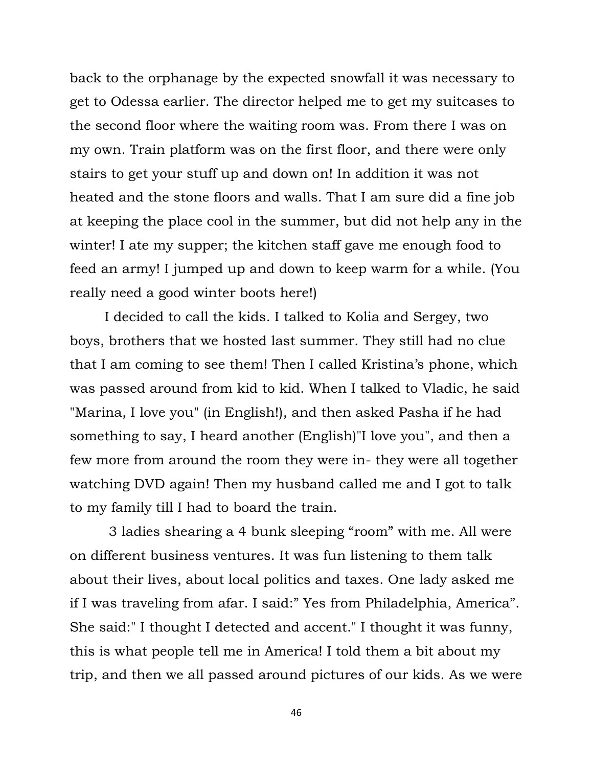back to the orphanage by the expected snowfall it was necessary to get to Odessa earlier. The director helped me to get my suitcases to the second floor where the waiting room was. From there I was on my own. Train platform was on the first floor, and there were only stairs to get your stuff up and down on! In addition it was not heated and the stone floors and walls. That I am sure did a fine job at keeping the place cool in the summer, but did not help any in the winter! I ate my supper; the kitchen staff gave me enough food to feed an army! I jumped up and down to keep warm for a while. (You really need a good winter boots here!)

I decided to call the kids. I talked to Kolia and Sergey, two boys, brothers that we hosted last summer. They still had no clue that I am coming to see them! Then I called Kristina's phone, which was passed around from kid to kid. When I talked to Vladic, he said "Marina, I love you" (in English!), and then asked Pasha if he had something to say, I heard another (English)"I love you", and then a few more from around the room they were in- they were all together watching DVD again! Then my husband called me and I got to talk to my family till I had to board the train.

3 ladies shearing a 4 bunk sleeping "room" with me. All were on different business ventures. It was fun listening to them talk about their lives, about local politics and taxes. One lady asked me if I was traveling from afar. I said:" Yes from Philadelphia, America". She said:" I thought I detected and accent." I thought it was funny, this is what people tell me in America! I told them a bit about my trip, and then we all passed around pictures of our kids. As we were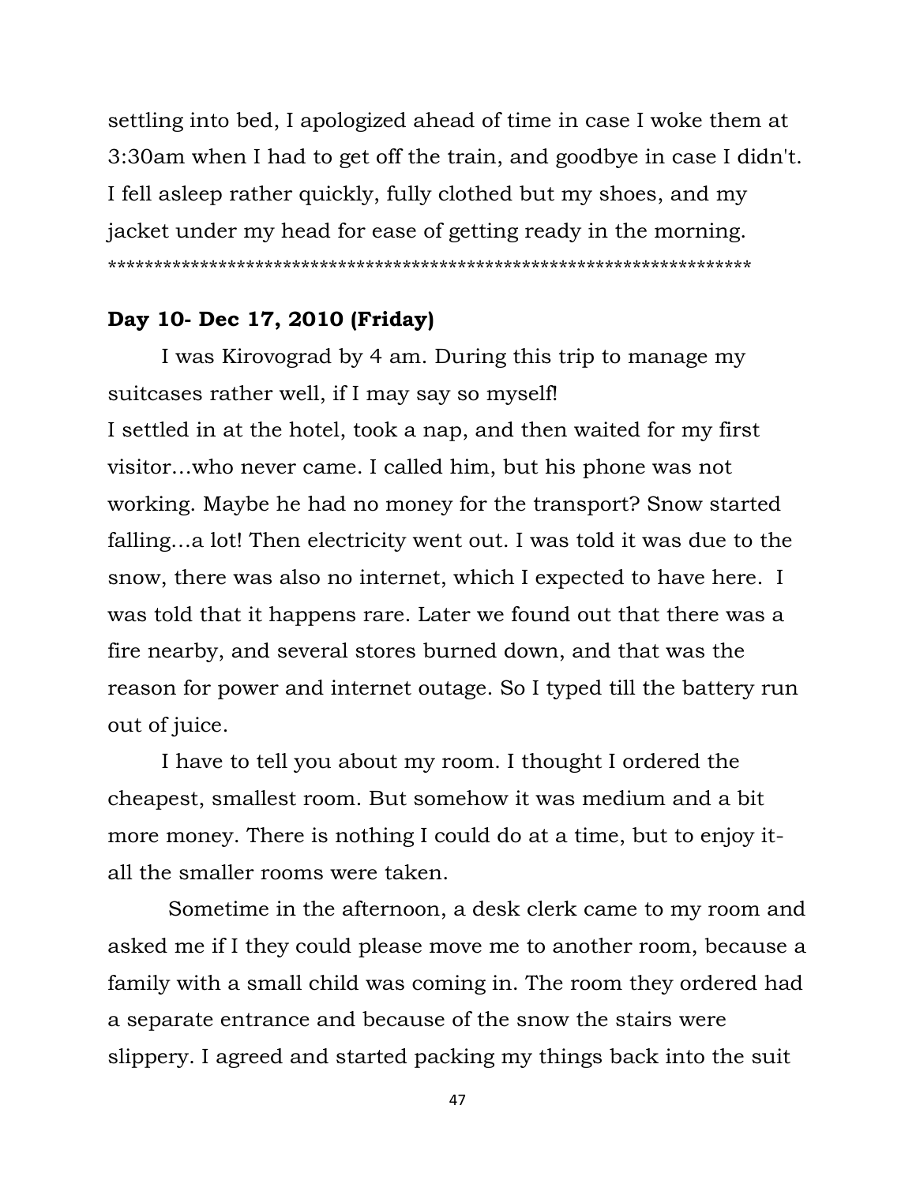settling into bed, I apologized ahead of time in case I woke them at 3:30am when I had to get off the train, and goodbye in case I didn't. I fell asleep rather quickly, fully clothed but my shoes, and my jacket under my head for ease of getting ready in the morning.
*********************************************************************

**Day 10- Dec 17, 2010 (Friday)**

I was Kirovograd by 4 am. During this trip to manage my suitcases rather well, if I may say so myself!
I settled in at the hotel, took a nap, and then waited for my first visitor…who never came. I called him, but his phone was not working. Maybe he had no money for the transport? Snow started falling…a lot! Then electricity went out. I was told it was due to the snow, there was also no internet, which I expected to have here. I was told that it happens rare. Later we found out that there was a fire nearby, and several stores burned down, and that was the reason for power and internet outage. So I typed till the battery run out of juice.

I have to tell you about my room. I thought I ordered the cheapest, smallest room. But somehow it was medium and a bit more money. There is nothing I could do at a time, but to enjoy it- all the smaller rooms were taken.

Sometime in the afternoon, a desk clerk came to my room and asked me if I they could please move me to another room, because a family with a small child was coming in. The room they ordered had a separate entrance and because of the snow the stairs were slippery. I agreed and started packing my things back into the suit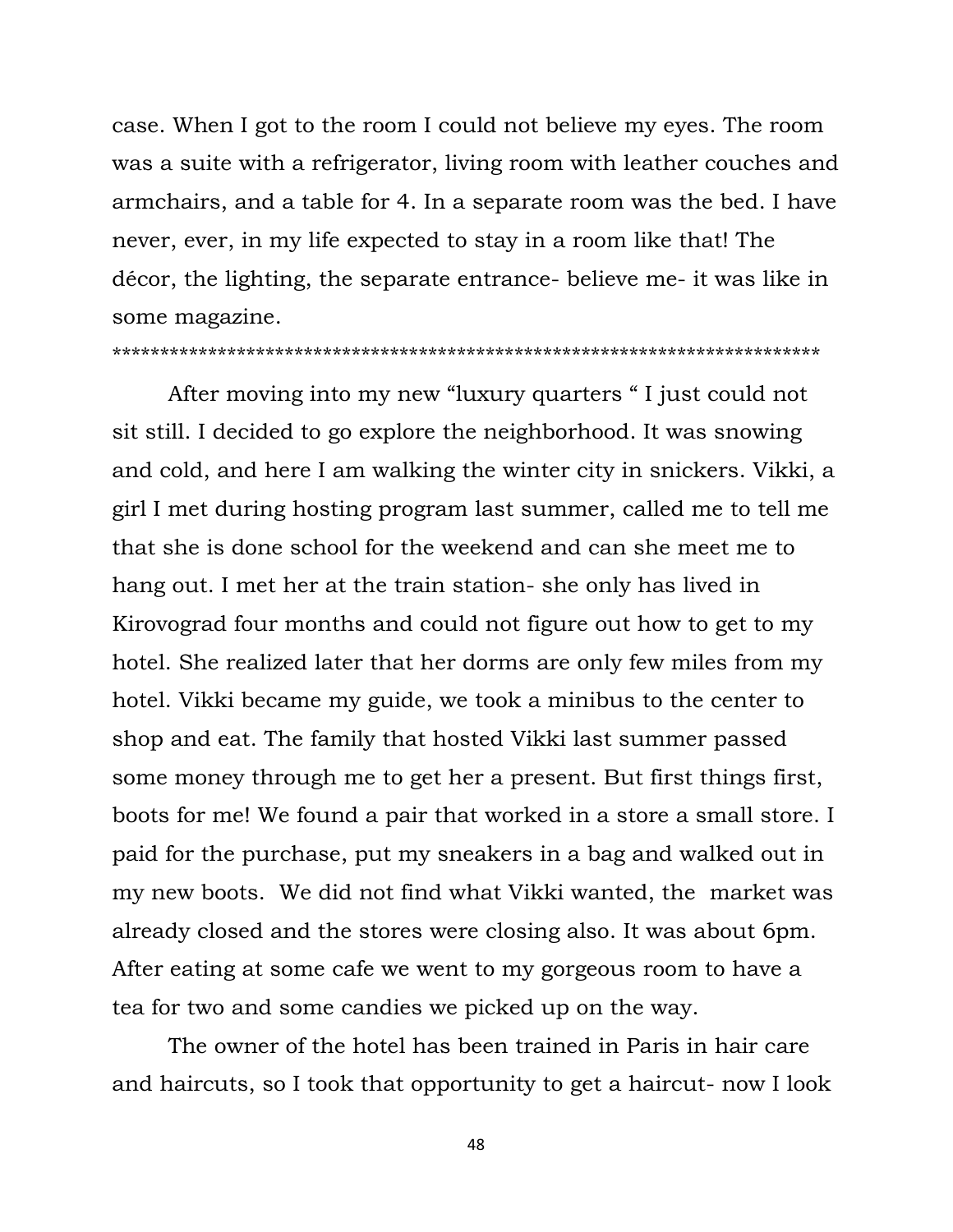case. When I got to the room I could not believe my eyes. The room was a suite with a refrigerator, living room with leather couches and armchairs, and a table for 4. In a separate room was the bed. I have never, ever, in my life expected to stay in a room like that! The décor, the lighting, the separate entrance- believe me- it was like in some magazine.

*************************************************************************

After moving into my new "luxury quarters " I just could not sit still. I decided to go explore the neighborhood. It was snowing and cold, and here I am walking the winter city in snickers. Vikki, a girl I met during hosting program last summer, called me to tell me that she is done school for the weekend and can she meet me to hang out. I met her at the train station- she only has lived in Kirovograd four months and could not figure out how to get to my hotel. She realized later that her dorms are only few miles from my hotel. Vikki became my guide, we took a minibus to the center to shop and eat. The family that hosted Vikki last summer passed some money through me to get her a present. But first things first, boots for me! We found a pair that worked in a store a small store. I paid for the purchase, put my sneakers in a bag and walked out in my new boots. We did not find what Vikki wanted, the market was already closed and the stores were closing also. It was about 6pm. After eating at some cafe we went to my gorgeous room to have a tea for two and some candies we picked up on the way.

The owner of the hotel has been trained in Paris in hair care and haircuts, so I took that opportunity to get a haircut- now I look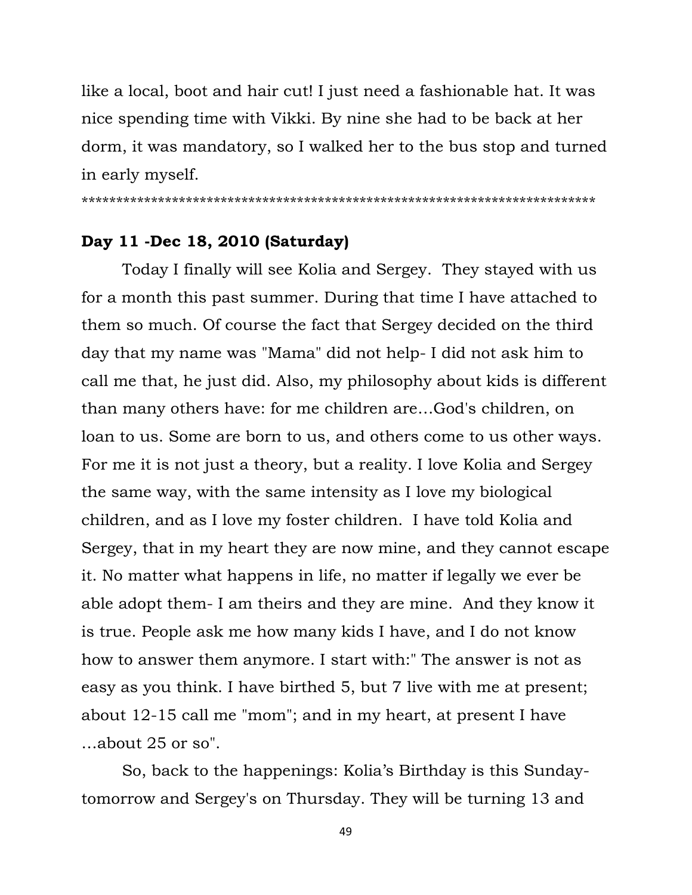like a local, boot and hair cut! I just need a fashionable hat. It was nice spending time with Vikki. By nine she had to be back at her dorm, it was mandatory, so I walked her to the bus stop and turned in early myself.

*************************************************************************

**Day 11 -Dec 18, 2010 (Saturday)**

Today I finally will see Kolia and Sergey. They stayed with us for a month this past summer. During that time I have attached to them so much. Of course the fact that Sergey decided on the third day that my name was "Mama" did not help- I did not ask him to call me that, he just did. Also, my philosophy about kids is different than many others have: for me children are…God's children, on loan to us. Some are born to us, and others come to us other ways. For me it is not just a theory, but a reality. I love Kolia and Sergey the same way, with the same intensity as I love my biological children, and as I love my foster children. I have told Kolia and Sergey, that in my heart they are now mine, and they cannot escape it. No matter what happens in life, no matter if legally we ever be able adopt them- I am theirs and they are mine. And they know it is true. People ask me how many kids I have, and I do not know how to answer them anymore. I start with:" The answer is not as easy as you think. I have birthed 5, but 7 live with me at present; about 12-15 call me "mom"; and in my heart, at present I have …about 25 or so".

So, back to the happenings: Kolia's Birthday is this Sunday- tomorrow and Sergey's on Thursday. They will be turning 13 and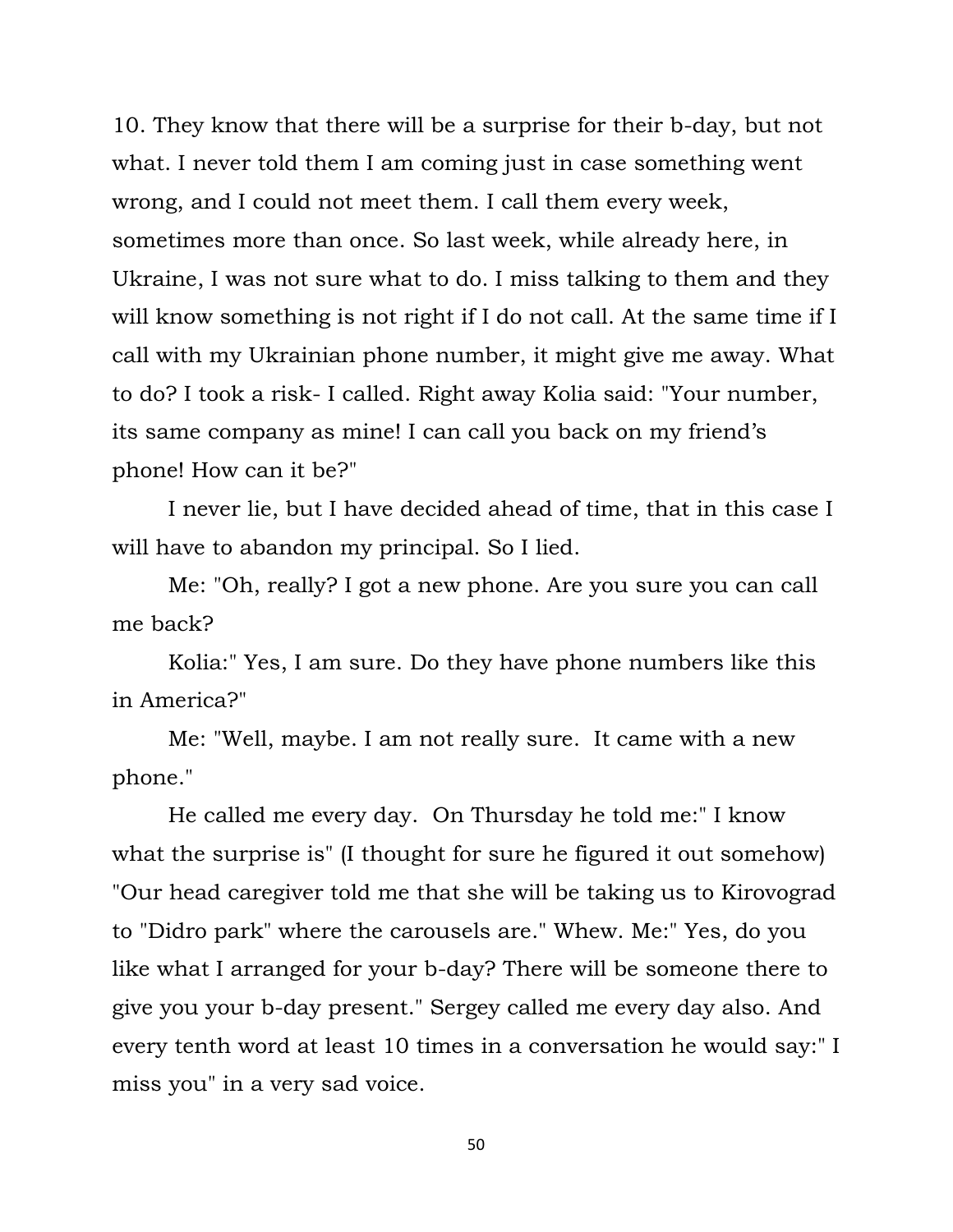10. They know that there will be a surprise for their b-day, but not what. I never told them I am coming just in case something went wrong, and I could not meet them. I call them every week, sometimes more than once. So last week, while already here, in Ukraine, I was not sure what to do. I miss talking to them and they will know something is not right if I do not call. At the same time if I call with my Ukrainian phone number, it might give me away. What to do? I took a risk- I called. Right away Kolia said: "Your number, its same company as mine! I can call you back on my friend's phone! How can it be?"

I never lie, but I have decided ahead of time, that in this case I will have to abandon my principal. So I lied.

Me: "Oh, really? I got a new phone. Are you sure you can call me back?

Kolia:" Yes, I am sure. Do they have phone numbers like this in America?"

Me: "Well, maybe. I am not really sure. It came with a new phone."

He called me every day. On Thursday he told me:" I know what the surprise is" (I thought for sure he figured it out somehow) "Our head caregiver told me that she will be taking us to Kirovograd to "Didro park" where the carousels are." Whew. Me:" Yes, do you like what I arranged for your b-day? There will be someone there to give you your b-day present." Sergey called me every day also. And every tenth word at least 10 times in a conversation he would say:" I miss you" in a very sad voice.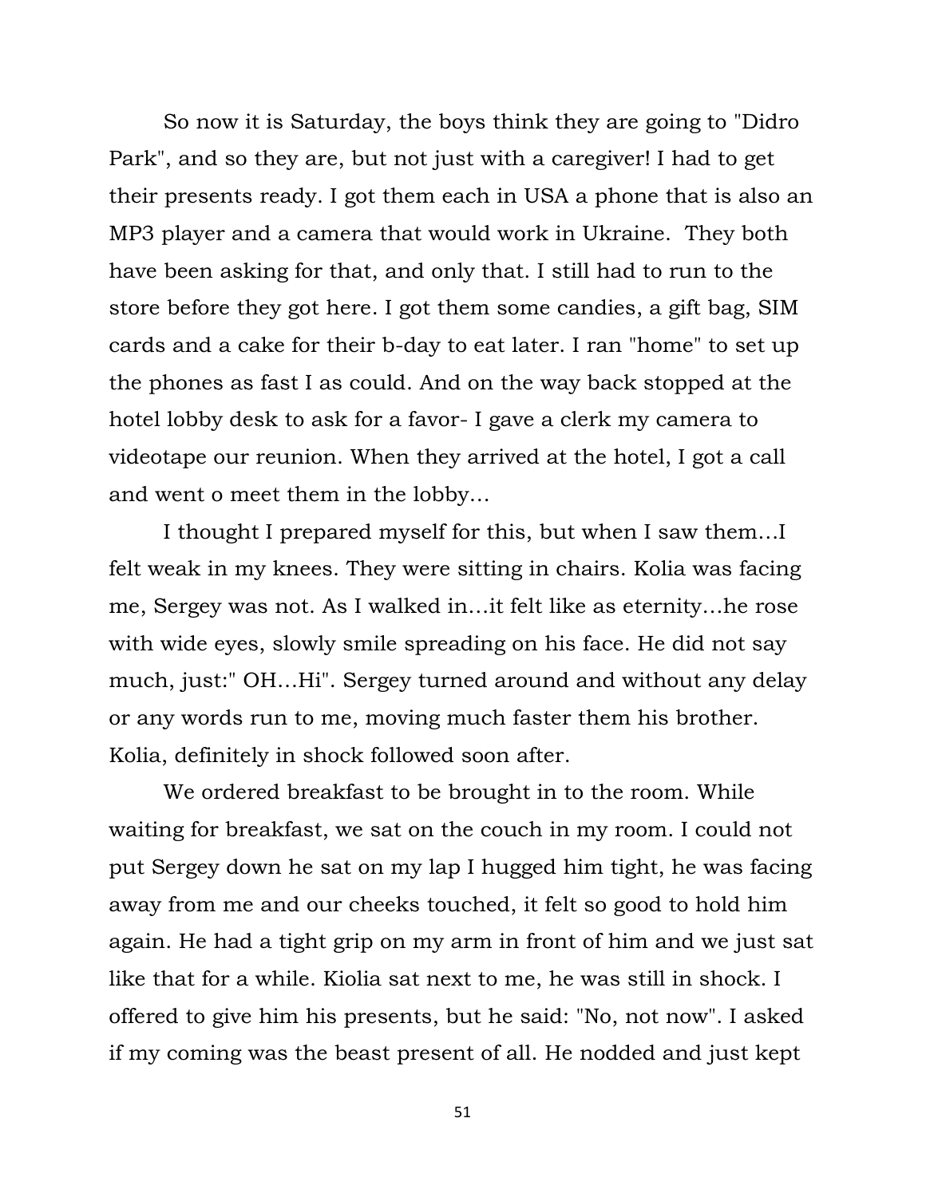So now it is Saturday, the boys think they are going to "Didro Park", and so they are, but not just with a caregiver! I had to get their presents ready. I got them each in USA a phone that is also an MP3 player and a camera that would work in Ukraine.  They both have been asking for that, and only that. I still had to run to the store before they got here. I got them some candies, a gift bag, SIM cards and a cake for their b-day to eat later. I ran "home" to set up the phones as fast I as could. And on the way back stopped at the hotel lobby desk to ask for a favor- I gave a clerk my camera to videotape our reunion. When they arrived at the hotel, I got a call and went o meet them in the lobby…

I thought I prepared myself for this, but when I saw them…I felt weak in my knees. They were sitting in chairs. Kolia was facing me, Sergey was not. As I walked in…it felt like as eternity…he rose with wide eyes, slowly smile spreading on his face. He did not say much, just:" OH…Hi". Sergey turned around and without any delay or any words run to me, moving much faster them his brother. Kolia, definitely in shock followed soon after.

We ordered breakfast to be brought in to the room. While waiting for breakfast, we sat on the couch in my room. I could not put Sergey down he sat on my lap I hugged him tight, he was facing away from me and our cheeks touched, it felt so good to hold him again. He had a tight grip on my arm in front of him and we just sat like that for a while. Kiolia sat next to me, he was still in shock. I offered to give him his presents, but he said: "No, not now". I asked if my coming was the beast present of all. He nodded and just kept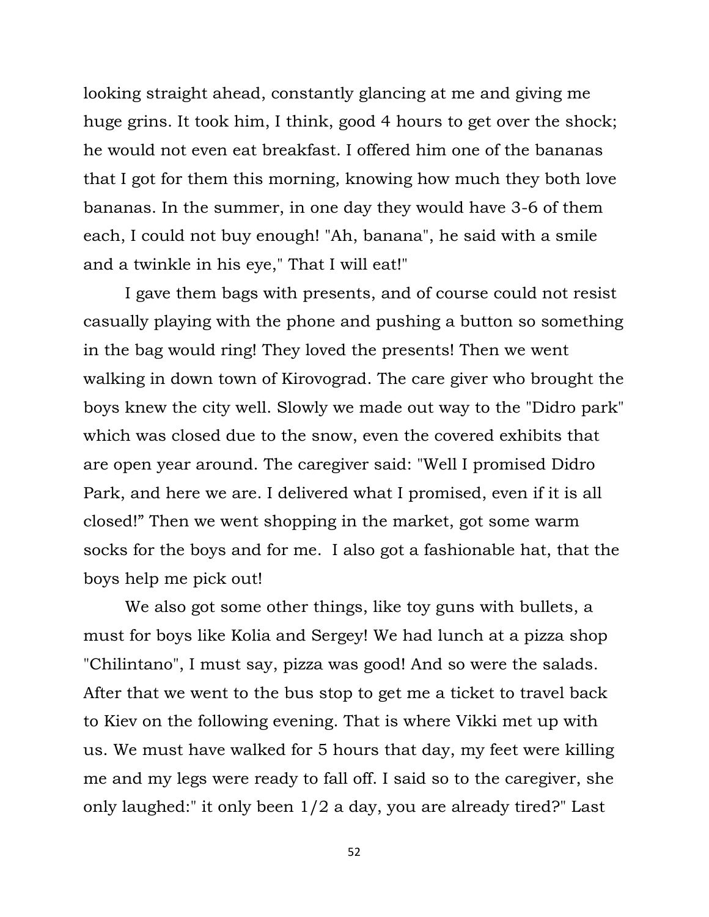looking straight ahead, constantly glancing at me and giving me huge grins. It took him, I think, good 4 hours to get over the shock; he would not even eat breakfast. I offered him one of the bananas that I got for them this morning, knowing how much they both love bananas. In the summer, in one day they would have 3-6 of them each, I could not buy enough! "Ah, banana", he said with a smile and a twinkle in his eye," That I will eat!"

I gave them bags with presents, and of course could not resist casually playing with the phone and pushing a button so something in the bag would ring! They loved the presents! Then we went walking in down town of Kirovograd. The care giver who brought the boys knew the city well. Slowly we made out way to the "Didro park" which was closed due to the snow, even the covered exhibits that are open year around. The caregiver said: "Well I promised Didro Park, and here we are. I delivered what I promised, even if it is all closed!" Then we went shopping in the market, got some warm socks for the boys and for me. I also got a fashionable hat, that the boys help me pick out!

We also got some other things, like toy guns with bullets, a must for boys like Kolia and Sergey! We had lunch at a pizza shop "Chilintano", I must say, pizza was good! And so were the salads. After that we went to the bus stop to get me a ticket to travel back to Kiev on the following evening. That is where Vikki met up with us. We must have walked for 5 hours that day, my feet were killing me and my legs were ready to fall off. I said so to the caregiver, she only laughed:" it only been 1/2 a day, you are already tired?" Last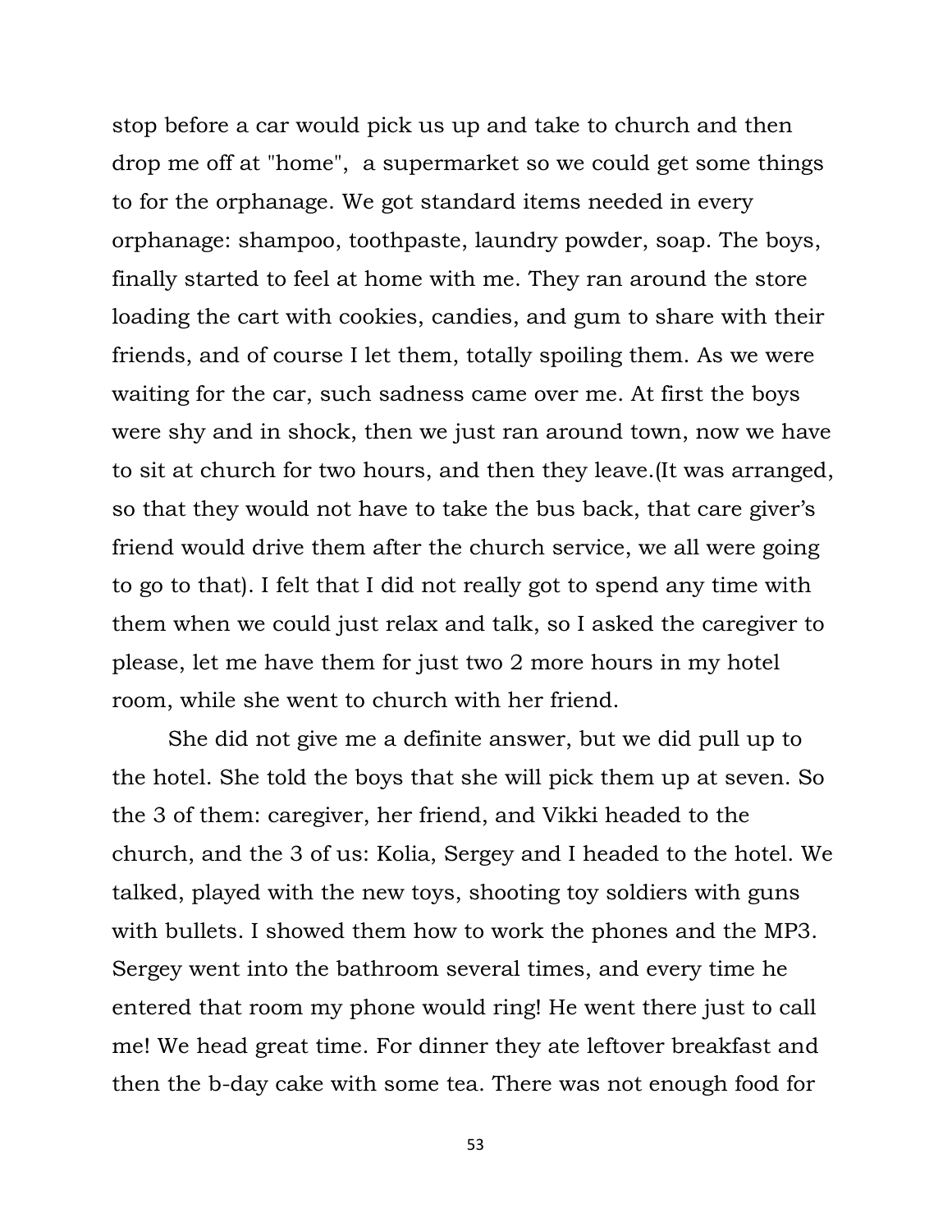stop before a car would pick us up and take to church and then drop me off at "home", a supermarket so we could get some things to for the orphanage. We got standard items needed in every orphanage: shampoo, toothpaste, laundry powder, soap. The boys, finally started to feel at home with me. They ran around the store loading the cart with cookies, candies, and gum to share with their friends, and of course I let them, totally spoiling them. As we were waiting for the car, such sadness came over me. At first the boys were shy and in shock, then we just ran around town, now we have to sit at church for two hours, and then they leave.(It was arranged, so that they would not have to take the bus back, that care giver's friend would drive them after the church service, we all were going to go to that). I felt that I did not really got to spend any time with them when we could just relax and talk, so I asked the caregiver to please, let me have them for just two 2 more hours in my hotel room, while she went to church with her friend.

She did not give me a definite answer, but we did pull up to the hotel. She told the boys that she will pick them up at seven. So the 3 of them: caregiver, her friend, and Vikki headed to the church, and the 3 of us: Kolia, Sergey and I headed to the hotel. We talked, played with the new toys, shooting toy soldiers with guns with bullets. I showed them how to work the phones and the MP3. Sergey went into the bathroom several times, and every time he entered that room my phone would ring! He went there just to call me! We head great time. For dinner they ate leftover breakfast and then the b-day cake with some tea. There was not enough food for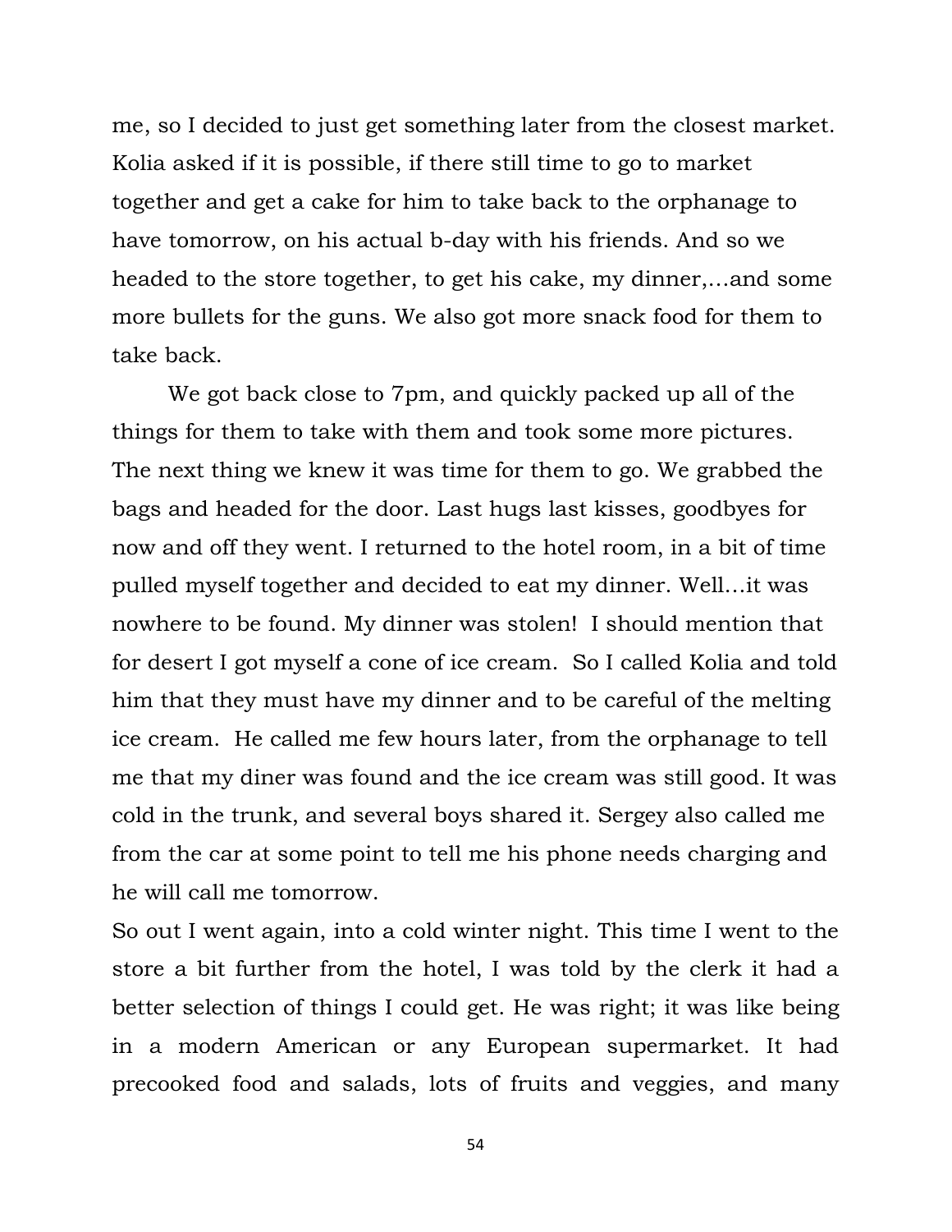me, so I decided to just get something later from the closest market. Kolia asked if it is possible, if there still time to go to market together and get a cake for him to take back to the orphanage to have tomorrow, on his actual b-day with his friends. And so we headed to the store together, to get his cake, my dinner,…and some more bullets for the guns. We also got more snack food for them to take back.

We got back close to 7pm, and quickly packed up all of the things for them to take with them and took some more pictures. The next thing we knew it was time for them to go. We grabbed the bags and headed for the door. Last hugs last kisses, goodbyes for now and off they went. I returned to the hotel room, in a bit of time pulled myself together and decided to eat my dinner. Well…it was nowhere to be found. My dinner was stolen! I should mention that for desert I got myself a cone of ice cream. So I called Kolia and told him that they must have my dinner and to be careful of the melting ice cream. He called me few hours later, from the orphanage to tell me that my diner was found and the ice cream was still good. It was cold in the trunk, and several boys shared it. Sergey also called me from the car at some point to tell me his phone needs charging and he will call me tomorrow.

So out I went again, into a cold winter night. This time I went to the store a bit further from the hotel, I was told by the clerk it had a better selection of things I could get. He was right; it was like being in a modern American or any European supermarket. It had precooked food and salads, lots of fruits and veggies, and many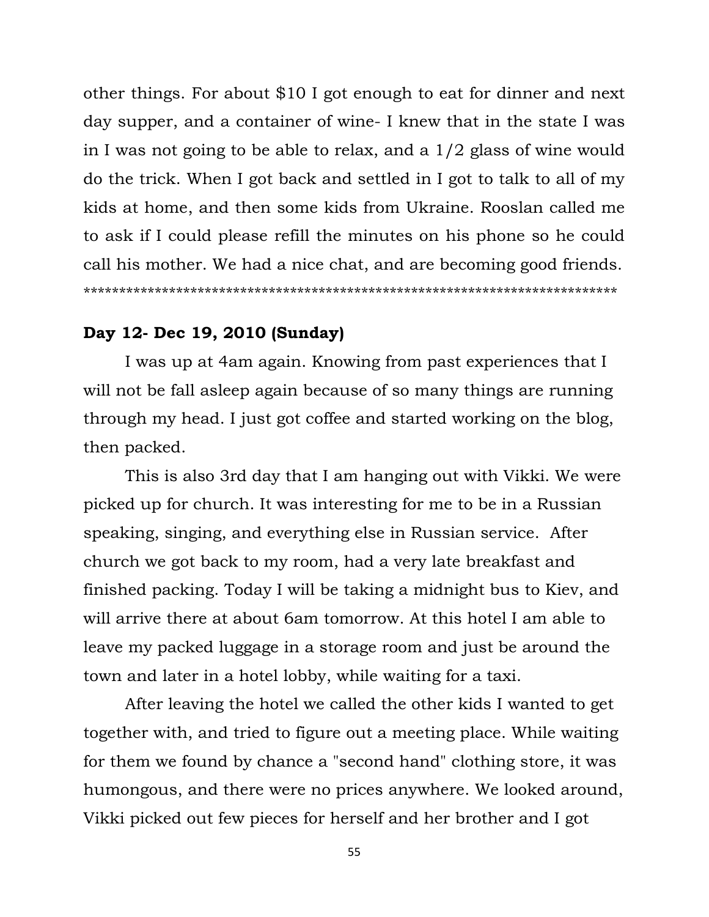other things. For about $10 I got enough to eat for dinner and next day supper, and a container of wine- I knew that in the state I was in I was not going to be able to relax, and a 1/2 glass of wine would do the trick. When I got back and settled in I got to talk to all of my kids at home, and then some kids from Ukraine. Rooslan called me to ask if I could please refill the minutes on his phone so he could call his mother. We had a nice chat, and are becoming good friends.
**************************************************************************

**Day 12- Dec 19, 2010 (Sunday)**

I was up at 4am again. Knowing from past experiences that I will not be fall asleep again because of so many things are running through my head. I just got coffee and started working on the blog, then packed.

This is also 3rd day that I am hanging out with Vikki. We were picked up for church. It was interesting for me to be in a Russian speaking, singing, and everything else in Russian service. After church we got back to my room, had a very late breakfast and finished packing. Today I will be taking a midnight bus to Kiev, and will arrive there at about 6am tomorrow. At this hotel I am able to leave my packed luggage in a storage room and just be around the town and later in a hotel lobby, while waiting for a taxi.

After leaving the hotel we called the other kids I wanted to get together with, and tried to figure out a meeting place. While waiting for them we found by chance a "second hand" clothing store, it was humongous, and there were no prices anywhere. We looked around, Vikki picked out few pieces for herself and her brother and I got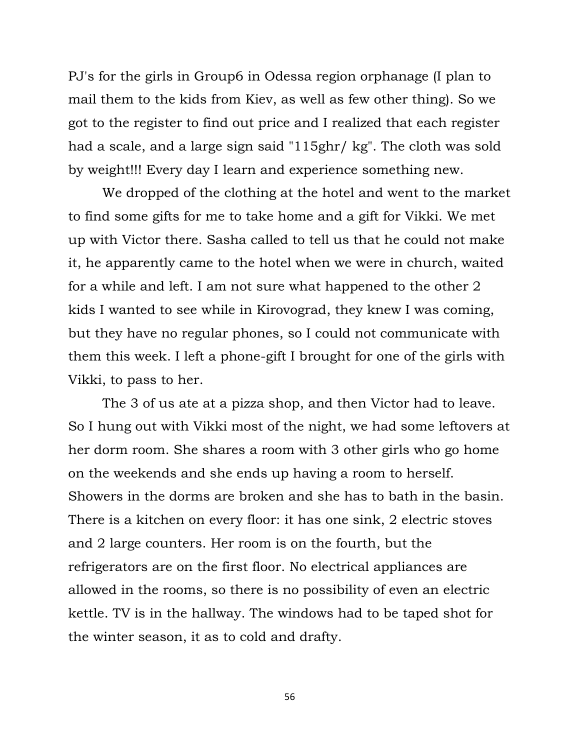PJ's for the girls in Group6 in Odessa region orphanage (I plan to mail them to the kids from Kiev, as well as few other thing). So we got to the register to find out price and I realized that each register had a scale, and a large sign said "115ghr/ kg". The cloth was sold by weight!!! Every day I learn and experience something new.

We dropped of the clothing at the hotel and went to the market to find some gifts for me to take home and a gift for Vikki. We met up with Victor there. Sasha called to tell us that he could not make it, he apparently came to the hotel when we were in church, waited for a while and left. I am not sure what happened to the other 2 kids I wanted to see while in Kirovograd, they knew I was coming, but they have no regular phones, so I could not communicate with them this week. I left a phone-gift I brought for one of the girls with Vikki, to pass to her.

The 3 of us ate at a pizza shop, and then Victor had to leave. So I hung out with Vikki most of the night, we had some leftovers at her dorm room. She shares a room with 3 other girls who go home on the weekends and she ends up having a room to herself. Showers in the dorms are broken and she has to bath in the basin. There is a kitchen on every floor: it has one sink, 2 electric stoves and 2 large counters. Her room is on the fourth, but the refrigerators are on the first floor. No electrical appliances are allowed in the rooms, so there is no possibility of even an electric kettle. TV is in the hallway. The windows had to be taped shot for the winter season, it as to cold and drafty.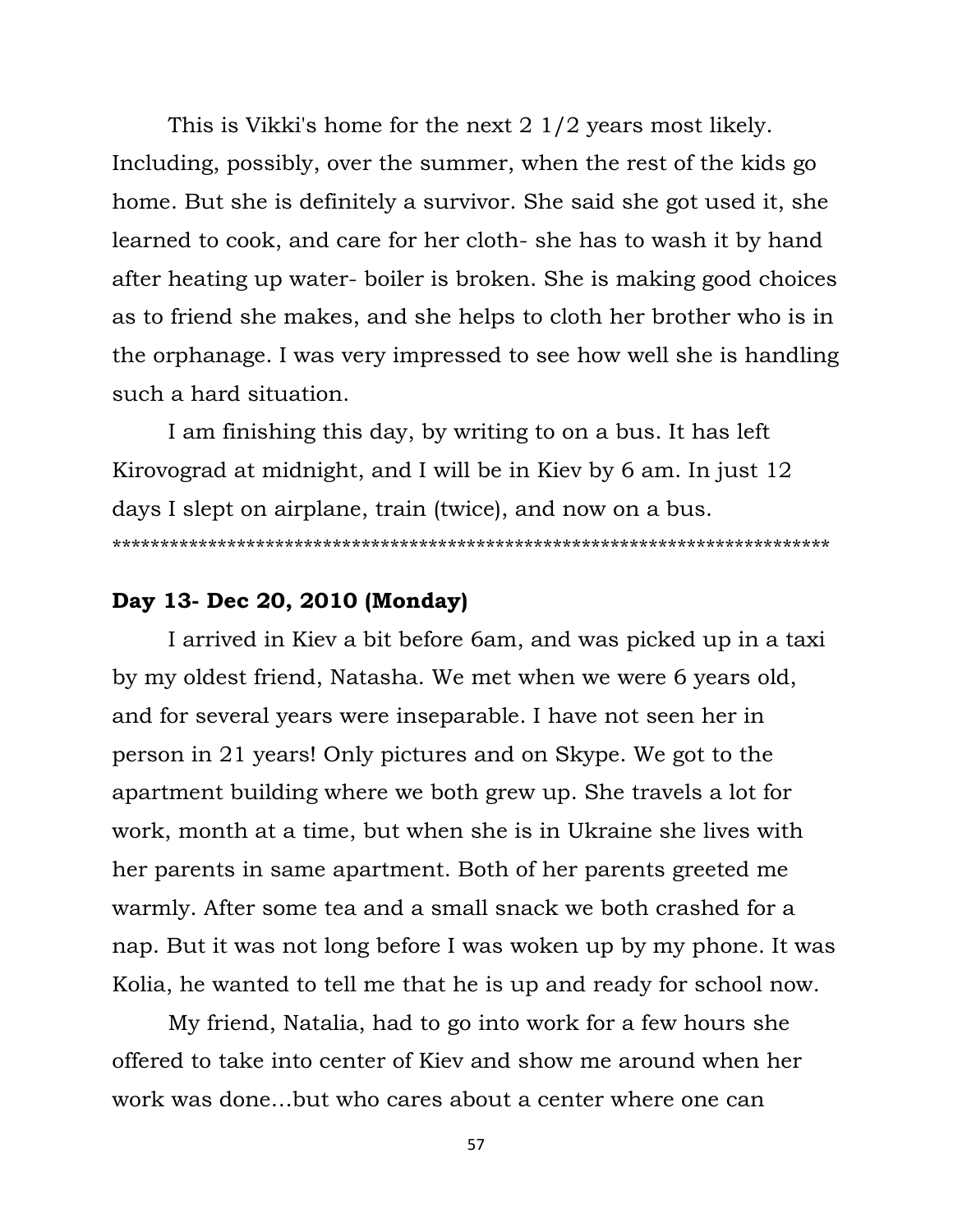This is Vikki's home for the next 2 1/2 years most likely. Including, possibly, over the summer, when the rest of the kids go home. But she is definitely a survivor. She said she got used it, she learned to cook, and care for her cloth- she has to wash it by hand after heating up water- boiler is broken. She is making good choices as to friend she makes, and she helps to cloth her brother who is in the orphanage. I was very impressed to see how well she is handling such a hard situation.

I am finishing this day, by writing to on a bus. It has left Kirovograd at midnight, and I will be in Kiev by 6 am. In just 12 days I slept on airplane, train (twice), and now on a bus.
***************************************************************************

**Day 13- Dec 20, 2010 (Monday)**

I arrived in Kiev a bit before 6am, and was picked up in a taxi by my oldest friend, Natasha. We met when we were 6 years old, and for several years were inseparable. I have not seen her in person in 21 years! Only pictures and on Skype. We got to the apartment building where we both grew up. She travels a lot for work, month at a time, but when she is in Ukraine she lives with her parents in same apartment. Both of her parents greeted me warmly. After some tea and a small snack we both crashed for a nap. But it was not long before I was woken up by my phone. It was Kolia, he wanted to tell me that he is up and ready for school now.

My friend, Natalia, had to go into work for a few hours she offered to take into center of Kiev and show me around when her work was done…but who cares about a center where one can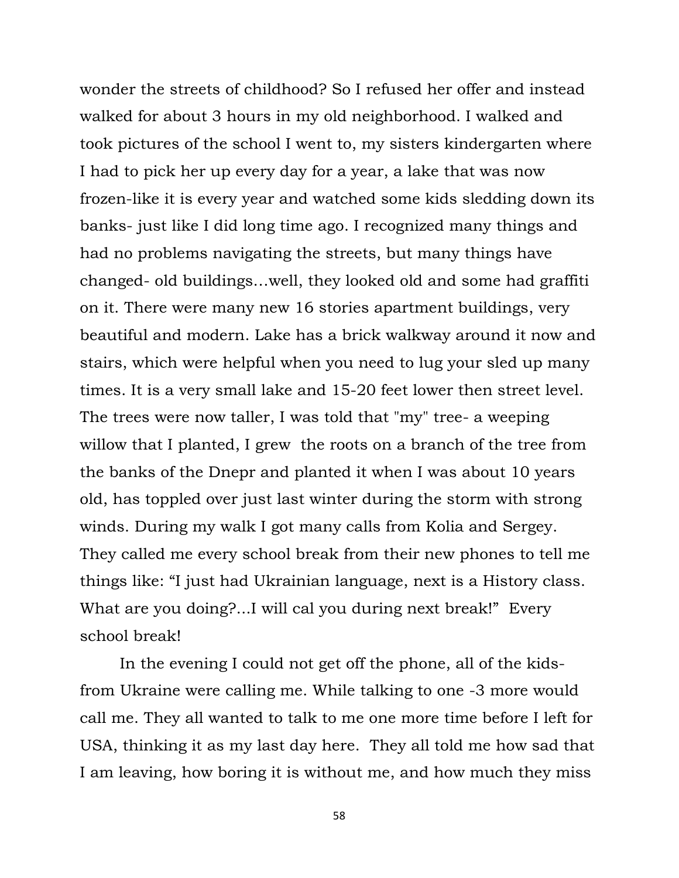wonder the streets of childhood? So I refused her offer and instead walked for about 3 hours in my old neighborhood. I walked and took pictures of the school I went to, my sisters kindergarten where I had to pick her up every day for a year, a lake that was now frozen-like it is every year and watched some kids sledding down its banks- just like I did long time ago. I recognized many things and had no problems navigating the streets, but many things have changed- old buildings…well, they looked old and some had graffiti on it. There were many new 16 stories apartment buildings, very beautiful and modern. Lake has a brick walkway around it now and stairs, which were helpful when you need to lug your sled up many times. It is a very small lake and 15-20 feet lower then street level. The trees were now taller, I was told that "my" tree- a weeping willow that I planted, I grew the roots on a branch of the tree from the banks of the Dnepr and planted it when I was about 10 years old, has toppled over just last winter during the storm with strong winds. During my walk I got many calls from Kolia and Sergey. They called me every school break from their new phones to tell me things like: "I just had Ukrainian language, next is a History class. What are you doing?...I will cal you during next break!" Every school break!

In the evening I could not get off the phone, all of the kids- from Ukraine were calling me. While talking to one -3 more would call me. They all wanted to talk to me one more time before I left for USA, thinking it as my last day here. They all told me how sad that I am leaving, how boring it is without me, and how much they miss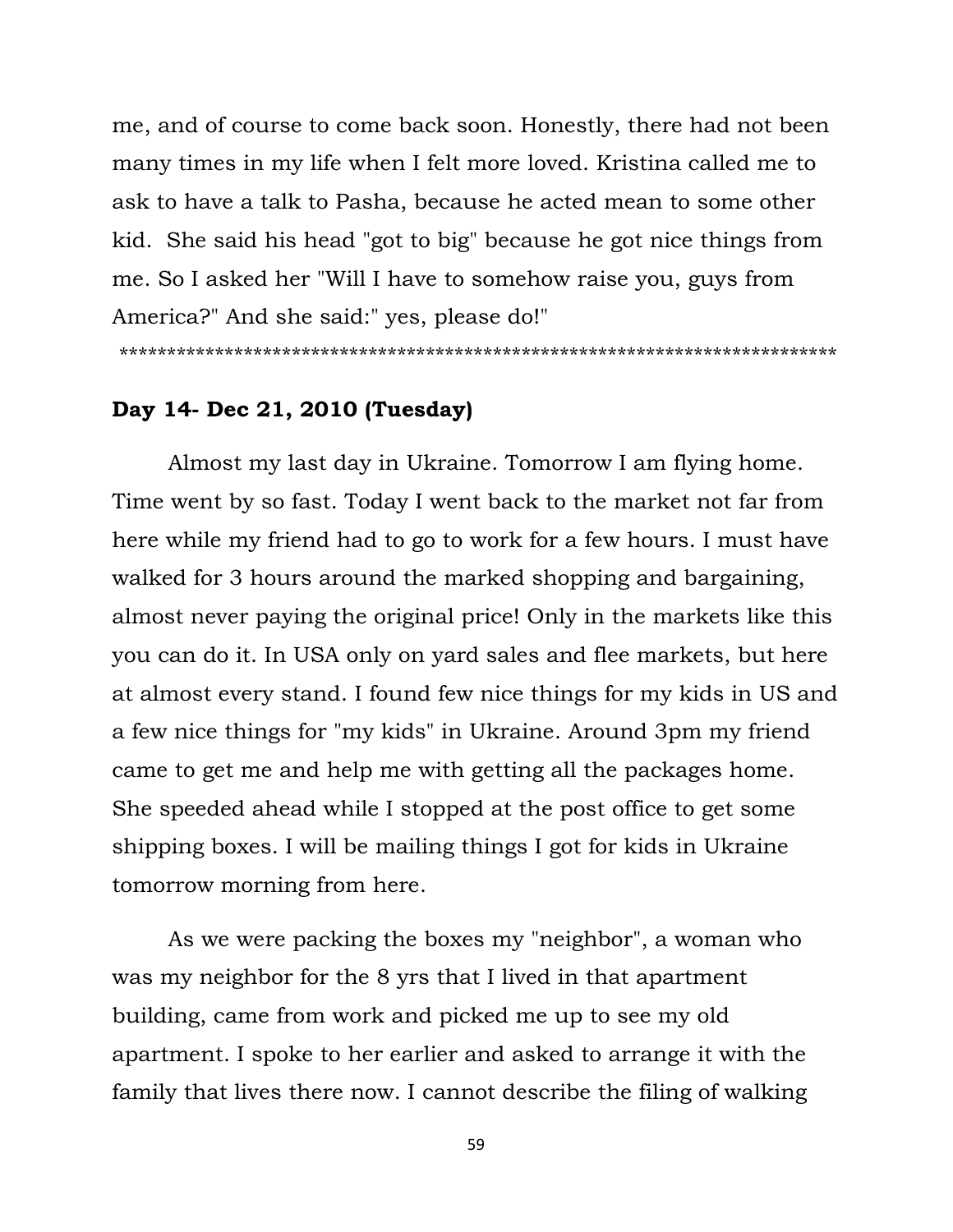me, and of course to come back soon. Honestly, there had not been many times in my life when I felt more loved. Kristina called me to ask to have a talk to Pasha, because he acted mean to some other kid. She said his head "got to big" because he got nice things from me. So I asked her "Will I have to somehow raise you, guys from America?" And she said:" yes, please do!"

***************************************************************************

**Day 14- Dec 21, 2010 (Tuesday)**

Almost my last day in Ukraine. Tomorrow I am flying home. Time went by so fast. Today I went back to the market not far from here while my friend had to go to work for a few hours. I must have walked for 3 hours around the marked shopping and bargaining, almost never paying the original price! Only in the markets like this you can do it. In USA only on yard sales and flee markets, but here at almost every stand. I found few nice things for my kids in US and a few nice things for "my kids" in Ukraine. Around 3pm my friend came to get me and help me with getting all the packages home. She speeded ahead while I stopped at the post office to get some shipping boxes. I will be mailing things I got for kids in Ukraine tomorrow morning from here.

As we were packing the boxes my "neighbor", a woman who was my neighbor for the 8 yrs that I lived in that apartment building, came from work and picked me up to see my old apartment. I spoke to her earlier and asked to arrange it with the family that lives there now. I cannot describe the filing of walking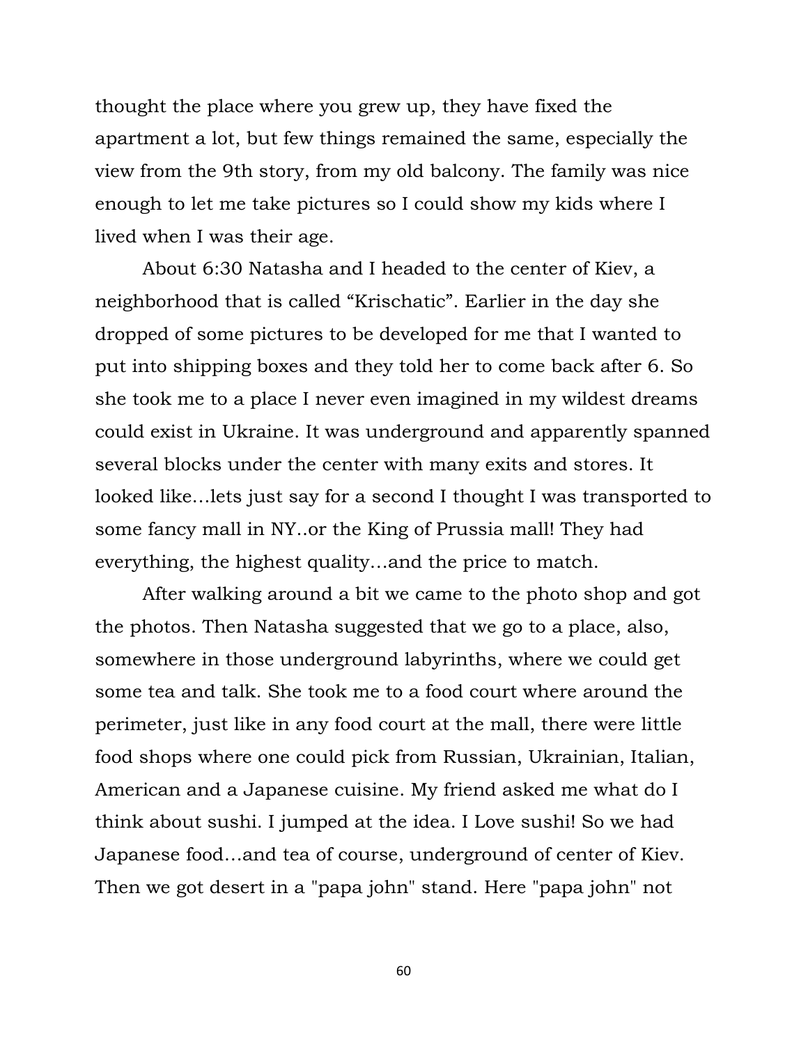thought the place where you grew up, they have fixed the apartment a lot, but few things remained the same, especially the view from the 9th story, from my old balcony. The family was nice enough to let me take pictures so I could show my kids where I lived when I was their age.

About 6:30 Natasha and I headed to the center of Kiev, a neighborhood that is called "Krischatic". Earlier in the day she dropped of some pictures to be developed for me that I wanted to put into shipping boxes and they told her to come back after 6. So she took me to a place I never even imagined in my wildest dreams could exist in Ukraine. It was underground and apparently spanned several blocks under the center with many exits and stores. It looked like…lets just say for a second I thought I was transported to some fancy mall in NY..or the King of Prussia mall! They had everything, the highest quality…and the price to match.

After walking around a bit we came to the photo shop and got the photos. Then Natasha suggested that we go to a place, also, somewhere in those underground labyrinths, where we could get some tea and talk. She took me to a food court where around the perimeter, just like in any food court at the mall, there were little food shops where one could pick from Russian, Ukrainian, Italian, American and a Japanese cuisine. My friend asked me what do I think about sushi. I jumped at the idea. I Love sushi! So we had Japanese food…and tea of course, underground of center of Kiev. Then we got desert in a "papa john" stand. Here "papa john" not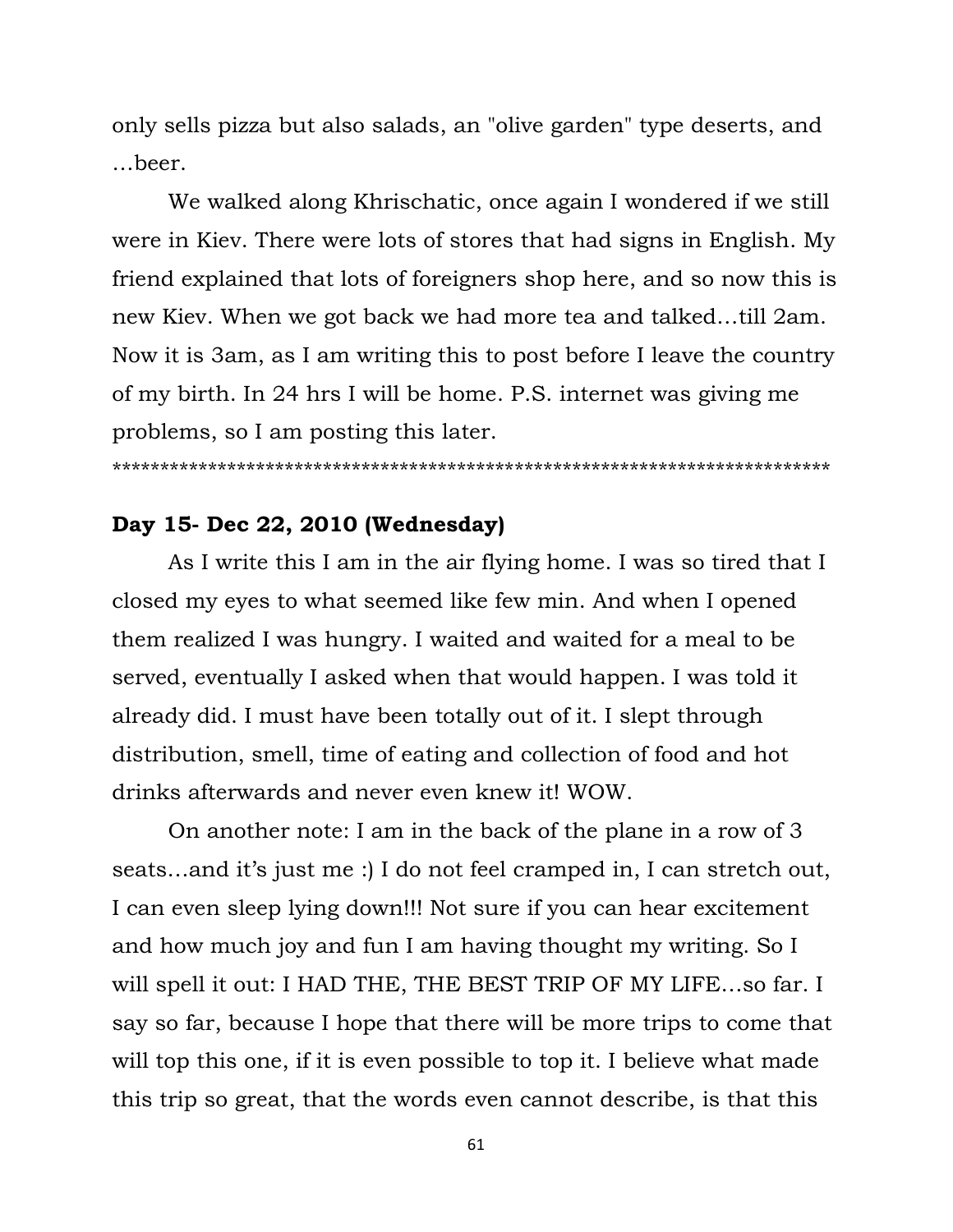only sells pizza but also salads, an "olive garden" type deserts, and …beer.

We walked along Khrischatic, once again I wondered if we still were in Kiev. There were lots of stores that had signs in English. My friend explained that lots of foreigners shop here, and so now this is new Kiev. When we got back we had more tea and talked…till 2am. Now it is 3am, as I am writing this to post before I leave the country of my birth. In 24 hrs I will be home. P.S. internet was giving me problems, so I am posting this later.

***************************************************************************

**Day 15- Dec 22, 2010 (Wednesday)**

As I write this I am in the air flying home. I was so tired that I closed my eyes to what seemed like few min. And when I opened them realized I was hungry. I waited and waited for a meal to be served, eventually I asked when that would happen. I was told it already did. I must have been totally out of it. I slept through distribution, smell, time of eating and collection of food and hot drinks afterwards and never even knew it! WOW.

On another note: I am in the back of the plane in a row of 3 seats…and it's just me :) I do not feel cramped in, I can stretch out, I can even sleep lying down!!! Not sure if you can hear excitement and how much joy and fun I am having thought my writing. So I will spell it out: I HAD THE, THE BEST TRIP OF MY LIFE…so far. I say so far, because I hope that there will be more trips to come that will top this one, if it is even possible to top it. I believe what made this trip so great, that the words even cannot describe, is that this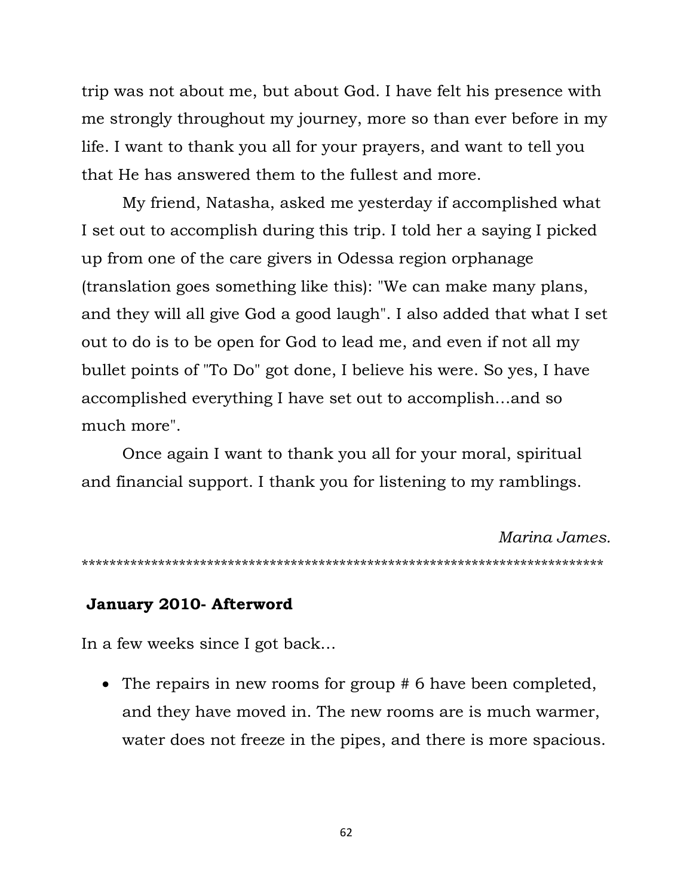trip was not about me, but about God. I have felt his presence with me strongly throughout my journey, more so than ever before in my life. I want to thank you all for your prayers, and want to tell you that He has answered them to the fullest and more.

My friend, Natasha, asked me yesterday if accomplished what I set out to accomplish during this trip. I told her a saying I picked up from one of the care givers in Odessa region orphanage (translation goes something like this): "We can make many plans, and they will all give God a good laugh". I also added that what I set out to do is to be open for God to lead me, and even if not all my bullet points of "To Do" got done, I believe his were. So yes, I have accomplished everything I have set out to accomplish…and so much more".

Once again I want to thank you all for your moral, spiritual and financial support. I thank you for listening to my ramblings.

*Marina James.*

******************************************************************************

**January 2010- Afterword**

In a few weeks since I got back…

- The repairs in new rooms for group # 6 have been completed, and they have moved in. The new rooms are is much warmer, water does not freeze in the pipes, and there is more spacious.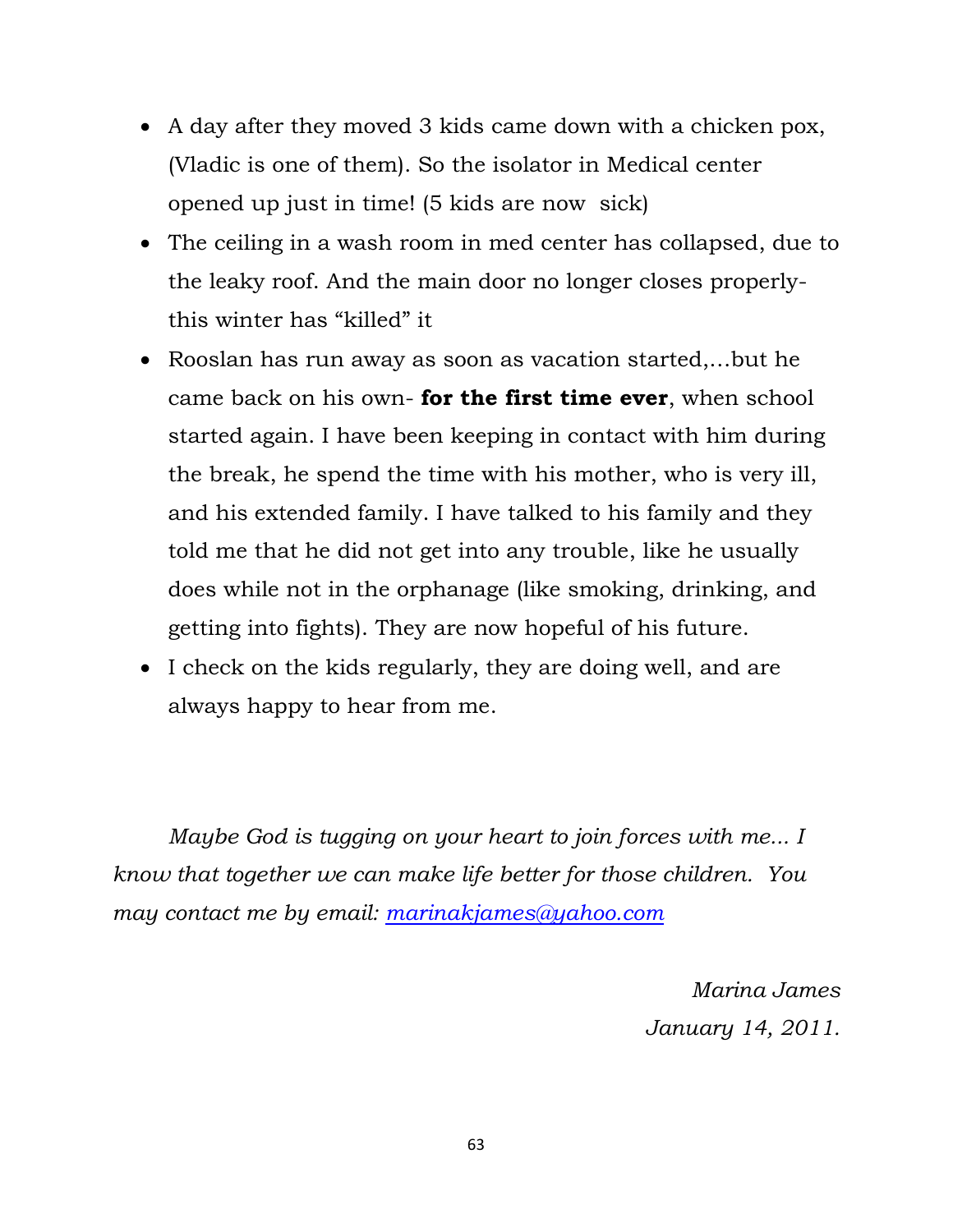- A day after they moved 3 kids came down with a chicken pox, (Vladic is one of them). So the isolator in Medical center opened up just in time! (5 kids are now  sick)
- The ceiling in a wash room in med center has collapsed, due to the leaky roof. And the main door no longer closes properly- this winter has “killed” it
- Rooslan has run away as soon as vacation started,…but he came back on his own- **for the first time ever**, when school started again. I have been keeping in contact with him during the break, he spend the time with his mother, who is very ill, and his extended family. I have talked to his family and they told me that he did not get into any trouble, like he usually does while not in the orphanage (like smoking, drinking, and getting into fights). They are now hopeful of his future.
- I check on the kids regularly, they are doing well, and are always happy to hear from me.

*Maybe God is tugging on your heart to join forces with me... I know that together we can make life better for those children.  You may contact me by email: [marinakjames@yahoo.com](mailto:marinakjames@yahoo.com)*

*Marina James*
*January 14, 2011.*